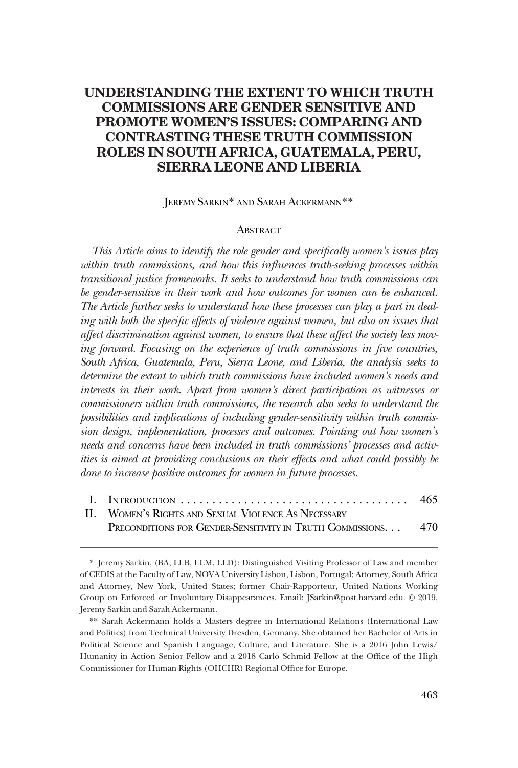# UNDERSTANDING THE EXTENT TO WHICH TRUTH COMMISSIONS ARE GENDER SENSITIVE AND PROMOTE WOMEN'S ISSUES: COMPARING AND CONTRASTING THESE TRUTH COMMISSION ROLES IN SOUTH AFRICA, GUATEMALA, PERU, SIERRA LEONE AND LIBERIA

JEREMY SARKIN* AND SARAH ACKERMANN**

## ABSTRACT

*This Article aims to identify the role gender and specifically women's issues play within truth commissions, and how this influences truth-seeking processes within transitional justice frameworks. It seeks to understand how truth commissions can be gender-sensitive in their work and how outcomes for women can be enhanced. The Article further seeks to understand how these processes can play a part in dealing with both the specific effects of violence against women, but also on issues that affect discrimination against women, to ensure that these affect the society less moving forward. Focusing on the experience of truth commissions in five countries, South Africa, Guatemala, Peru, Sierra Leone, and Liberia, the analysis seeks to determine the extent to which truth commissions have included women's needs and interests in their work. Apart from women's direct participation as witnesses or commissioners within truth commissions, the research also seeks to understand the possibilities and implications of including gender-sensitivity within truth commission design, implementation, processes and outcomes. Pointing out how women's needs and concerns have been included in truth commissions' processes and activities is aimed at providing conclusions on their effects and what could possibly be done to increase positive outcomes for women in future processes.*

| | | |
|---|---|---|
| I. | INTRODUCTION | 465 |
| II. | WOMEN'S RIGHTS AND SEXUAL VIOLENCE AS NECESSARY PRECONDITIONS FOR GENDER-SENSITIVITY IN TRUTH COMMISSIONS | 470 |

---

\* Jeremy Sarkin, (BA, LLB, LLM, LLD); Distinguished Visiting Professor of Law and member of CEDIS at the Faculty of Law, NOVA University Lisbon, Lisbon, Portugal; Attorney, South Africa and Attorney, New York, United States; former Chair-Rapporteur, United Nations Working Group on Enforced or Involuntary Disappearances. Email: JSarkin@post.harvard.edu. © 2019, Jeremy Sarkin and Sarah Ackermann.

\*\* Sarah Ackermann holds a Masters degree in International Relations (International Law and Politics) from Technical University Dresden, Germany. She obtained her Bachelor of Arts in Political Science and Spanish Language, Culture, and Literature. She is a 2016 John Lewis/Humanity in Action Senior Fellow and a 2018 Carlo Schmid Fellow at the Office of the High Commissioner for Human Rights (OHCHR) Regional Office for Europe.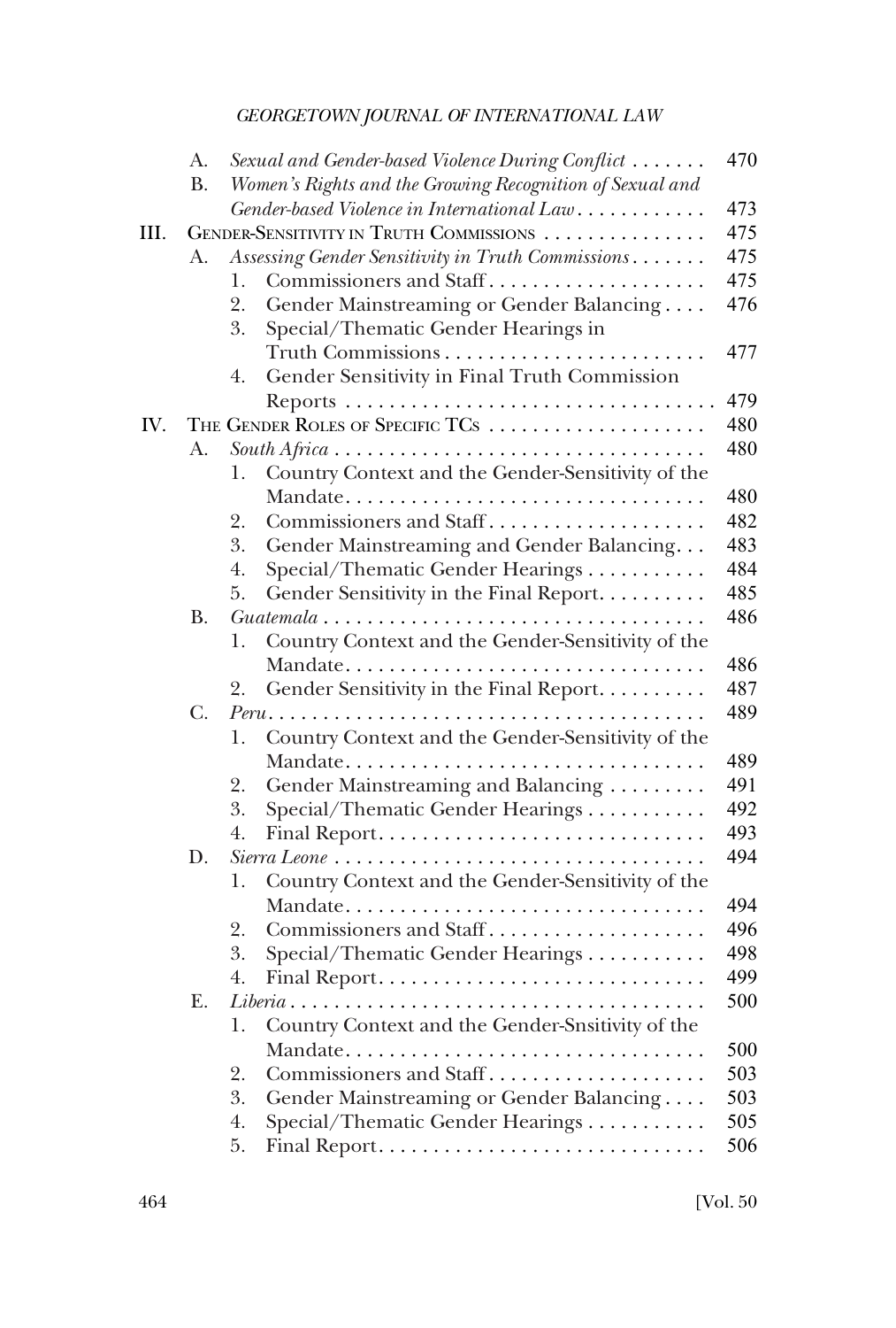- A. *Sexual and Gender-based Violence During Conflict* . . . . . . . 470
- B. *Women's Rights and the Growing Recognition of Sexual and Gender-based Violence in International Law* . . . . . . . . . . . . 473

III. GENDER-SENSITIVITY IN TRUTH COMMISSIONS . . . . . . . . . . . . . . . 475

- A. *Assessing Gender Sensitivity in Truth Commissions* . . . . . . . 475
  1. Commissioners and Staff . . . . . . . . . . . . . . . . . . . . 475
  2. Gender Mainstreaming or Gender Balancing . . . . 476
  3. Special/Thematic Gender Hearings in Truth Commissions . . . . . . . . . . . . . . . . . . . . . . . . 477
  4. Gender Sensitivity in Final Truth Commission Reports . . . . . . . . . . . . . . . . . . . . . . . . . . . . . . . . . . 479

IV. THE GENDER ROLES OF SPECIFIC TCs . . . . . . . . . . . . . . . . . . . . 480

- A. *South Africa* . . . . . . . . . . . . . . . . . . . . . . . . . . . . . . . . . . 480
  1. Country Context and the Gender-Sensitivity of the Mandate . . . . . . . . . . . . . . . . . . . . . . . . . . . . . . . . . 480
  2. Commissioners and Staff . . . . . . . . . . . . . . . . . . . . 482
  3. Gender Mainstreaming and Gender Balancing . . . 483
  4. Special/Thematic Gender Hearings . . . . . . . . . . . 484
  5. Gender Sensitivity in the Final Report . . . . . . . . . . 485
- B. *Guatemala* . . . . . . . . . . . . . . . . . . . . . . . . . . . . . . . . . . . 486
  1. Country Context and the Gender-Sensitivity of the Mandate . . . . . . . . . . . . . . . . . . . . . . . . . . . . . . . . . 486
  2. Gender Sensitivity in the Final Report . . . . . . . . . . 487
- C. *Peru* . . . . . . . . . . . . . . . . . . . . . . . . . . . . . . . . . . . . . . . . 489
  1. Country Context and the Gender-Sensitivity of the Mandate . . . . . . . . . . . . . . . . . . . . . . . . . . . . . . . . . 489
  2. Gender Mainstreaming and Balancing . . . . . . . . . 491
  3. Special/Thematic Gender Hearings . . . . . . . . . . . 492
  4. Final Report . . . . . . . . . . . . . . . . . . . . . . . . . . . . . . 493
- D. *Sierra Leone* . . . . . . . . . . . . . . . . . . . . . . . . . . . . . . . . . . 494
  1. Country Context and the Gender-Sensitivity of the Mandate . . . . . . . . . . . . . . . . . . . . . . . . . . . . . . . . . 494
  2. Commissioners and Staff . . . . . . . . . . . . . . . . . . . . 496
  3. Special/Thematic Gender Hearings . . . . . . . . . . . 498
  4. Final Report . . . . . . . . . . . . . . . . . . . . . . . . . . . . . . 499
- E. *Liberia* . . . . . . . . . . . . . . . . . . . . . . . . . . . . . . . . . . . . . . 500
  1. Country Context and the Gender-Snsitivity of the Mandate . . . . . . . . . . . . . . . . . . . . . . . . . . . . . . . . . 500
  2. Commissioners and Staff . . . . . . . . . . . . . . . . . . . . 503
  3. Gender Mainstreaming or Gender Balancing . . . . 503
  4. Special/Thematic Gender Hearings . . . . . . . . . . . 505
  5. Final Report . . . . . . . . . . . . . . . . . . . . . . . . . . . . . . 506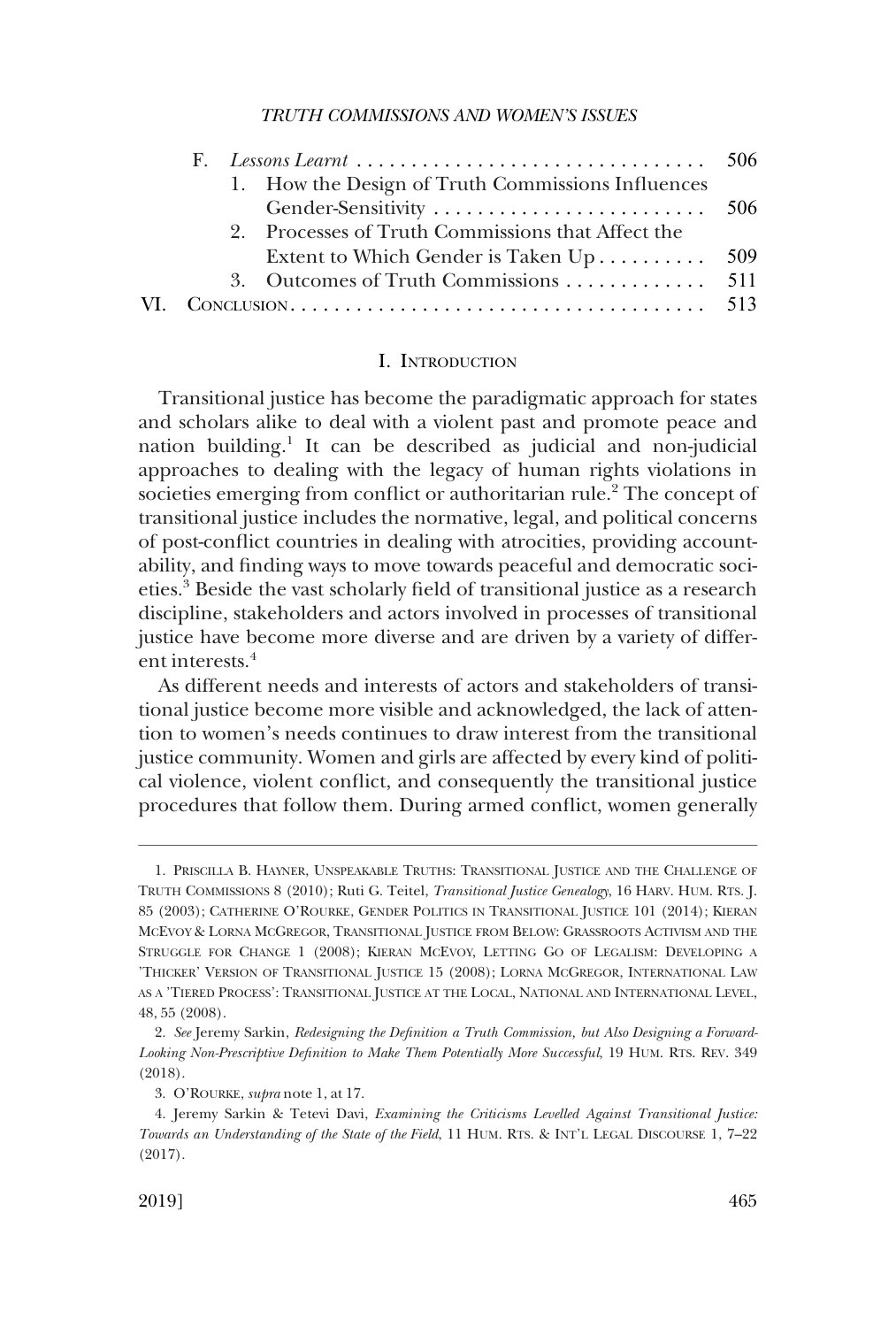F. *Lessons Learnt* . . . . . . . . . . . . . . . . . . . . . . . . . . . . . . . . 506
   1. How the Design of Truth Commissions Influences Gender-Sensitivity . . . . . . . . . . . . . . . . . . . . . . . . . . 506
   2. Processes of Truth Commissions that Affect the Extent to Which Gender is Taken Up . . . . . . . . . . 509
   3. Outcomes of Truth Commissions . . . . . . . . . . . . . 511

VI. CONCLUSION . . . . . . . . . . . . . . . . . . . . . . . . . . . . . . . . . . . . . . . 513

## I. INTRODUCTION

Transitional justice has become the paradigmatic approach for states and scholars alike to deal with a violent past and promote peace and nation building.[1] It can be described as judicial and non-judicial approaches to dealing with the legacy of human rights violations in societies emerging from conflict or authoritarian rule.[2] The concept of transitional justice includes the normative, legal, and political concerns of post-conflict countries in dealing with atrocities, providing accountability, and finding ways to move towards peaceful and democratic societies.[3] Beside the vast scholarly field of transitional justice as a research discipline, stakeholders and actors involved in processes of transitional justice have become more diverse and are driven by a variety of different interests.[4]

As different needs and interests of actors and stakeholders of transitional justice become more visible and acknowledged, the lack of attention to women's needs continues to draw interest from the transitional justice community. Women and girls are affected by every kind of political violence, violent conflict, and consequently the transitional justice procedures that follow them. During armed conflict, women generally

---

1. PRISCILLA B. HAYNER, UNSPEAKABLE TRUTHS: TRANSITIONAL JUSTICE AND THE CHALLENGE OF TRUTH COMMISSIONS 8 (2010); Ruti G. Teitel, *Transitional Justice Genealogy*, 16 HARV. HUM. RTS. J. 85 (2003); CATHERINE O'ROURKE, GENDER POLITICS IN TRANSITIONAL JUSTICE 101 (2014); KIERAN MCEVOY & LORNA MCGREGOR, TRANSITIONAL JUSTICE FROM BELOW: GRASSROOTS ACTIVISM AND THE STRUGGLE FOR CHANGE 1 (2008); KIERAN MCEVOY, LETTING GO OF LEGALISM: DEVELOPING A 'THICKER' VERSION OF TRANSITIONAL JUSTICE 15 (2008); LORNA MCGREGOR, INTERNATIONAL LAW AS A 'TIERED PROCESS': TRANSITIONAL JUSTICE AT THE LOCAL, NATIONAL AND INTERNATIONAL LEVEL, 48, 55 (2008).

2. *See* Jeremy Sarkin, *Redesigning the Definition a Truth Commission, but Also Designing a Forward-Looking Non-Prescriptive Definition to Make Them Potentially More Successful*, 19 HUM. RTS. REV. 349 (2018).

3. O'ROURKE, *supra* note 1, at 17.

4. Jeremy Sarkin & Tetevi Davi, *Examining the Criticisms Levelled Against Transitional Justice: Towards an Understanding of the State of the Field*, 11 HUM. RTS. & INT'L LEGAL DISCOURSE 1, 7–22 (2017).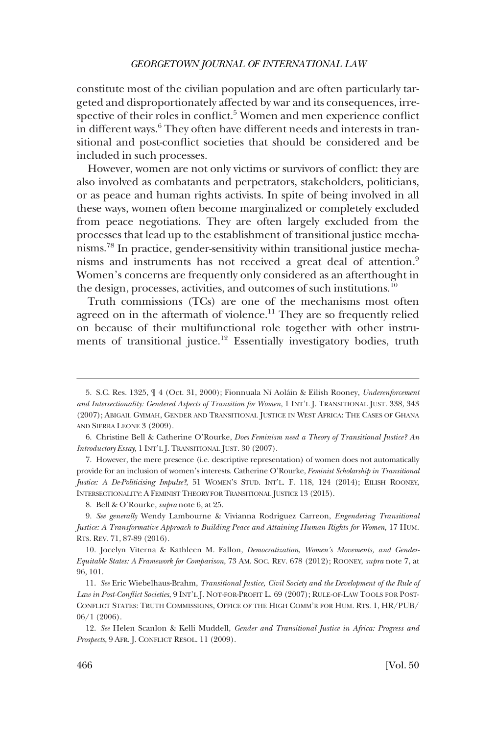constitute most of the civilian population and are often particularly targeted and disproportionately affected by war and its consequences, irrespective of their roles in conflict.[5] Women and men experience conflict in different ways.[6] They often have different needs and interests in transitional and post-conflict societies that should be considered and be included in such processes.

However, women are not only victims or survivors of conflict: they are also involved as combatants and perpetrators, stakeholders, politicians, or as peace and human rights activists. In spite of being involved in all these ways, women often become marginalized or completely excluded from peace negotiations. They are often largely excluded from the processes that lead up to the establishment of transitional justice mechanisms.[78] In practice, gender-sensitivity within transitional justice mechanisms and instruments has not received a great deal of attention.[9] Women's concerns are frequently only considered as an afterthought in the design, processes, activities, and outcomes of such institutions.[10]

Truth commissions (TCs) are one of the mechanisms most often agreed on in the aftermath of violence.[11] They are so frequently relied on because of their multifunctional role together with other instruments of transitional justice.[12] Essentially investigatory bodies, truth

---

5. S.C. Res. 1325, ¶ 4 (Oct. 31, 2000); Fionnuala Ní Aoláin & Eilish Rooney, *Underenforcement and Intersectionality: Gendered Aspects of Transition for Women*, 1 INT'L J. TRANSITIONAL JUST. 338, 343 (2007); ABIGAIL GYIMAH, GENDER AND TRANSITIONAL JUSTICE IN WEST AFRICA: THE CASES OF GHANA AND SIERRA LEONE 3 (2009).

6. Christine Bell & Catherine O'Rourke, *Does Feminism need a Theory of Transitional Justice? An Introductory Essay*, 1 INT'L J. TRANSITIONAL JUST. 30 (2007).

7. However, the mere presence (i.e. descriptive representation) of women does not automatically provide for an inclusion of women's interests. Catherine O'Rourke, *Feminist Scholarship in Transitional Justice: A De-Politicising Impulse?*, 51 WOMEN'S STUD. INT'L. F. 118, 124 (2014); EILISH ROONEY, INTERSECTIONALITY: A FEMINIST THEORY FOR TRANSITIONAL JUSTICE 13 (2015).

8. Bell & O'Rourke, *supra* note 6, at 25.

9. *See generally* Wendy Lambourne & Vivianna Rodriguez Carreon, *Engendering Transitional Justice: A Transformative Approach to Building Peace and Attaining Human Rights for Women*, 17 HUM. RTS. REV. 71, 87-89 (2016).

10. Jocelyn Viterna & Kathleen M. Fallon, *Democratization, Women's Movements, and Gender-Equitable States: A Framework for Comparison*, 73 AM. SOC. REV. 678 (2012); ROONEY, *supra* note 7, at 96, 101.

11. *See* Eric Wiebelhaus-Brahm, *Transitional Justice, Civil Society and the Development of the Rule of Law in Post-Conflict Societies*, 9 INT'L J. NOT-FOR-PROFIT L. 69 (2007); RULE-OF-LAW TOOLS FOR POST-CONFLICT STATES: TRUTH COMMISSIONS, OFFICE OF THE HIGH COMM'R FOR HUM. RTS. 1, HR/PUB/06/1 (2006).

12. *See* Helen Scanlon & Kelli Muddell, *Gender and Transitional Justice in Africa: Progress and Prospects*, 9 AFR. J. CONFLICT RESOL. 11 (2009).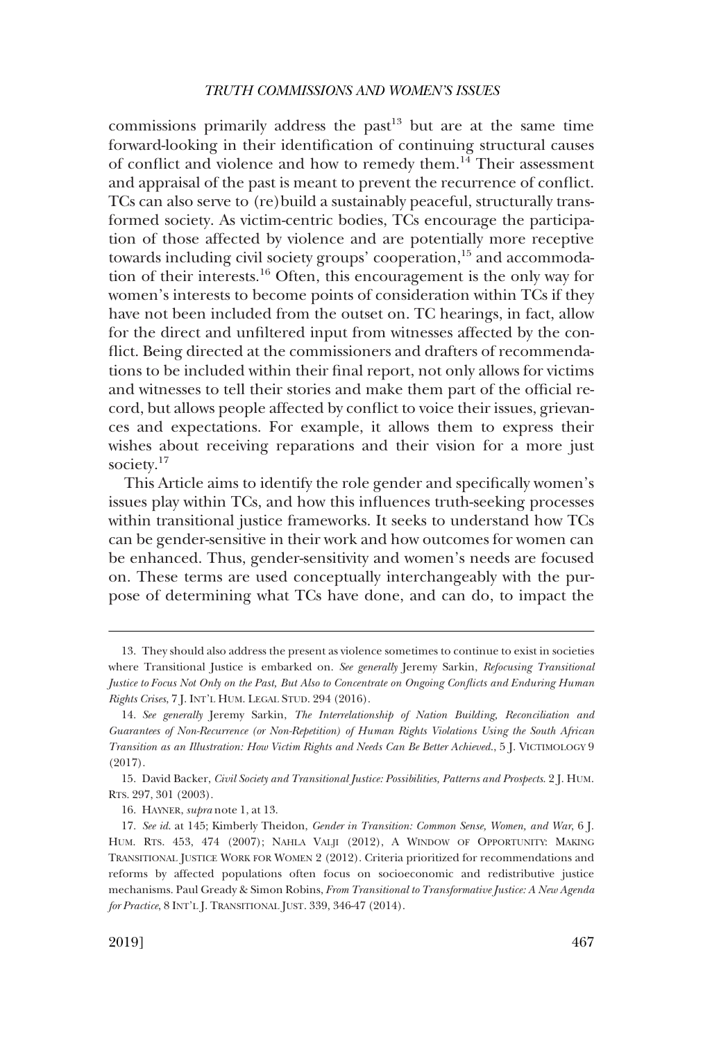commissions primarily address the past[13] but are at the same time forward-looking in their identification of continuing structural causes of conflict and violence and how to remedy them.[14] Their assessment and appraisal of the past is meant to prevent the recurrence of conflict. TCs can also serve to (re)build a sustainably peaceful, structurally transformed society. As victim-centric bodies, TCs encourage the participation of those affected by violence and are potentially more receptive towards including civil society groups' cooperation,[15] and accommodation of their interests.[16] Often, this encouragement is the only way for women's interests to become points of consideration within TCs if they have not been included from the outset on. TC hearings, in fact, allow for the direct and unfiltered input from witnesses affected by the conflict. Being directed at the commissioners and drafters of recommendations to be included within their final report, not only allows for victims and witnesses to tell their stories and make them part of the official record, but allows people affected by conflict to voice their issues, grievances and expectations. For example, it allows them to express their wishes about receiving reparations and their vision for a more just society.[17]

This Article aims to identify the role gender and specifically women's issues play within TCs, and how this influences truth-seeking processes within transitional justice frameworks. It seeks to understand how TCs can be gender-sensitive in their work and how outcomes for women can be enhanced. Thus, gender-sensitivity and women's needs are focused on. These terms are used conceptually interchangeably with the purpose of determining what TCs have done, and can do, to impact the

---

13. They should also address the present as violence sometimes to continue to exist in societies where Transitional Justice is embarked on. *See generally* Jeremy Sarkin, *Refocusing Transitional Justice to Focus Not Only on the Past, But Also to Concentrate on Ongoing Conflicts and Enduring Human Rights Crises*, 7 J. INT'L HUM. LEGAL STUD. 294 (2016).

14. *See generally* Jeremy Sarkin, *The Interrelationship of Nation Building, Reconciliation and Guarantees of Non-Recurrence (or Non-Repetition) of Human Rights Violations Using the South African Transition as an Illustration: How Victim Rights and Needs Can Be Better Achieved.*, 5 J. VICTIMOLOGY 9 (2017).

15. David Backer, *Civil Society and Transitional Justice: Possibilities, Patterns and Prospects*. 2 J. HUM. RTS. 297, 301 (2003).

16. HAYNER, *supra* note 1, at 13.

17. *See id.* at 145; Kimberly Theidon, *Gender in Transition: Common Sense, Women, and War*, 6 J. HUM. RTS. 453, 474 (2007); NAHLA VALJI (2012), A WINDOW OF OPPORTUNITY: MAKING TRANSITIONAL JUSTICE WORK FOR WOMEN 2 (2012). Criteria prioritized for recommendations and reforms by affected populations often focus on socioeconomic and redistributive justice mechanisms. Paul Gready & Simon Robins, *From Transitional to Transformative Justice: A New Agenda for Practice*, 8 INT'L J. TRANSITIONAL JUST. 339, 346-47 (2014).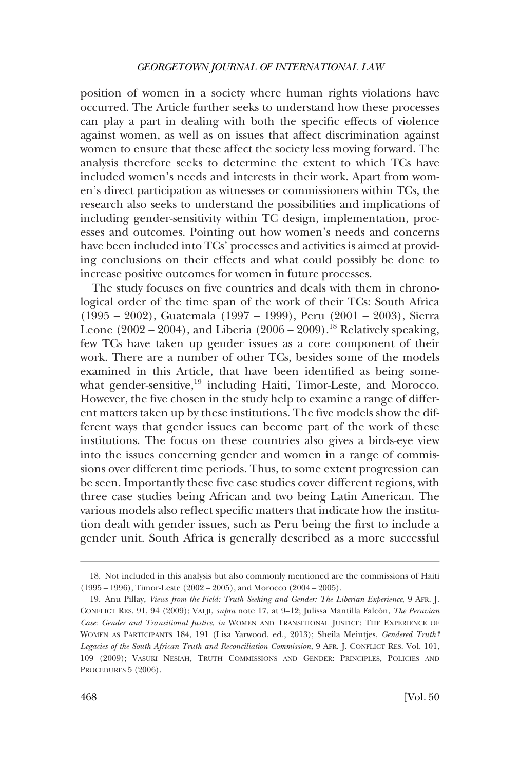position of women in a society where human rights violations have occurred. The Article further seeks to understand how these processes can play a part in dealing with both the specific effects of violence against women, as well as on issues that affect discrimination against women to ensure that these affect the society less moving forward. The analysis therefore seeks to determine the extent to which TCs have included women's needs and interests in their work. Apart from women's direct participation as witnesses or commissioners within TCs, the research also seeks to understand the possibilities and implications of including gender-sensitivity within TC design, implementation, processes and outcomes. Pointing out how women's needs and concerns have been included into TCs' processes and activities is aimed at providing conclusions on their effects and what could possibly be done to increase positive outcomes for women in future processes.

The study focuses on five countries and deals with them in chronological order of the time span of the work of their TCs: South Africa (1995 – 2002), Guatemala (1997 – 1999), Peru (2001 – 2003), Sierra Leone (2002 – 2004), and Liberia (2006 – 2009).[18] Relatively speaking, few TCs have taken up gender issues as a core component of their work. There are a number of other TCs, besides some of the models examined in this Article, that have been identified as being somewhat gender-sensitive,[19] including Haiti, Timor-Leste, and Morocco. However, the five chosen in the study help to examine a range of different matters taken up by these institutions. The five models show the different ways that gender issues can become part of the work of these institutions. The focus on these countries also gives a birds-eye view into the issues concerning gender and women in a range of commissions over different time periods. Thus, to some extent progression can be seen. Importantly these five case studies cover different regions, with three case studies being African and two being Latin American. The various models also reflect specific matters that indicate how the institution dealt with gender issues, such as Peru being the first to include a gender unit. South Africa is generally described as a more successful

18. Not included in this analysis but also commonly mentioned are the commissions of Haiti (1995 – 1996), Timor-Leste (2002 – 2005), and Morocco (2004 – 2005).

19. Anu Pillay, *Views from the Field: Truth Seeking and Gender: The Liberian Experience*, 9 AFR. J. CONFLICT RES. 91, 94 (2009); VALJI, *supra* note 17, at 9–12; Julissa Mantilla Falcón, *The Peruvian Case: Gender and Transitional Justice*, *in* WOMEN AND TRANSITIONAL JUSTICE: THE EXPERIENCE OF WOMEN AS PARTICIPANTS 184, 191 (Lisa Yarwood, ed., 2013); Sheila Meintjes, *Gendered Truth? Legacies of the South African Truth and Reconciliation Commission*, 9 AFR. J. CONFLICT RES. Vol. 101, 109 (2009); VASUKI NESIAH, TRUTH COMMISSIONS AND GENDER: PRINCIPLES, POLICIES AND PROCEDURES 5 (2006).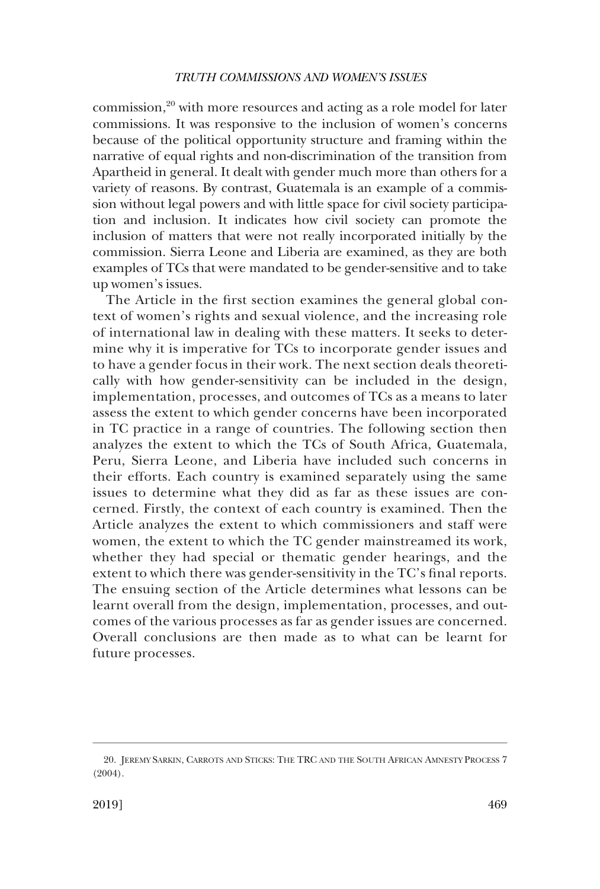commission,[20] with more resources and acting as a role model for later commissions. It was responsive to the inclusion of women's concerns because of the political opportunity structure and framing within the narrative of equal rights and non-discrimination of the transition from Apartheid in general. It dealt with gender much more than others for a variety of reasons. By contrast, Guatemala is an example of a commission without legal powers and with little space for civil society participation and inclusion. It indicates how civil society can promote the inclusion of matters that were not really incorporated initially by the commission. Sierra Leone and Liberia are examined, as they are both examples of TCs that were mandated to be gender-sensitive and to take up women's issues.

The Article in the first section examines the general global context of women's rights and sexual violence, and the increasing role of international law in dealing with these matters. It seeks to determine why it is imperative for TCs to incorporate gender issues and to have a gender focus in their work. The next section deals theoretically with how gender-sensitivity can be included in the design, implementation, processes, and outcomes of TCs as a means to later assess the extent to which gender concerns have been incorporated in TC practice in a range of countries. The following section then analyzes the extent to which the TCs of South Africa, Guatemala, Peru, Sierra Leone, and Liberia have included such concerns in their efforts. Each country is examined separately using the same issues to determine what they did as far as these issues are concerned. Firstly, the context of each country is examined. Then the Article analyzes the extent to which commissioners and staff were women, the extent to which the TC gender mainstreamed its work, whether they had special or thematic gender hearings, and the extent to which there was gender-sensitivity in the TC's final reports. The ensuing section of the Article determines what lessons can be learnt overall from the design, implementation, processes, and outcomes of the various processes as far as gender issues are concerned. Overall conclusions are then made as to what can be learnt for future processes.

---

20. JEREMY SARKIN, CARROTS AND STICKS: THE TRC AND THE SOUTH AFRICAN AMNESTY PROCESS 7 (2004).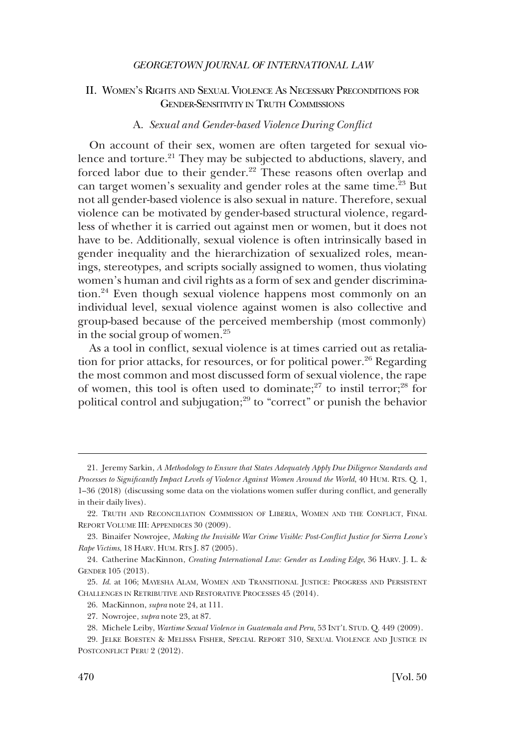## II. Women's Rights and Sexual Violence As Necessary Preconditions for Gender-Sensitivity in Truth Commissions

### A. *Sexual and Gender-based Violence During Conflict*

On account of their sex, women are often targeted for sexual violence and torture.[21] They may be subjected to abductions, slavery, and forced labor due to their gender.[22] These reasons often overlap and can target women's sexuality and gender roles at the same time.[23] But not all gender-based violence is also sexual in nature. Therefore, sexual violence can be motivated by gender-based structural violence, regardless of whether it is carried out against men or women, but it does not have to be. Additionally, sexual violence is often intrinsically based in gender inequality and the hierarchization of sexualized roles, meanings, stereotypes, and scripts socially assigned to women, thus violating women's human and civil rights as a form of sex and gender discrimination.[24] Even though sexual violence happens most commonly on an individual level, sexual violence against women is also collective and group-based because of the perceived membership (most commonly) in the social group of women.[25]

As a tool in conflict, sexual violence is at times carried out as retaliation for prior attacks, for resources, or for political power.[26] Regarding the most common and most discussed form of sexual violence, the rape of women, this tool is often used to dominate;[27] to instil terror;[28] for political control and subjugation;[29] to "correct" or punish the behavior

---

21. Jeremy Sarkin, *A Methodology to Ensure that States Adequately Apply Due Diligence Standards and Processes to Significantly Impact Levels of Violence Against Women Around the World*, 40 Hum. Rts. Q. 1, 1–36 (2018) (discussing some data on the violations women suffer during conflict, and generally in their daily lives).

22. Truth and Reconciliation Commission of Liberia, Women and the Conflict, Final Report Volume III: Appendices 30 (2009).

23. Binaifer Nowrojee, *Making the Invisible War Crime Visible: Post-Conflict Justice for Sierra Leone's Rape Victims*, 18 Harv. Hum. Rts J. 87 (2005).

24. Catherine MacKinnon, *Creating International Law: Gender as Leading Edge*, 36 Harv. J. L. & Gender 105 (2013).

25. *Id.* at 106; Mayesha Alam, Women and Transitional Justice: Progress and Persistent Challenges in Retributive and Restorative Processes 45 (2014).

26. MacKinnon, *supra* note 24, at 111.

27. Nowrojee, *supra* note 23, at 87.

28. Michele Leiby, *Wartime Sexual Violence in Guatemala and Peru*, 53 Int'l Stud. Q. 449 (2009).

29. Jelke Boesten & Melissa Fisher, Special Report 310, Sexual Violence and Justice in Postconflict Peru 2 (2012).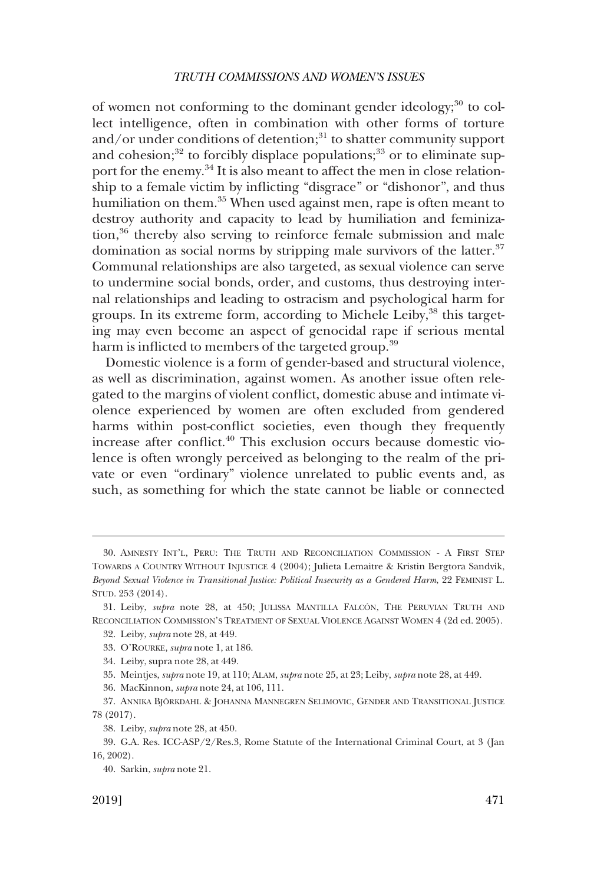of women not conforming to the dominant gender ideology;[30] to collect intelligence, often in combination with other forms of torture and/or under conditions of detention;[31] to shatter community support and cohesion;[32] to forcibly displace populations;[33] or to eliminate support for the enemy.[34] It is also meant to affect the men in close relationship to a female victim by inflicting "disgrace" or "dishonor", and thus humiliation on them.[35] When used against men, rape is often meant to destroy authority and capacity to lead by humiliation and feminization,[36] thereby also serving to reinforce female submission and male domination as social norms by stripping male survivors of the latter.[37] Communal relationships are also targeted, as sexual violence can serve to undermine social bonds, order, and customs, thus destroying internal relationships and leading to ostracism and psychological harm for groups. In its extreme form, according to Michele Leiby,[38] this targeting may even become an aspect of genocidal rape if serious mental harm is inflicted to members of the targeted group.[39]

Domestic violence is a form of gender-based and structural violence, as well as discrimination, against women. As another issue often relegated to the margins of violent conflict, domestic abuse and intimate violence experienced by women are often excluded from gendered harms within post-conflict societies, even though they frequently increase after conflict.[40] This exclusion occurs because domestic violence is often wrongly perceived as belonging to the realm of the private or even "ordinary" violence unrelated to public events and, as such, as something for which the state cannot be liable or connected

---

30. AMNESTY INT'L, PERU: THE TRUTH AND RECONCILIATION COMMISSION - A FIRST STEP TOWARDS A COUNTRY WITHOUT INJUSTICE 4 (2004); Julieta Lemaitre & Kristin Bergtora Sandvik, *Beyond Sexual Violence in Transitional Justice: Political Insecurity as a Gendered Harm*, 22 FEMINIST L. STUD. 253 (2014).

31. Leiby, *supra* note 28, at 450; JULISSA MANTILLA FALCÓN, THE PERUVIAN TRUTH AND RECONCILIATION COMMISSION'S TREATMENT OF SEXUAL VIOLENCE AGAINST WOMEN 4 (2d ed. 2005).

32. Leiby, *supra* note 28, at 449.

33. O'ROURKE, *supra* note 1, at 186.

34. Leiby, supra note 28, at 449.

35. Meintjes, *supra* note 19, at 110; ALAM, *supra* note 25, at 23; Leiby, *supra* note 28, at 449.

36. MacKinnon, *supra* note 24, at 106, 111.

37. ANNIKA BJÖRKDAHL & JOHANNA MANNEGREN SELIMOVIC, GENDER AND TRANSITIONAL JUSTICE 78 (2017).

38. Leiby, *supra* note 28, at 450.

39. G.A. Res. ICC-ASP/2/Res.3, Rome Statute of the International Criminal Court, at 3 (Jan 16, 2002).

40. Sarkin, *supra* note 21.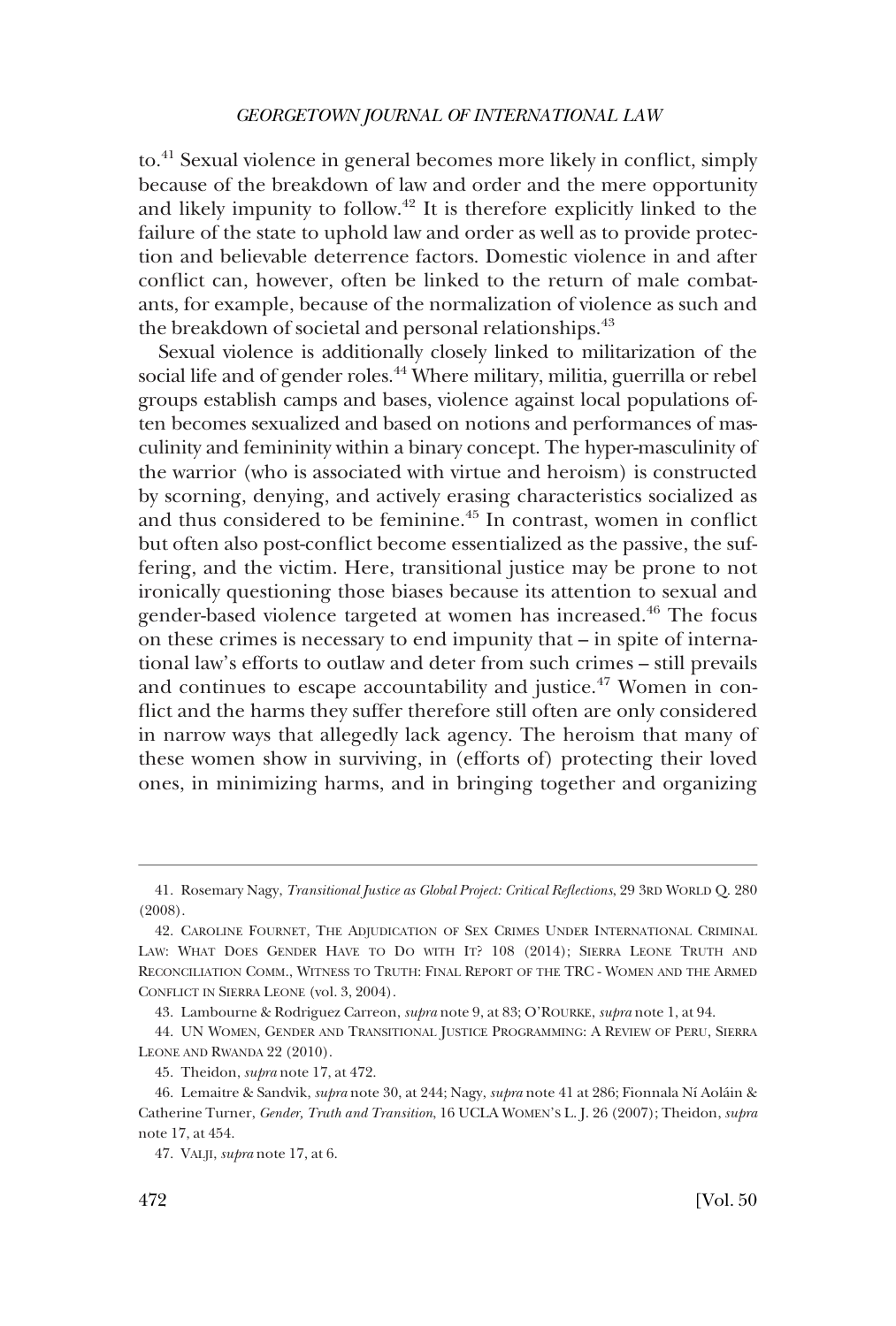to.[41] Sexual violence in general becomes more likely in conflict, simply because of the breakdown of law and order and the mere opportunity and likely impunity to follow.[42] It is therefore explicitly linked to the failure of the state to uphold law and order as well as to provide protection and believable deterrence factors. Domestic violence in and after conflict can, however, often be linked to the return of male combatants, for example, because of the normalization of violence as such and the breakdown of societal and personal relationships.[43]

Sexual violence is additionally closely linked to militarization of the social life and of gender roles.[44] Where military, militia, guerrilla or rebel groups establish camps and bases, violence against local populations often becomes sexualized and based on notions and performances of masculinity and femininity within a binary concept. The hyper-masculinity of the warrior (who is associated with virtue and heroism) is constructed by scorning, denying, and actively erasing characteristics socialized as and thus considered to be feminine.[45] In contrast, women in conflict but often also post-conflict become essentialized as the passive, the suffering, and the victim. Here, transitional justice may be prone to not ironically questioning those biases because its attention to sexual and gender-based violence targeted at women has increased.[46] The focus on these crimes is necessary to end impunity that – in spite of international law's efforts to outlaw and deter from such crimes – still prevails and continues to escape accountability and justice.[47] Women in conflict and the harms they suffer therefore still often are only considered in narrow ways that allegedly lack agency. The heroism that many of these women show in surviving, in (efforts of) protecting their loved ones, in minimizing harms, and in bringing together and organizing

---

41. Rosemary Nagy, *Transitional Justice as Global Project: Critical Reflections*, 29 3RD WORLD Q. 280 (2008).

42. CAROLINE FOURNET, THE ADJUDICATION OF SEX CRIMES UNDER INTERNATIONAL CRIMINAL LAW: WHAT DOES GENDER HAVE TO DO WITH IT? 108 (2014); SIERRA LEONE TRUTH AND RECONCILIATION COMM., WITNESS TO TRUTH: FINAL REPORT OF THE TRC - WOMEN AND THE ARMED CONFLICT IN SIERRA LEONE (vol. 3, 2004).

43. Lambourne & Rodriguez Carreon, *supra* note 9, at 83; O'ROURKE, *supra* note 1, at 94.

44. UN WOMEN, GENDER AND TRANSITIONAL JUSTICE PROGRAMMING: A REVIEW OF PERU, SIERRA LEONE AND RWANDA 22 (2010).

45. Theidon, *supra* note 17, at 472.

46. Lemaitre & Sandvik, *supra* note 30, at 244; Nagy, *supra* note 41 at 286; Fionnala Ní Aoláin & Catherine Turner, *Gender, Truth and Transition*, 16 UCLA WOMEN'S L. J. 26 (2007); Theidon, *supra* note 17, at 454.

47. VALJI, *supra* note 17, at 6.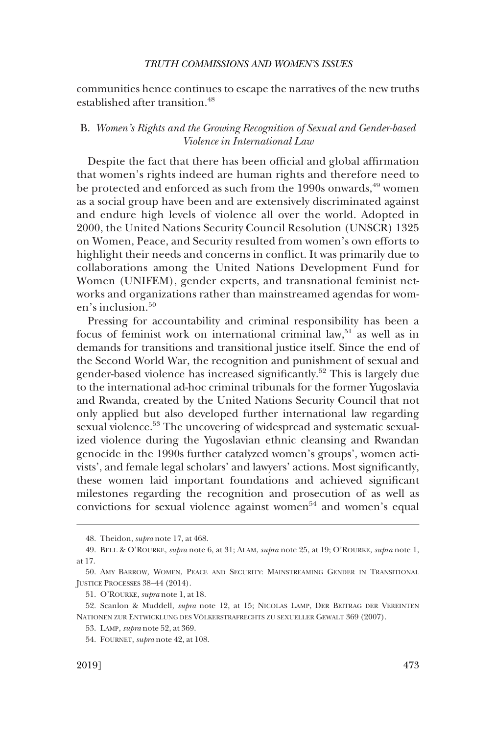communities hence continues to escape the narratives of the new truths established after transition.[48]

### B. *Women's Rights and the Growing Recognition of Sexual and Gender-based Violence in International Law*

Despite the fact that there has been official and global affirmation that women's rights indeed are human rights and therefore need to be protected and enforced as such from the 1990s onwards,[49] women as a social group have been and are extensively discriminated against and endure high levels of violence all over the world. Adopted in 2000, the United Nations Security Council Resolution (UNSCR) 1325 on Women, Peace, and Security resulted from women's own efforts to highlight their needs and concerns in conflict. It was primarily due to collaborations among the United Nations Development Fund for Women (UNIFEM), gender experts, and transnational feminist networks and organizations rather than mainstreamed agendas for women's inclusion.[50]

Pressing for accountability and criminal responsibility has been a focus of feminist work on international criminal law,[51] as well as in demands for transitions and transitional justice itself. Since the end of the Second World War, the recognition and punishment of sexual and gender-based violence has increased significantly.[52] This is largely due to the international ad-hoc criminal tribunals for the former Yugoslavia and Rwanda, created by the United Nations Security Council that not only applied but also developed further international law regarding sexual violence.[53] The uncovering of widespread and systematic sexualized violence during the Yugoslavian ethnic cleansing and Rwandan genocide in the 1990s further catalyzed women's groups', women activists', and female legal scholars' and lawyers' actions. Most significantly, these women laid important foundations and achieved significant milestones regarding the recognition and prosecution of as well as convictions for sexual violence against women[54] and women's equal

---

48. Theidon, *supra* note 17, at 468.

49. BELL & O'ROURKE, *supra* note 6, at 31; ALAM, *supra* note 25, at 19; O'ROURKE, *supra* note 1, at 17.

50. AMY BARROW, WOMEN, PEACE AND SECURITY: MAINSTREAMING GENDER IN TRANSITIONAL JUSTICE PROCESSES 38–44 (2014).

51. O'ROURKE, *supra* note 1, at 18.

52. Scanlon & Muddell, *supra* note 12, at 15; NICOLAS LAMP, DER BEITRAG DER VEREINTEN NATIONEN ZUR ENTWICKLUNG DES VÖLKERSTRAFRECHTS ZU SEXUELLER GEWALT 369 (2007).

53. LAMP, *supra* note 52, at 369.

54. FOURNET, *supra* note 42, at 108.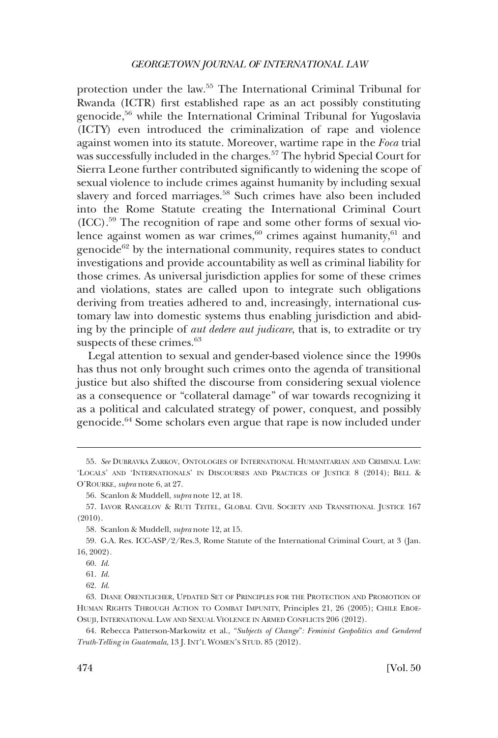protection under the law.[55] The International Criminal Tribunal for Rwanda (ICTR) first established rape as an act possibly constituting genocide,[56] while the International Criminal Tribunal for Yugoslavia (ICTY) even introduced the criminalization of rape and violence against women into its statute. Moreover, wartime rape in the *Foca* trial was successfully included in the charges.[57] The hybrid Special Court for Sierra Leone further contributed significantly to widening the scope of sexual violence to include crimes against humanity by including sexual slavery and forced marriages.[58] Such crimes have also been included into the Rome Statute creating the International Criminal Court (ICC).[59] The recognition of rape and some other forms of sexual violence against women as war crimes,[60] crimes against humanity,[61] and genocide[62] by the international community, requires states to conduct investigations and provide accountability as well as criminal liability for those crimes. As universal jurisdiction applies for some of these crimes and violations, states are called upon to integrate such obligations deriving from treaties adhered to and, increasingly, international customary law into domestic systems thus enabling jurisdiction and abiding by the principle of *aut dedere aut judicare*, that is, to extradite or try suspects of these crimes.[63]

Legal attention to sexual and gender-based violence since the 1990s has thus not only brought such crimes onto the agenda of transitional justice but also shifted the discourse from considering sexual violence as a consequence or "collateral damage" of war towards recognizing it as a political and calculated strategy of power, conquest, and possibly genocide.[64] Some scholars even argue that rape is now included under

---

55. *See* DUBRAVKA ZARKOV, ONTOLOGIES OF INTERNATIONAL HUMANITARIAN AND CRIMINAL LAW: 'LOCALS' AND 'INTERNATIONALS' IN DISCOURSES AND PRACTICES OF JUSTICE 8 (2014); BELL & O'ROURKE, *supra* note 6, at 27.

56. Scanlon & Muddell, *supra* note 12, at 18.

57. IAVOR RANGELOV & RUTI TEITEL, GLOBAL CIVIL SOCIETY AND TRANSITIONAL JUSTICE 167 (2010).

58. Scanlon & Muddell, *supra* note 12, at 15.

59. G.A. Res. ICC-ASP/2/Res.3, Rome Statute of the International Criminal Court, at 3 (Jan. 16, 2002).

60. *Id.*

61. *Id.*

62. *Id.*

63. DIANE ORENTLICHER, UPDATED SET OF PRINCIPLES FOR THE PROTECTION AND PROMOTION OF HUMAN RIGHTS THROUGH ACTION TO COMBAT IMPUNITY, Principles 21, 26 (2005); CHILE EBOE-OSUJI, INTERNATIONAL LAW AND SEXUAL VIOLENCE IN ARMED CONFLICTS 206 (2012).

64. Rebecca Patterson-Markowitz et al., "*Subjects of Change*"*: Feminist Geopolitics and Gendered Truth-Telling in Guatemala*, 13 J. INT'L WOMEN'S STUD. 85 (2012).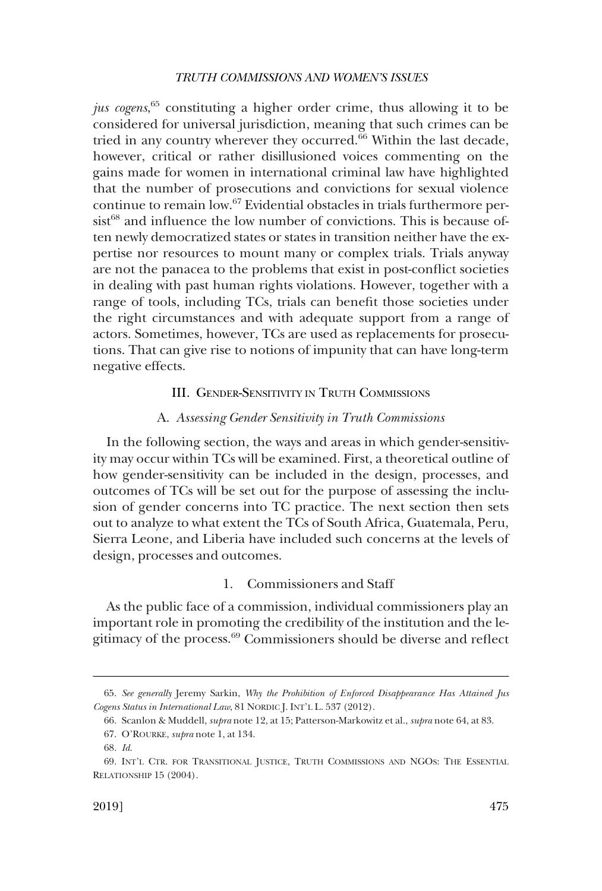*jus cogens*,[65] constituting a higher order crime, thus allowing it to be considered for universal jurisdiction, meaning that such crimes can be tried in any country wherever they occurred.[66] Within the last decade, however, critical or rather disillusioned voices commenting on the gains made for women in international criminal law have highlighted that the number of prosecutions and convictions for sexual violence continue to remain low.[67] Evidential obstacles in trials furthermore persist[68] and influence the low number of convictions. This is because often newly democratized states or states in transition neither have the expertise nor resources to mount many or complex trials. Trials anyway are not the panacea to the problems that exist in post-conflict societies in dealing with past human rights violations. However, together with a range of tools, including TCs, trials can benefit those societies under the right circumstances and with adequate support from a range of actors. Sometimes, however, TCs are used as replacements for prosecutions. That can give rise to notions of impunity that can have long-term negative effects.

## III. Gender-Sensitivity in Truth Commissions

### A. *Assessing Gender Sensitivity in Truth Commissions*

In the following section, the ways and areas in which gender-sensitivity may occur within TCs will be examined. First, a theoretical outline of how gender-sensitivity can be included in the design, processes, and outcomes of TCs will be set out for the purpose of assessing the inclusion of gender concerns into TC practice. The next section then sets out to analyze to what extent the TCs of South Africa, Guatemala, Peru, Sierra Leone, and Liberia have included such concerns at the levels of design, processes and outcomes.

#### 1. Commissioners and Staff

As the public face of a commission, individual commissioners play an important role in promoting the credibility of the institution and the legitimacy of the process.[69] Commissioners should be diverse and reflect

---

65. *See generally* Jeremy Sarkin, *Why the Prohibition of Enforced Disappearance Has Attained Jus Cogens Status in International Law*, 81 Nordic J. Int'l L. 537 (2012).

66. Scanlon & Muddell, *supra* note 12, at 15; Patterson-Markowitz et al., *supra* note 64, at 83.

67. O'Rourke, *supra* note 1, at 134.

68. *Id.*

69. Int'l Ctr. for Transitional Justice, Truth Commissions and NGOs: The Essential Relationship 15 (2004).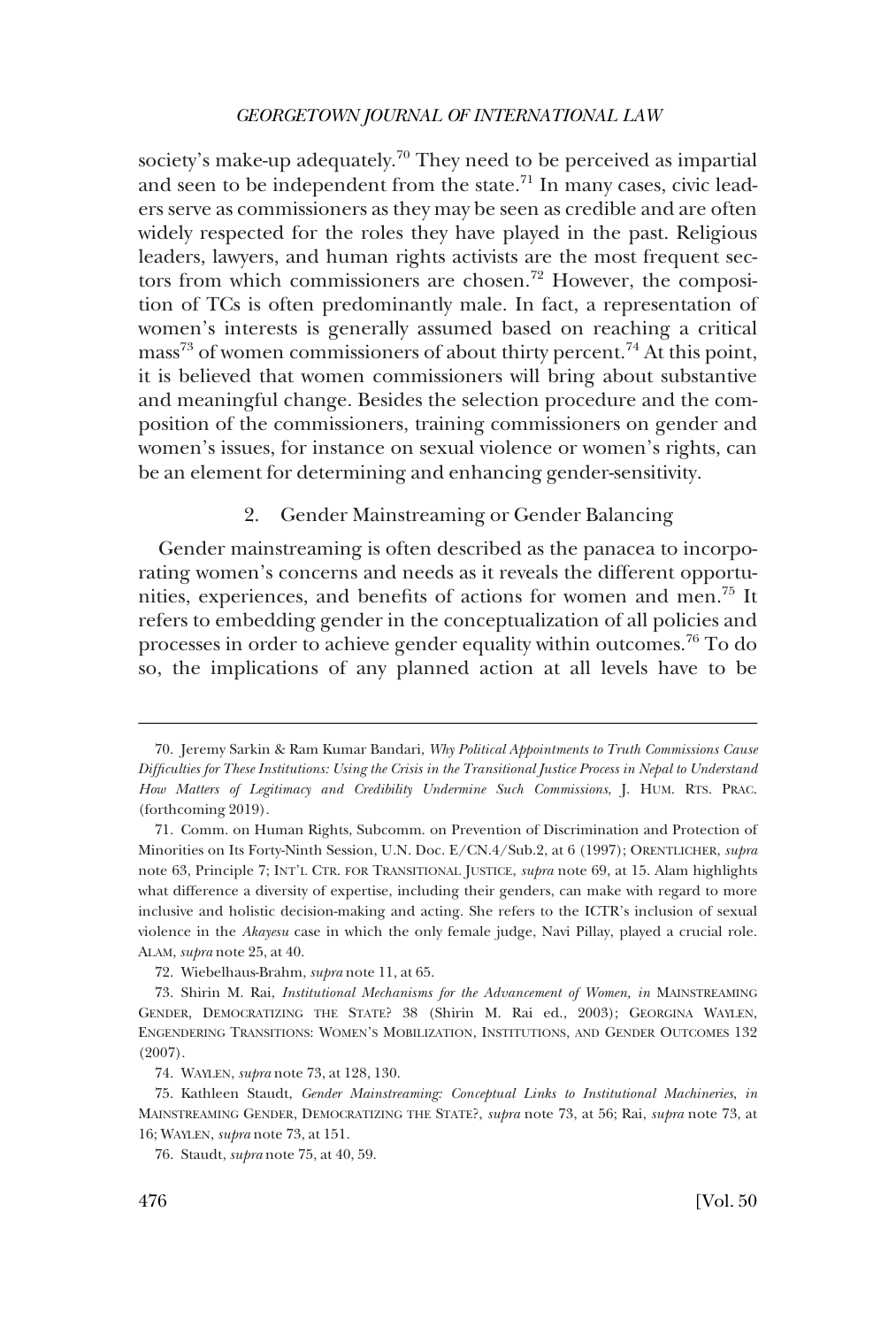society's make-up adequately.[70] They need to be perceived as impartial and seen to be independent from the state.[71] In many cases, civic leaders serve as commissioners as they may be seen as credible and are often widely respected for the roles they have played in the past. Religious leaders, lawyers, and human rights activists are the most frequent sectors from which commissioners are chosen.[72] However, the composition of TCs is often predominantly male. In fact, a representation of women's interests is generally assumed based on reaching a critical mass[73] of women commissioners of about thirty percent.[74] At this point, it is believed that women commissioners will bring about substantive and meaningful change. Besides the selection procedure and the composition of the commissioners, training commissioners on gender and women's issues, for instance on sexual violence or women's rights, can be an element for determining and enhancing gender-sensitivity.

### 2. Gender Mainstreaming or Gender Balancing

Gender mainstreaming is often described as the panacea to incorporating women's concerns and needs as it reveals the different opportunities, experiences, and benefits of actions for women and men.[75] It refers to embedding gender in the conceptualization of all policies and processes in order to achieve gender equality within outcomes.[76] To do so, the implications of any planned action at all levels have to be

---

70. Jeremy Sarkin & Ram Kumar Bandari, *Why Political Appointments to Truth Commissions Cause Difficulties for These Institutions: Using the Crisis in the Transitional Justice Process in Nepal to Understand How Matters of Legitimacy and Credibility Undermine Such Commissions*, J. HUM. RTS. PRAC. (forthcoming 2019).

71. Comm. on Human Rights, Subcomm. on Prevention of Discrimination and Protection of Minorities on Its Forty-Ninth Session, U.N. Doc. E/CN.4/Sub.2, at 6 (1997); ORENTLICHER, *supra* note 63, Principle 7; INT'L CTR. FOR TRANSITIONAL JUSTICE, *supra* note 69, at 15. Alam highlights what difference a diversity of expertise, including their genders, can make with regard to more inclusive and holistic decision-making and acting. She refers to the ICTR's inclusion of sexual violence in the *Akayesu* case in which the only female judge, Navi Pillay, played a crucial role. ALAM, *supra* note 25, at 40.

72. Wiebelhaus-Brahm, *supra* note 11, at 65.

73. Shirin M. Rai, *Institutional Mechanisms for the Advancement of Women, in* MAINSTREAMING GENDER, DEMOCRATIZING THE STATE? 38 (Shirin M. Rai ed., 2003); GEORGINA WAYLEN, ENGENDERING TRANSITIONS: WOMEN'S MOBILIZATION, INSTITUTIONS, AND GENDER OUTCOMES 132 (2007).

74. WAYLEN, *supra* note 73, at 128, 130.

75. Kathleen Staudt, *Gender Mainstreaming: Conceptual Links to Institutional Machineries*, *in* MAINSTREAMING GENDER, DEMOCRATIZING THE STATE?, *supra* note 73, at 56; Rai, *supra* note 73, at 16; WAYLEN, *supra* note 73, at 151.

76. Staudt, *supra* note 75, at 40, 59.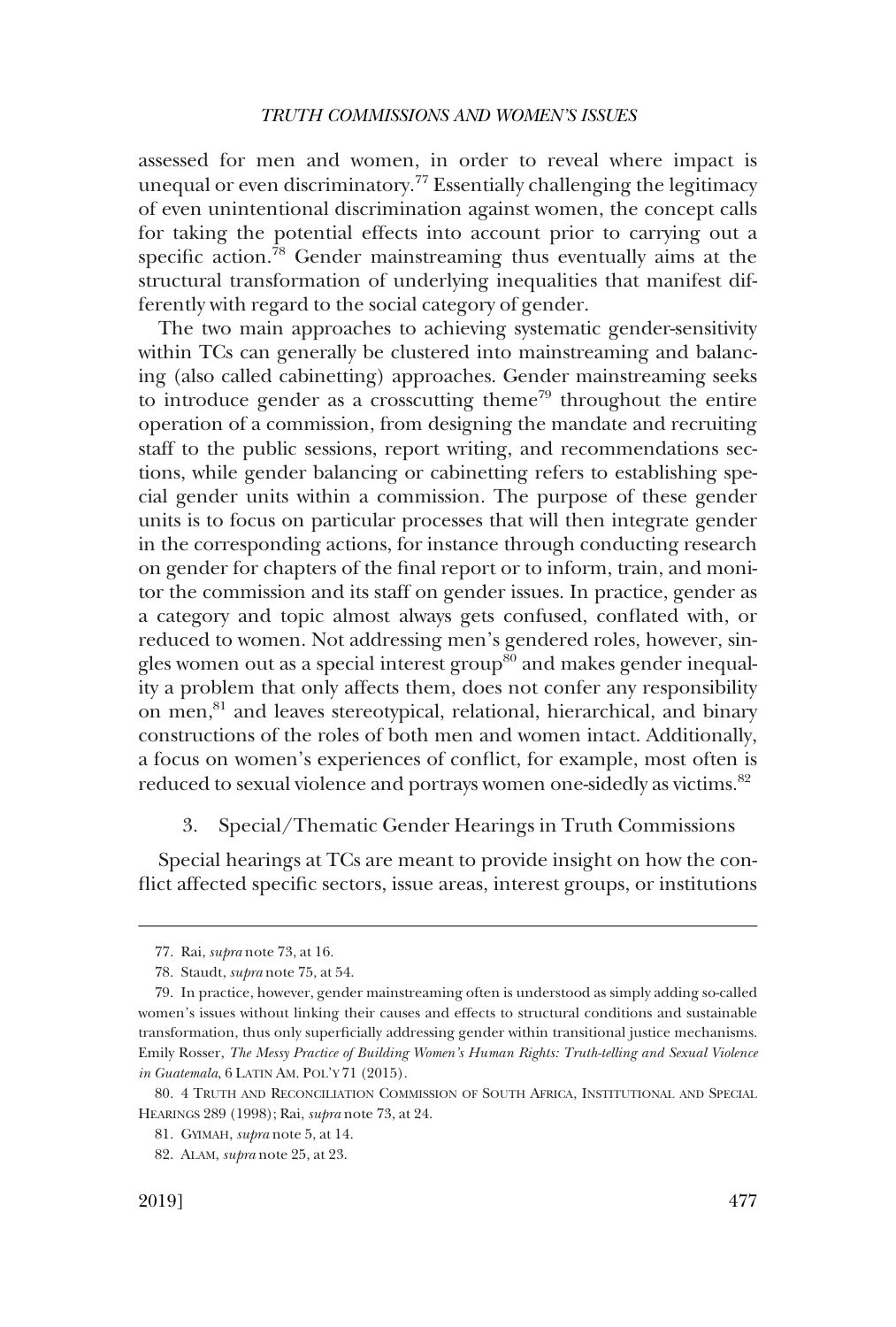assessed for men and women, in order to reveal where impact is unequal or even discriminatory.[77] Essentially challenging the legitimacy of even unintentional discrimination against women, the concept calls for taking the potential effects into account prior to carrying out a specific action.[78] Gender mainstreaming thus eventually aims at the structural transformation of underlying inequalities that manifest differently with regard to the social category of gender.

The two main approaches to achieving systematic gender-sensitivity within TCs can generally be clustered into mainstreaming and balancing (also called cabinetting) approaches. Gender mainstreaming seeks to introduce gender as a crosscutting theme[79] throughout the entire operation of a commission, from designing the mandate and recruiting staff to the public sessions, report writing, and recommendations sections, while gender balancing or cabinetting refers to establishing special gender units within a commission. The purpose of these gender units is to focus on particular processes that will then integrate gender in the corresponding actions, for instance through conducting research on gender for chapters of the final report or to inform, train, and monitor the commission and its staff on gender issues. In practice, gender as a category and topic almost always gets confused, conflated with, or reduced to women. Not addressing men's gendered roles, however, singles women out as a special interest group[80] and makes gender inequality a problem that only affects them, does not confer any responsibility on men,[81] and leaves stereotypical, relational, hierarchical, and binary constructions of the roles of both men and women intact. Additionally, a focus on women's experiences of conflict, for example, most often is reduced to sexual violence and portrays women one-sidedly as victims.[82]

### 3. Special/Thematic Gender Hearings in Truth Commissions

Special hearings at TCs are meant to provide insight on how the conflict affected specific sectors, issue areas, interest groups, or institutions

---

77. Rai, *supra* note 73, at 16.

78. Staudt, *supra* note 75, at 54.

79. In practice, however, gender mainstreaming often is understood as simply adding so-called women's issues without linking their causes and effects to structural conditions and sustainable transformation, thus only superficially addressing gender within transitional justice mechanisms. Emily Rosser, *The Messy Practice of Building Women's Human Rights: Truth-telling and Sexual Violence in Guatemala*, 6 LATIN AM. POL'Y 71 (2015).

80. 4 TRUTH AND RECONCILIATION COMMISSION OF SOUTH AFRICA, INSTITUTIONAL AND SPECIAL HEARINGS 289 (1998); Rai, *supra* note 73, at 24.

81. GYIMAH, *supra* note 5, at 14.

82. ALAM, *supra* note 25, at 23.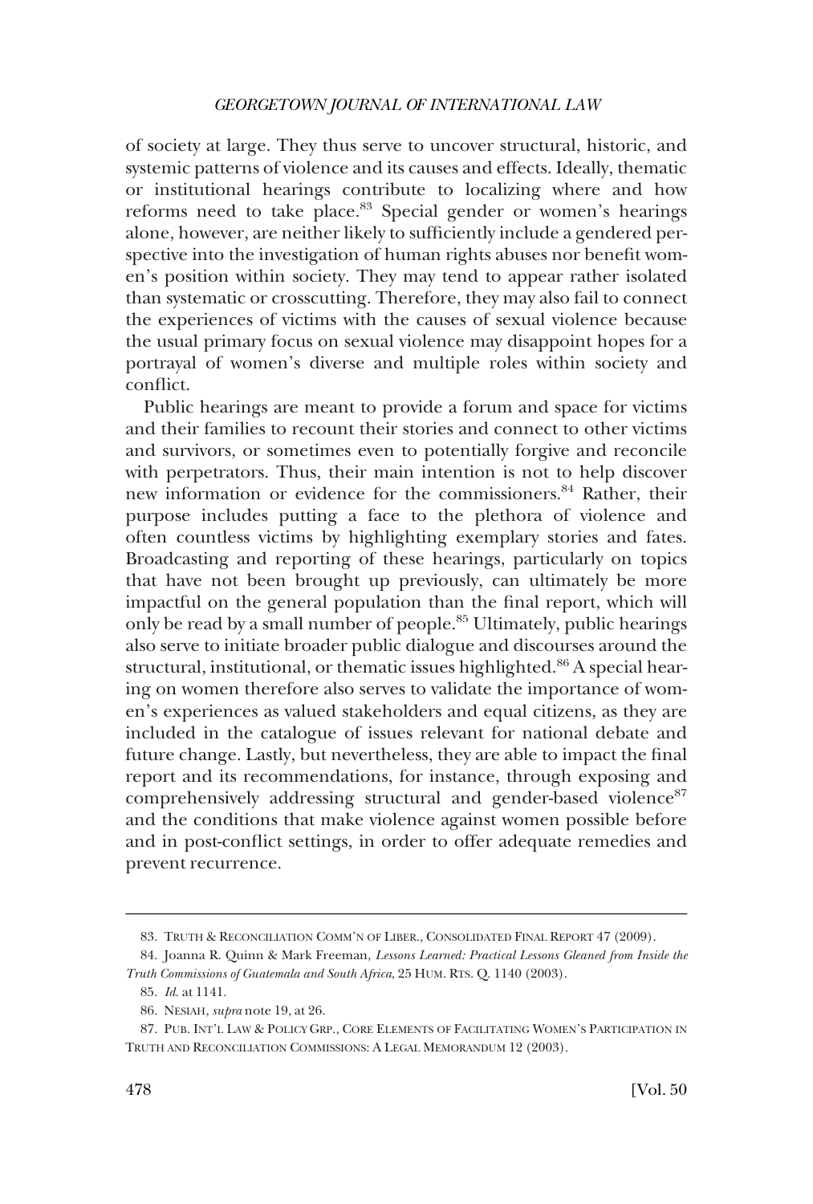of society at large. They thus serve to uncover structural, historic, and systemic patterns of violence and its causes and effects. Ideally, thematic or institutional hearings contribute to localizing where and how reforms need to take place.[83] Special gender or women's hearings alone, however, are neither likely to sufficiently include a gendered perspective into the investigation of human rights abuses nor benefit women's position within society. They may tend to appear rather isolated than systematic or crosscutting. Therefore, they may also fail to connect the experiences of victims with the causes of sexual violence because the usual primary focus on sexual violence may disappoint hopes for a portrayal of women's diverse and multiple roles within society and conflict.

Public hearings are meant to provide a forum and space for victims and their families to recount their stories and connect to other victims and survivors, or sometimes even to potentially forgive and reconcile with perpetrators. Thus, their main intention is not to help discover new information or evidence for the commissioners.[84] Rather, their purpose includes putting a face to the plethora of violence and often countless victims by highlighting exemplary stories and fates. Broadcasting and reporting of these hearings, particularly on topics that have not been brought up previously, can ultimately be more impactful on the general population than the final report, which will only be read by a small number of people.[85] Ultimately, public hearings also serve to initiate broader public dialogue and discourses around the structural, institutional, or thematic issues highlighted.[86] A special hearing on women therefore also serves to validate the importance of women's experiences as valued stakeholders and equal citizens, as they are included in the catalogue of issues relevant for national debate and future change. Lastly, but nevertheless, they are able to impact the final report and its recommendations, for instance, through exposing and comprehensively addressing structural and gender-based violence[87] and the conditions that make violence against women possible before and in post-conflict settings, in order to offer adequate remedies and prevent recurrence.

---

83. TRUTH & RECONCILIATION COMM'N OF LIBER., CONSOLIDATED FINAL REPORT 47 (2009).

84. Joanna R. Quinn & Mark Freeman, *Lessons Learned: Practical Lessons Gleaned from Inside the Truth Commissions of Guatemala and South Africa*, 25 HUM. RTS. Q. 1140 (2003).

85. *Id.* at 1141.

86. NESIAH, *supra* note 19, at 26.

87. PUB. INT'L LAW & POLICY GRP., CORE ELEMENTS OF FACILITATING WOMEN'S PARTICIPATION IN TRUTH AND RECONCILIATION COMMISSIONS: A LEGAL MEMORANDUM 12 (2003).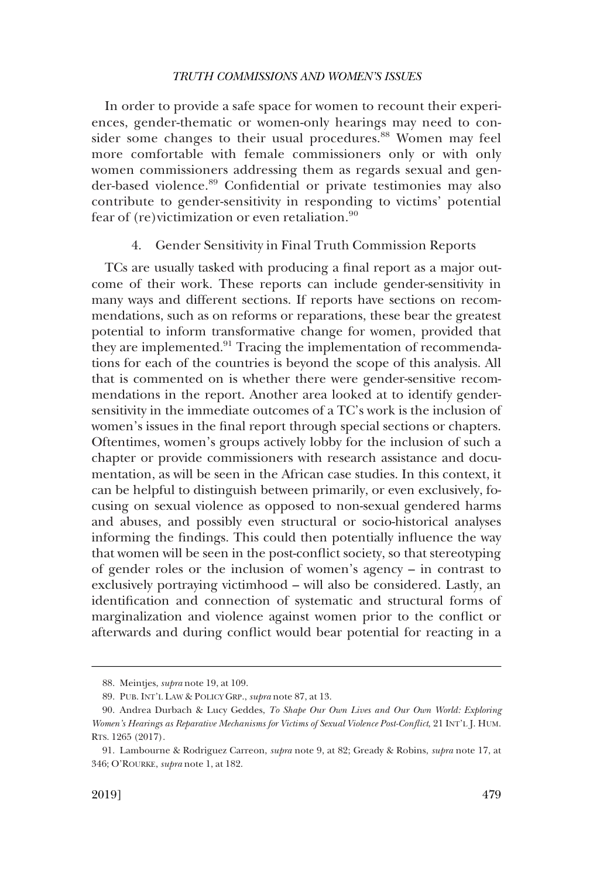In order to provide a safe space for women to recount their experiences, gender-thematic or women-only hearings may need to consider some changes to their usual procedures.[88] Women may feel more comfortable with female commissioners only or with only women commissioners addressing them as regards sexual and gender-based violence.[89] Confidential or private testimonies may also contribute to gender-sensitivity in responding to victims' potential fear of (re)victimization or even retaliation.[90]

### 4. Gender Sensitivity in Final Truth Commission Reports

TCs are usually tasked with producing a final report as a major outcome of their work. These reports can include gender-sensitivity in many ways and different sections. If reports have sections on recommendations, such as on reforms or reparations, these bear the greatest potential to inform transformative change for women, provided that they are implemented.[91] Tracing the implementation of recommendations for each of the countries is beyond the scope of this analysis. All that is commented on is whether there were gender-sensitive recommendations in the report. Another area looked at to identify gender-sensitivity in the immediate outcomes of a TC's work is the inclusion of women's issues in the final report through special sections or chapters. Oftentimes, women's groups actively lobby for the inclusion of such a chapter or provide commissioners with research assistance and documentation, as will be seen in the African case studies. In this context, it can be helpful to distinguish between primarily, or even exclusively, focusing on sexual violence as opposed to non-sexual gendered harms and abuses, and possibly even structural or socio-historical analyses informing the findings. This could then potentially influence the way that women will be seen in the post-conflict society, so that stereotyping of gender roles or the inclusion of women's agency – in contrast to exclusively portraying victimhood – will also be considered. Lastly, an identification and connection of systematic and structural forms of marginalization and violence against women prior to the conflict or afterwards and during conflict would bear potential for reacting in a

---

88. Meintjes, *supra* note 19, at 109.

89. PUB. INT'L LAW & POLICY GRP., *supra* note 87, at 13.

90. Andrea Durbach & Lucy Geddes, *To Shape Our Own Lives and Our Own World: Exploring Women's Hearings as Reparative Mechanisms for Victims of Sexual Violence Post-Conflict*, 21 INT'L J. HUM. RTS. 1265 (2017).

91. Lambourne & Rodriguez Carreon, *supra* note 9, at 82; Gready & Robins, *supra* note 17, at 346; O'ROURKE, *supra* note 1, at 182.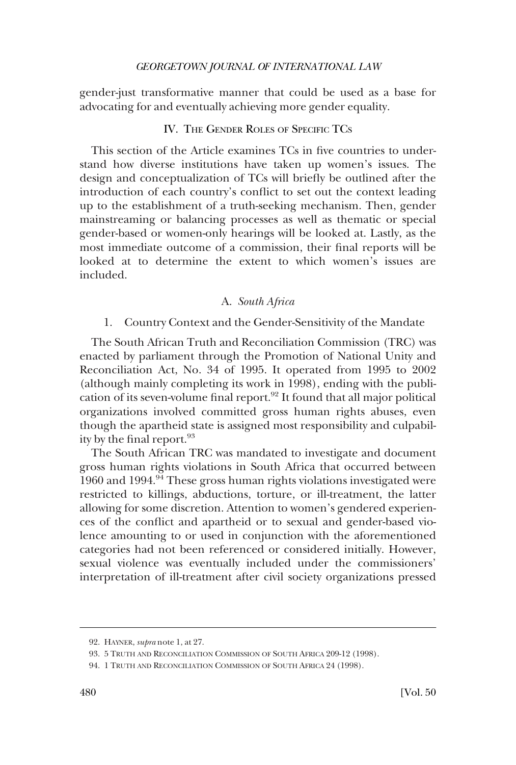gender-just transformative manner that could be used as a base for advocating for and eventually achieving more gender equality.

## IV. The Gender Roles of Specific TCs

This section of the Article examines TCs in five countries to understand how diverse institutions have taken up women's issues. The design and conceptualization of TCs will briefly be outlined after the introduction of each country's conflict to set out the context leading up to the establishment of a truth-seeking mechanism. Then, gender mainstreaming or balancing processes as well as thematic or special gender-based or women-only hearings will be looked at. Lastly, as the most immediate outcome of a commission, their final reports will be looked at to determine the extent to which women's issues are included.

### A. *South Africa*

#### 1. Country Context and the Gender-Sensitivity of the Mandate

The South African Truth and Reconciliation Commission (TRC) was enacted by parliament through the Promotion of National Unity and Reconciliation Act, No. 34 of 1995. It operated from 1995 to 2002 (although mainly completing its work in 1998), ending with the publication of its seven-volume final report.[92] It found that all major political organizations involved committed gross human rights abuses, even though the apartheid state is assigned most responsibility and culpability by the final report.[93]

The South African TRC was mandated to investigate and document gross human rights violations in South Africa that occurred between 1960 and 1994.[94] These gross human rights violations investigated were restricted to killings, abductions, torture, or ill-treatment, the latter allowing for some discretion. Attention to women's gendered experiences of the conflict and apartheid or to sexual and gender-based violence amounting to or used in conjunction with the aforementioned categories had not been referenced or considered initially. However, sexual violence was eventually included under the commissioners' interpretation of ill-treatment after civil society organizations pressed

92. Hayner, *supra* note 1, at 27.

93. 5 Truth and Reconciliation Commission of South Africa 209-12 (1998).

94. 1 Truth and Reconciliation Commission of South Africa 24 (1998).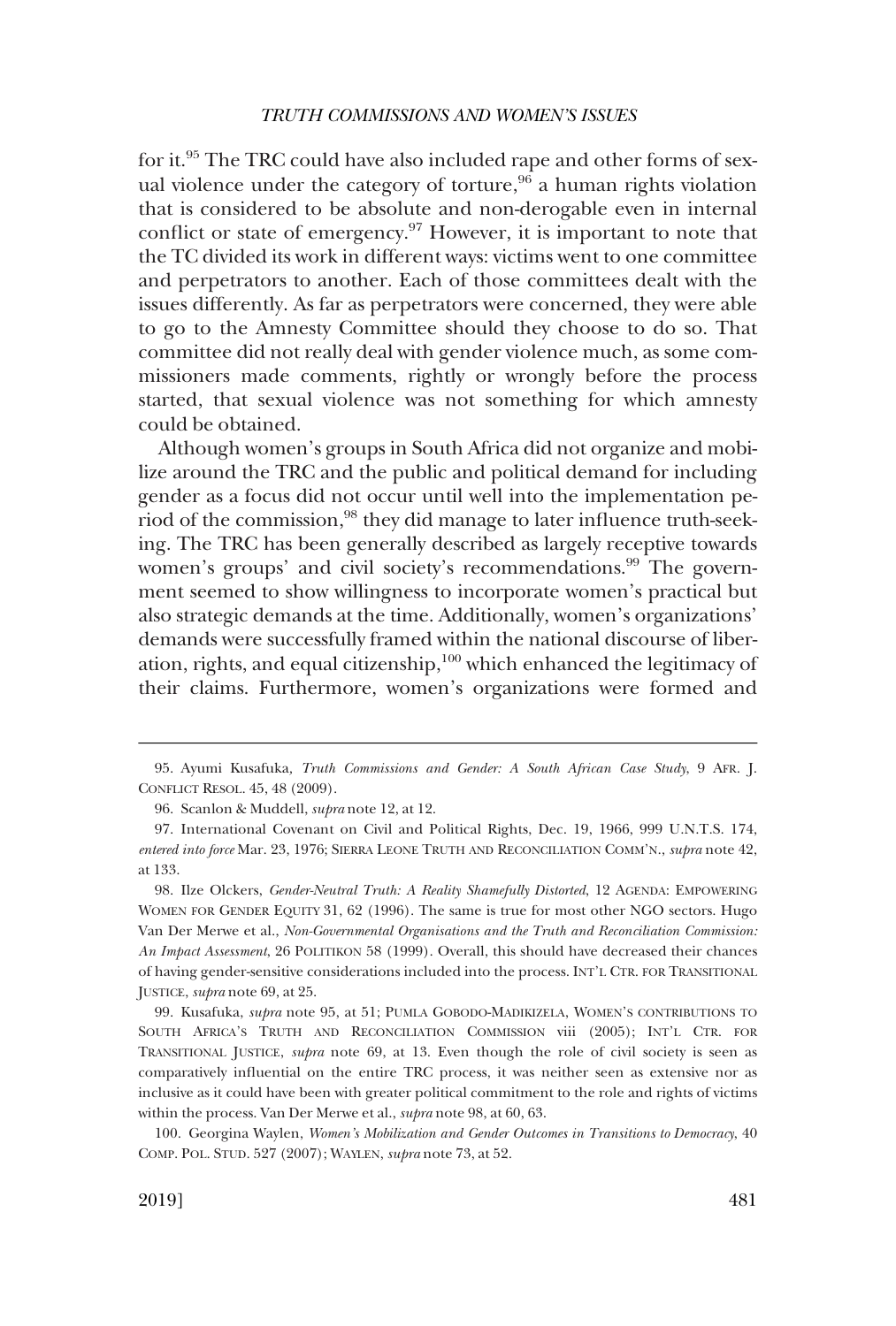for it.[95] The TRC could have also included rape and other forms of sexual violence under the category of torture,[96] a human rights violation that is considered to be absolute and non-derogable even in internal conflict or state of emergency.[97] However, it is important to note that the TC divided its work in different ways: victims went to one committee and perpetrators to another. Each of those committees dealt with the issues differently. As far as perpetrators were concerned, they were able to go to the Amnesty Committee should they choose to do so. That committee did not really deal with gender violence much, as some commissioners made comments, rightly or wrongly before the process started, that sexual violence was not something for which amnesty could be obtained.

Although women's groups in South Africa did not organize and mobilize around the TRC and the public and political demand for including gender as a focus did not occur until well into the implementation period of the commission,[98] they did manage to later influence truth-seeking. The TRC has been generally described as largely receptive towards women's groups' and civil society's recommendations.[99] The government seemed to show willingness to incorporate women's practical but also strategic demands at the time. Additionally, women's organizations' demands were successfully framed within the national discourse of liberation, rights, and equal citizenship,[100] which enhanced the legitimacy of their claims. Furthermore, women's organizations were formed and

---

95. Ayumi Kusafuka, *Truth Commissions and Gender: A South African Case Study*, 9 AFR. J. CONFLICT RESOL. 45, 48 (2009).

96. Scanlon & Muddell, *supra* note 12, at 12.

97. International Covenant on Civil and Political Rights, Dec. 19, 1966, 999 U.N.T.S. 174, *entered into force* Mar. 23, 1976; SIERRA LEONE TRUTH AND RECONCILIATION COMM'N., *supra* note 42, at 133.

98. Ilze Olckers, *Gender-Neutral Truth: A Reality Shamefully Distorted*, 12 AGENDA: EMPOWERING WOMEN FOR GENDER EQUITY 31, 62 (1996). The same is true for most other NGO sectors. Hugo Van Der Merwe et al., *Non-Governmental Organisations and the Truth and Reconciliation Commission: An Impact Assessment*, 26 POLITIKON 58 (1999). Overall, this should have decreased their chances of having gender-sensitive considerations included into the process. INT'L CTR. FOR TRANSITIONAL JUSTICE, *supra* note 69, at 25.

99. Kusafuka, *supra* note 95, at 51; PUMLA GOBODO-MADIKIZELA, WOMEN'S CONTRIBUTIONS TO SOUTH AFRICA'S TRUTH AND RECONCILIATION COMMISSION viii (2005); INT'L CTR. FOR TRANSITIONAL JUSTICE, *supra* note 69, at 13. Even though the role of civil society is seen as comparatively influential on the entire TRC process, it was neither seen as extensive nor as inclusive as it could have been with greater political commitment to the role and rights of victims within the process. Van Der Merwe et al., *supra* note 98, at 60, 63.

100. Georgina Waylen, *Women's Mobilization and Gender Outcomes in Transitions to Democracy*, 40 COMP. POL. STUD. 527 (2007); WAYLEN, *supra* note 73, at 52.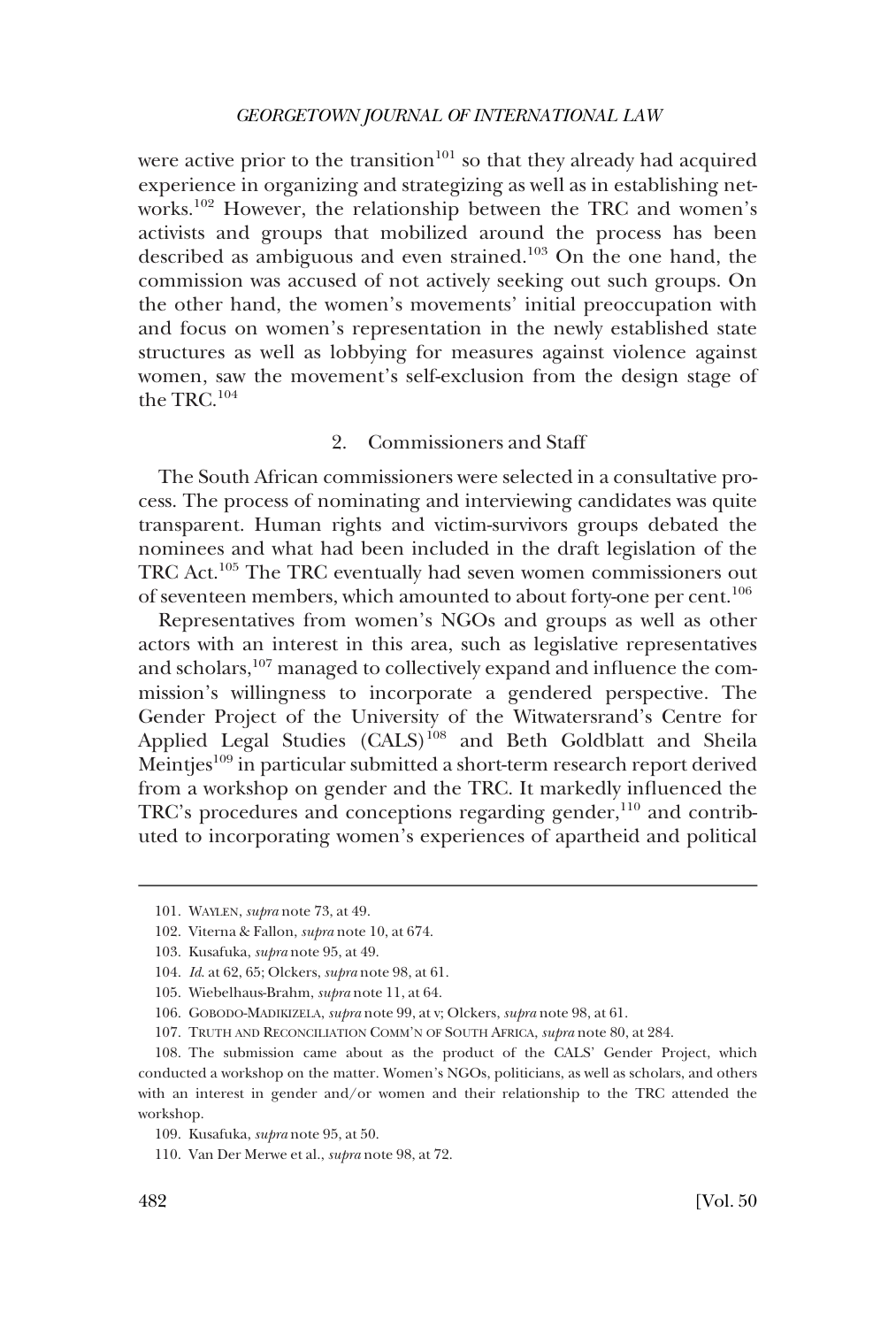were active prior to the transition[101] so that they already had acquired experience in organizing and strategizing as well as in establishing networks.[102] However, the relationship between the TRC and women's activists and groups that mobilized around the process has been described as ambiguous and even strained.[103] On the one hand, the commission was accused of not actively seeking out such groups. On the other hand, the women's movements' initial preoccupation with and focus on women's representation in the newly established state structures as well as lobbying for measures against violence against women, saw the movement's self-exclusion from the design stage of the TRC.[104]

### 2. Commissioners and Staff

The South African commissioners were selected in a consultative process. The process of nominating and interviewing candidates was quite transparent. Human rights and victim-survivors groups debated the nominees and what had been included in the draft legislation of the TRC Act.[105] The TRC eventually had seven women commissioners out of seventeen members, which amounted to about forty-one per cent.[106]

Representatives from women's NGOs and groups as well as other actors with an interest in this area, such as legislative representatives and scholars,[107] managed to collectively expand and influence the commission's willingness to incorporate a gendered perspective. The Gender Project of the University of the Witwatersrand's Centre for Applied Legal Studies (CALS)[108] and Beth Goldblatt and Sheila Meintjes[109] in particular submitted a short-term research report derived from a workshop on gender and the TRC. It markedly influenced the TRC's procedures and conceptions regarding gender,[110] and contributed to incorporating women's experiences of apartheid and political

---

101. WAYLEN, *supra* note 73, at 49.

102. Viterna & Fallon, *supra* note 10, at 674.

103. Kusafuka, *supra* note 95, at 49.

104. *Id.* at 62, 65; Olckers, *supra* note 98, at 61.

105. Wiebelhaus-Brahm, *supra* note 11, at 64.

106. GOBODO-MADIKIZELA, *supra* note 99, at v; Olckers, *supra* note 98, at 61.

107. TRUTH AND RECONCILIATION COMM'N OF SOUTH AFRICA, *supra* note 80, at 284.

108. The submission came about as the product of the CALS' Gender Project, which conducted a workshop on the matter. Women's NGOs, politicians, as well as scholars, and others with an interest in gender and/or women and their relationship to the TRC attended the workshop.

109. Kusafuka, *supra* note 95, at 50.

110. Van Der Merwe et al., *supra* note 98, at 72.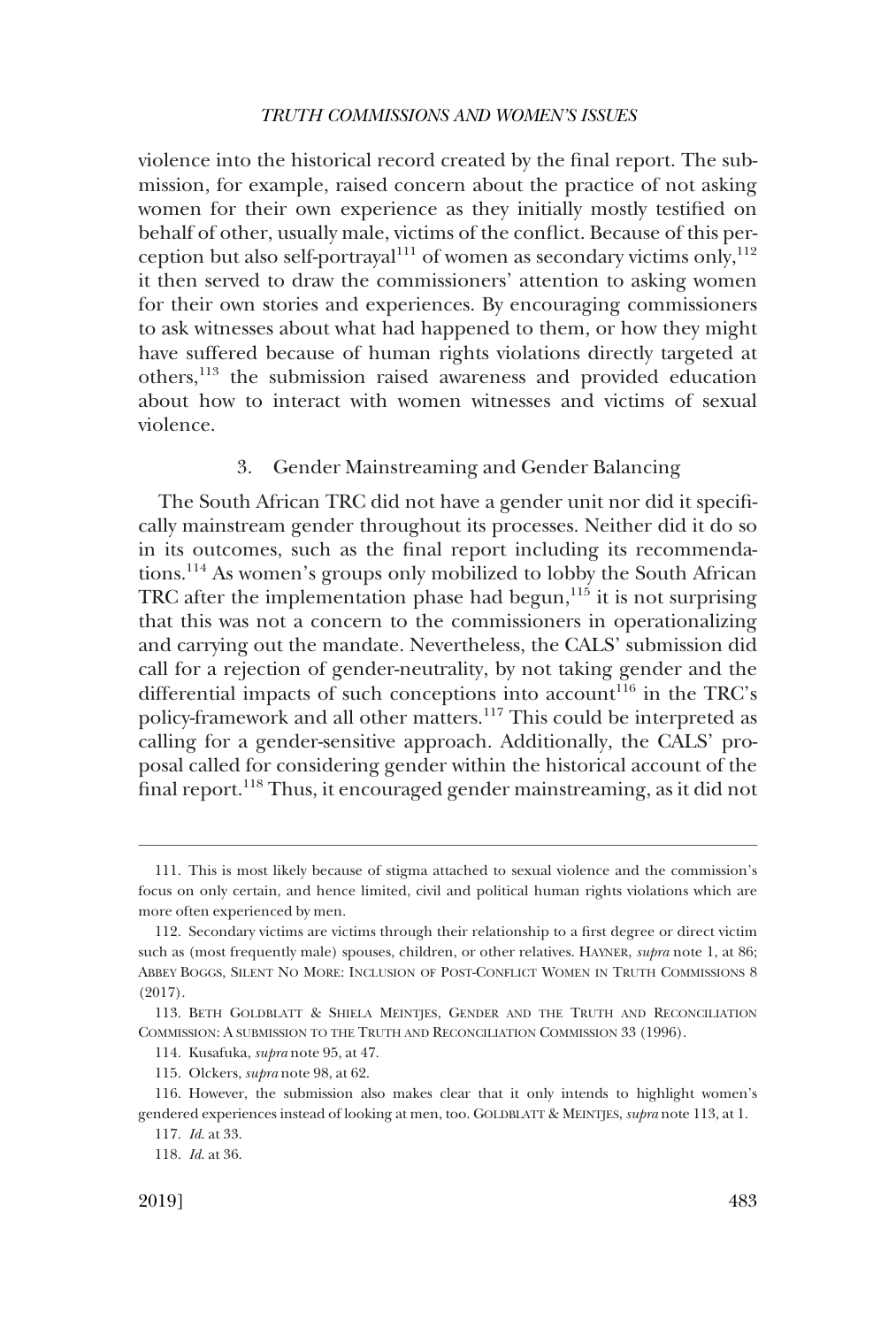violence into the historical record created by the final report. The submission, for example, raised concern about the practice of not asking women for their own experience as they initially mostly testified on behalf of other, usually male, victims of the conflict. Because of this perception but also self-portrayal[111] of women as secondary victims only,[112] it then served to draw the commissioners' attention to asking women for their own stories and experiences. By encouraging commissioners to ask witnesses about what had happened to them, or how they might have suffered because of human rights violations directly targeted at others,[113] the submission raised awareness and provided education about how to interact with women witnesses and victims of sexual violence.

### 3. Gender Mainstreaming and Gender Balancing

The South African TRC did not have a gender unit nor did it specifically mainstream gender throughout its processes. Neither did it do so in its outcomes, such as the final report including its recommendations.[114] As women's groups only mobilized to lobby the South African TRC after the implementation phase had begun,[115] it is not surprising that this was not a concern to the commissioners in operationalizing and carrying out the mandate. Nevertheless, the CALS' submission did call for a rejection of gender-neutrality, by not taking gender and the differential impacts of such conceptions into account[116] in the TRC's policy-framework and all other matters.[117] This could be interpreted as calling for a gender-sensitive approach. Additionally, the CALS' proposal called for considering gender within the historical account of the final report.[118] Thus, it encouraged gender mainstreaming, as it did not

---

111. This is most likely because of stigma attached to sexual violence and the commission's focus on only certain, and hence limited, civil and political human rights violations which are more often experienced by men.

112. Secondary victims are victims through their relationship to a first degree or direct victim such as (most frequently male) spouses, children, or other relatives. HAYNER, *supra* note 1, at 86; ABBEY BOGGS, SILENT NO MORE: INCLUSION OF POST-CONFLICT WOMEN IN TRUTH COMMISSIONS 8 (2017).

113. BETH GOLDBLATT & SHIELA MEINTJES, GENDER AND THE TRUTH AND RECONCILIATION COMMISSION: A SUBMISSION TO THE TRUTH AND RECONCILIATION COMMISSION 33 (1996).

114. Kusafuka, *supra* note 95, at 47.

115. Olckers, *supra* note 98, at 62.

116. However, the submission also makes clear that it only intends to highlight women's gendered experiences instead of looking at men, too. GOLDBLATT & MEINTJES, *supra* note 113, at 1.

117. *Id.* at 33.

118. *Id.* at 36.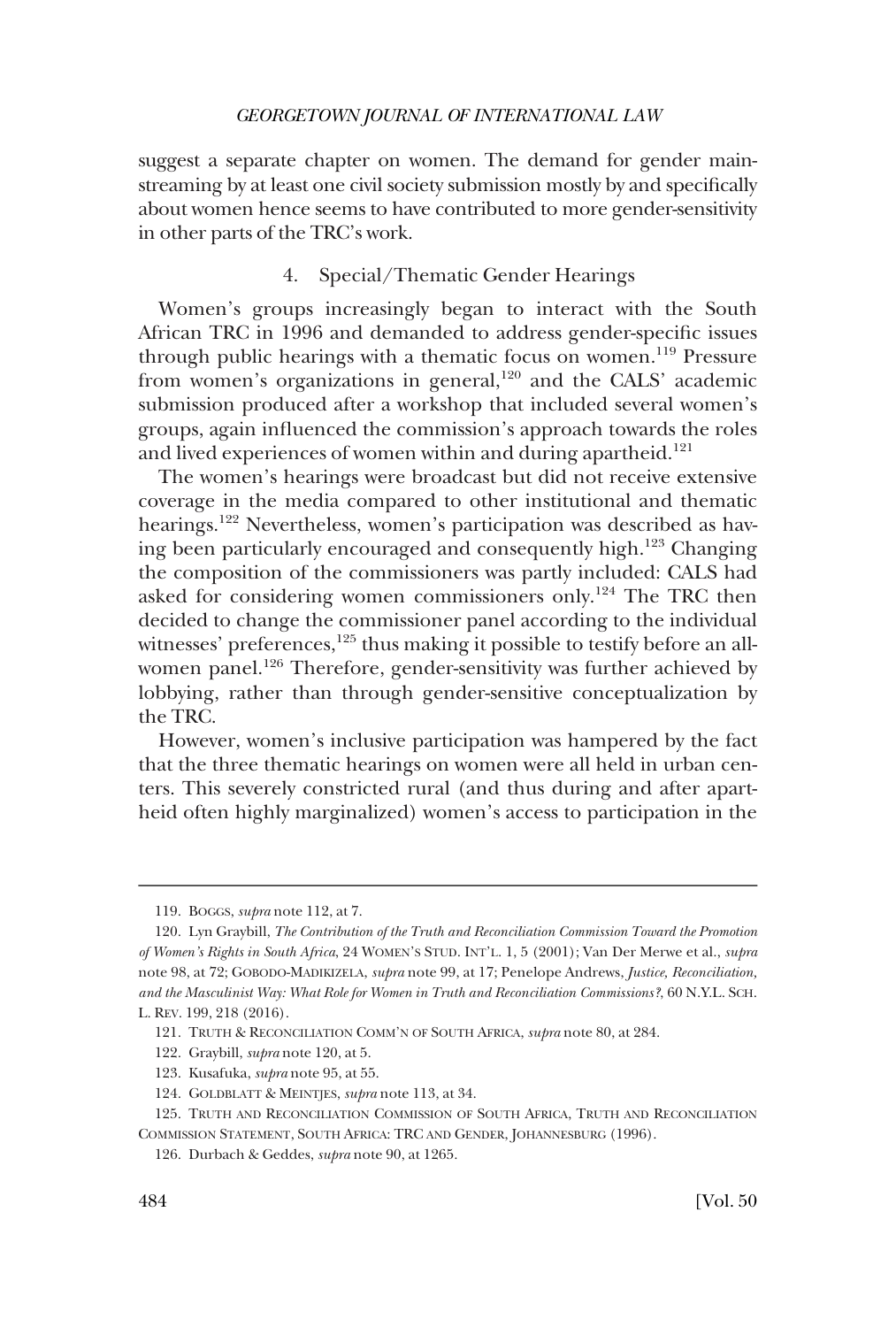suggest a separate chapter on women. The demand for gender mainstreaming by at least one civil society submission mostly by and specifically about women hence seems to have contributed to more gender-sensitivity in other parts of the TRC's work.

#### 4. Special/Thematic Gender Hearings

Women's groups increasingly began to interact with the South African TRC in 1996 and demanded to address gender-specific issues through public hearings with a thematic focus on women.[119] Pressure from women's organizations in general,[120] and the CALS' academic submission produced after a workshop that included several women's groups, again influenced the commission's approach towards the roles and lived experiences of women within and during apartheid.[121]

The women's hearings were broadcast but did not receive extensive coverage in the media compared to other institutional and thematic hearings.[122] Nevertheless, women's participation was described as having been particularly encouraged and consequently high.[123] Changing the composition of the commissioners was partly included: CALS had asked for considering women commissioners only.[124] The TRC then decided to change the commissioner panel according to the individual witnesses' preferences,[125] thus making it possible to testify before an all-women panel.[126] Therefore, gender-sensitivity was further achieved by lobbying, rather than through gender-sensitive conceptualization by the TRC.

However, women's inclusive participation was hampered by the fact that the three thematic hearings on women were all held in urban centers. This severely constricted rural (and thus during and after apartheid often highly marginalized) women's access to participation in the

---

119. BOGGS, *supra* note 112, at 7.

120. Lyn Graybill, *The Contribution of the Truth and Reconciliation Commission Toward the Promotion of Women's Rights in South Africa*, 24 WOMEN'S STUD. INT'L. 1, 5 (2001); Van Der Merwe et al., *supra* note 98, at 72; GOBODO-MADIKIZELA, *supra* note 99, at 17; Penelope Andrews, *Justice, Reconciliation, and the Masculinist Way: What Role for Women in Truth and Reconciliation Commissions?*, 60 N.Y.L. SCH. L. REV. 199, 218 (2016).

121. TRUTH & RECONCILIATION COMM'N OF SOUTH AFRICA, *supra* note 80, at 284.

122. Graybill, *supra* note 120, at 5.

123. Kusafuka, *supra* note 95, at 55.

124. GOLDBLATT & MEINTJES, *supra* note 113, at 34.

125. TRUTH AND RECONCILIATION COMMISSION OF SOUTH AFRICA, TRUTH AND RECONCILIATION COMMISSION STATEMENT, SOUTH AFRICA: TRC AND GENDER, JOHANNESBURG (1996).

126. Durbach & Geddes, *supra* note 90, at 1265.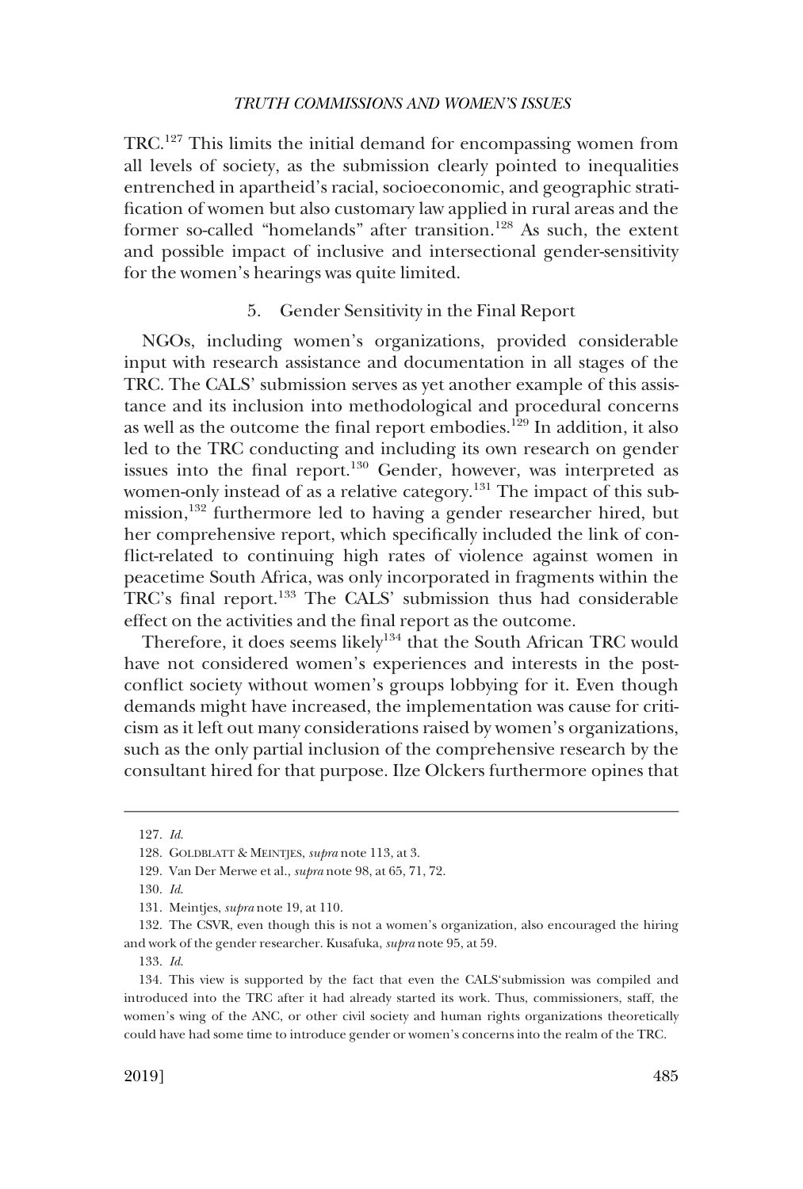TRC.[127] This limits the initial demand for encompassing women from all levels of society, as the submission clearly pointed to inequalities entrenched in apartheid's racial, socioeconomic, and geographic stratification of women but also customary law applied in rural areas and the former so-called "homelands" after transition.[128] As such, the extent and possible impact of inclusive and intersectional gender-sensitivity for the women's hearings was quite limited.

### 5. Gender Sensitivity in the Final Report

NGOs, including women's organizations, provided considerable input with research assistance and documentation in all stages of the TRC. The CALS' submission serves as yet another example of this assistance and its inclusion into methodological and procedural concerns as well as the outcome the final report embodies.[129] In addition, it also led to the TRC conducting and including its own research on gender issues into the final report.[130] Gender, however, was interpreted as women-only instead of as a relative category.[131] The impact of this submission,[132] furthermore led to having a gender researcher hired, but her comprehensive report, which specifically included the link of conflict-related to continuing high rates of violence against women in peacetime South Africa, was only incorporated in fragments within the TRC's final report.[133] The CALS' submission thus had considerable effect on the activities and the final report as the outcome.

Therefore, it does seems likely[134] that the South African TRC would have not considered women's experiences and interests in the post-conflict society without women's groups lobbying for it. Even though demands might have increased, the implementation was cause for criticism as it left out many considerations raised by women's organizations, such as the only partial inclusion of the comprehensive research by the consultant hired for that purpose. Ilze Olckers furthermore opines that

---

127. *Id.*

128. GOLDBLATT & MEINTJES, *supra* note 113, at 3.

129. Van Der Merwe et al., *supra* note 98, at 65, 71, 72.

130. *Id.*

131. Meintjes, *supra* note 19, at 110.

132. The CSVR, even though this is not a women's organization, also encouraged the hiring and work of the gender researcher. Kusafuka, *supra* note 95, at 59.

133. *Id.*

134. This view is supported by the fact that even the CALS'submission was compiled and introduced into the TRC after it had already started its work. Thus, commissioners, staff, the women's wing of the ANC, or other civil society and human rights organizations theoretically could have had some time to introduce gender or women's concerns into the realm of the TRC.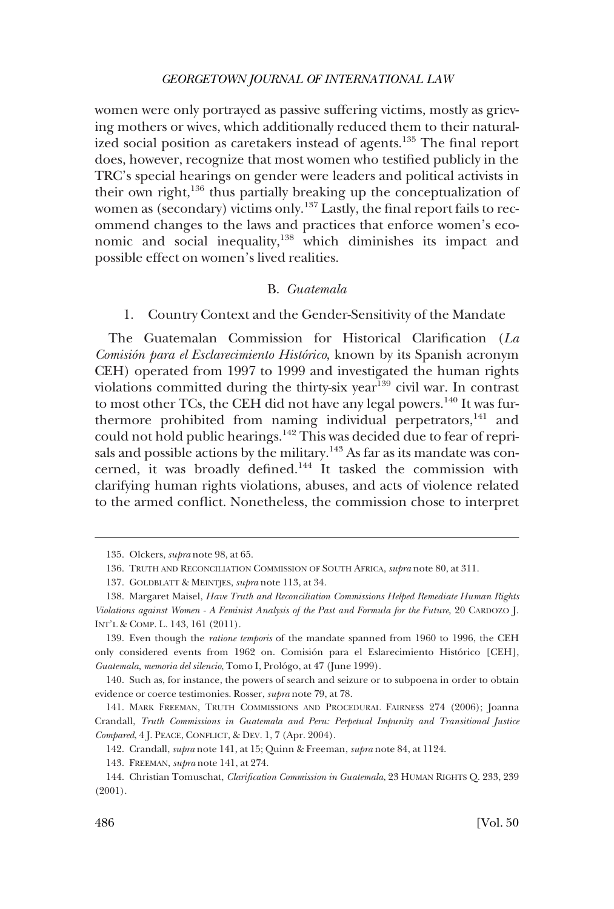women were only portrayed as passive suffering victims, mostly as grieving mothers or wives, which additionally reduced them to their naturalized social position as caretakers instead of agents.[135] The final report does, however, recognize that most women who testified publicly in the TRC's special hearings on gender were leaders and political activists in their own right,[136] thus partially breaking up the conceptualization of women as (secondary) victims only.[137] Lastly, the final report fails to recommend changes to the laws and practices that enforce women's economic and social inequality,[138] which diminishes its impact and possible effect on women's lived realities.

### B. *Guatemala*

#### 1. Country Context and the Gender-Sensitivity of the Mandate

The Guatemalan Commission for Historical Clarification (*La Comisión para el Esclarecimiento Histórico,* known by its Spanish acronym CEH) operated from 1997 to 1999 and investigated the human rights violations committed during the thirty-six year[139] civil war. In contrast to most other TCs, the CEH did not have any legal powers.[140] It was furthermore prohibited from naming individual perpetrators,[141] and could not hold public hearings.[142] This was decided due to fear of reprisals and possible actions by the military.[143] As far as its mandate was concerned, it was broadly defined.[144] It tasked the commission with clarifying human rights violations, abuses, and acts of violence related to the armed conflict. Nonetheless, the commission chose to interpret

---

135. Olckers, *supra* note 98, at 65.

136. TRUTH AND RECONCILIATION COMMISSION OF SOUTH AFRICA, *supra* note 80, at 311.

137. GOLDBLATT & MEINTJES, *supra* note 113, at 34.

138. Margaret Maisel, *Have Truth and Reconciliation Commissions Helped Remediate Human Rights Violations against Women - A Feminist Analysis of the Past and Formula for the Future,* 20 CARDOZO J. INT'L & COMP. L. 143, 161 (2011).

139. Even though the *ratione temporis* of the mandate spanned from 1960 to 1996, the CEH only considered events from 1962 on. Comisión para el Eslarecimiento Histórico [CEH], *Guatemala, memoria del silencio,* Tomo I, Prológo, at 47 (June 1999).

140. Such as, for instance, the powers of search and seizure or to subpoena in order to obtain evidence or coerce testimonies. Rosser, *supra* note 79, at 78.

141. MARK FREEMAN, TRUTH COMMISSIONS AND PROCEDURAL FAIRNESS 274 (2006); Joanna Crandall, *Truth Commissions in Guatemala and Peru: Perpetual Impunity and Transitional Justice Compared,* 4 J. PEACE, CONFLICT, & DEV. 1, 7 (Apr. 2004).

142. Crandall, *supra* note 141, at 15; Quinn & Freeman, *supra* note 84, at 1124.

143. FREEMAN, *supra* note 141, at 274.

144. Christian Tomuschat, *Clarification Commission in Guatemala,* 23 HUMAN RIGHTS Q. 233, 239 (2001).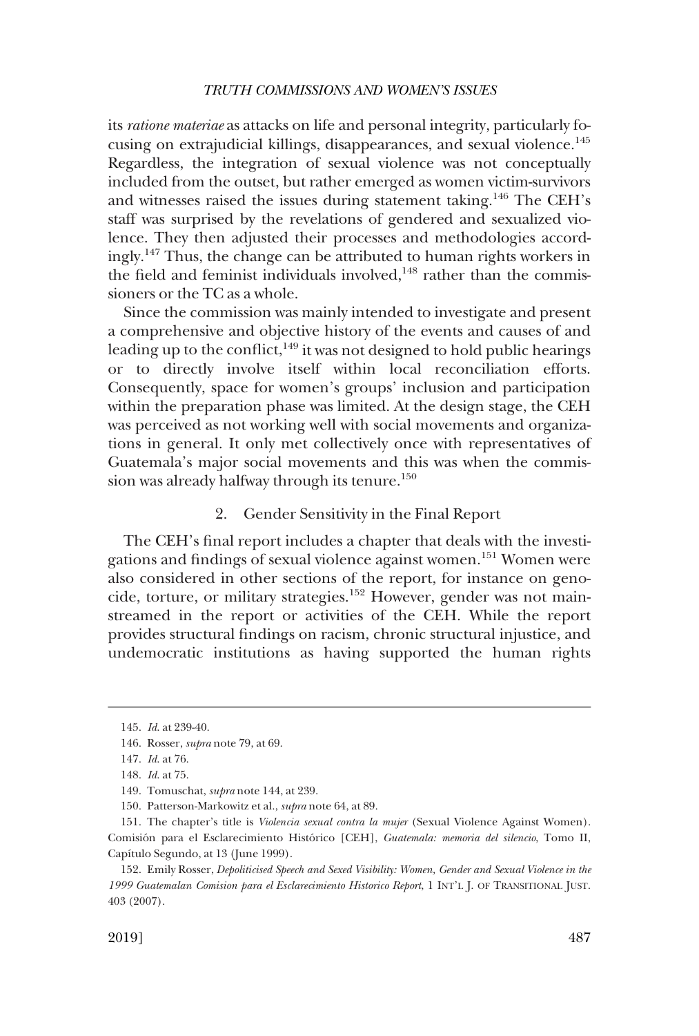its *ratione materiae* as attacks on life and personal integrity, particularly focusing on extrajudicial killings, disappearances, and sexual violence.[145] Regardless, the integration of sexual violence was not conceptually included from the outset, but rather emerged as women victim-survivors and witnesses raised the issues during statement taking.[146] The CEH's staff was surprised by the revelations of gendered and sexualized violence. They then adjusted their processes and methodologies accordingly.[147] Thus, the change can be attributed to human rights workers in the field and feminist individuals involved,[148] rather than the commissioners or the TC as a whole.

Since the commission was mainly intended to investigate and present a comprehensive and objective history of the events and causes of and leading up to the conflict,[149] it was not designed to hold public hearings or to directly involve itself within local reconciliation efforts. Consequently, space for women's groups' inclusion and participation within the preparation phase was limited. At the design stage, the CEH was perceived as not working well with social movements and organizations in general. It only met collectively once with representatives of Guatemala's major social movements and this was when the commission was already halfway through its tenure.[150]

### 2. Gender Sensitivity in the Final Report

The CEH's final report includes a chapter that deals with the investigations and findings of sexual violence against women.[151] Women were also considered in other sections of the report, for instance on genocide, torture, or military strategies.[152] However, gender was not mainstreamed in the report or activities of the CEH. While the report provides structural findings on racism, chronic structural injustice, and undemocratic institutions as having supported the human rights

---

145. *Id.* at 239-40.

146. Rosser, *supra* note 79, at 69.

147. *Id.* at 76.

148. *Id.* at 75.

149. Tomuschat, *supra* note 144, at 239.

150. Patterson-Markowitz et al., *supra* note 64, at 89.

151. The chapter's title is *Violencia sexual contra la mujer* (Sexual Violence Against Women). Comisión para el Esclarecimiento Histórico [CEH], *Guatemala: memoria del silencio*, Tomo II, Capítulo Segundo, at 13 (June 1999).

152. Emily Rosser, *Depoliticised Speech and Sexed Visibility: Women, Gender and Sexual Violence in the 1999 Guatemalan Comision para el Esclarecimiento Historico Report*, 1 INT'L J. OF TRANSITIONAL JUST. 403 (2007).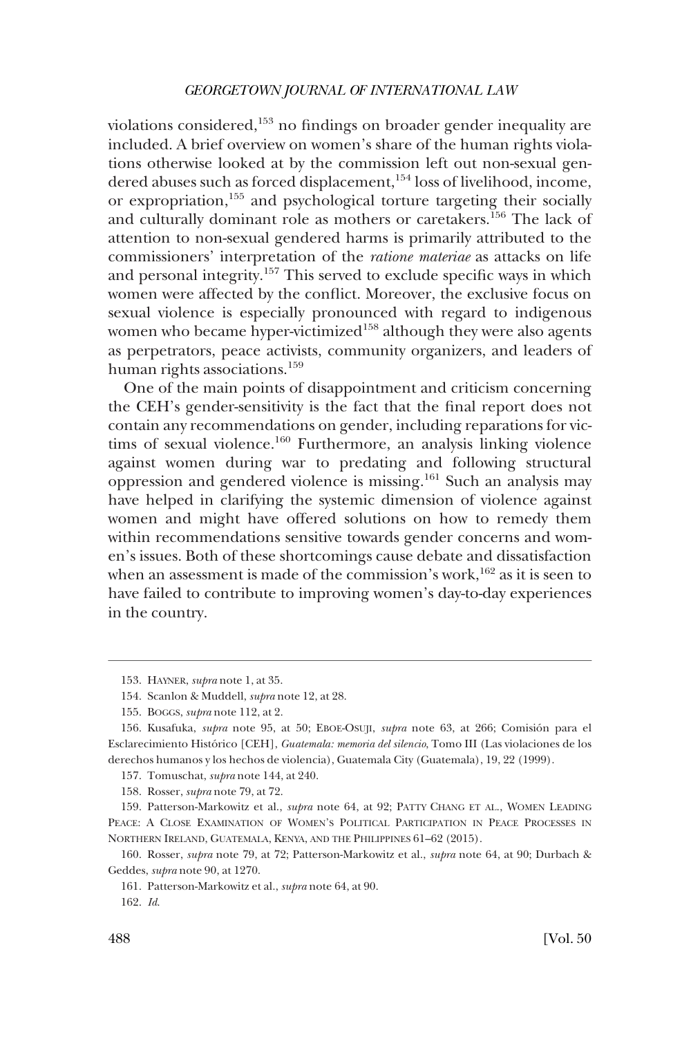violations considered,[153] no findings on broader gender inequality are included. A brief overview on women's share of the human rights violations otherwise looked at by the commission left out non-sexual gendered abuses such as forced displacement,[154] loss of livelihood, income, or expropriation,[155] and psychological torture targeting their socially and culturally dominant role as mothers or caretakers.[156] The lack of attention to non-sexual gendered harms is primarily attributed to the commissioners' interpretation of the *ratione materiae* as attacks on life and personal integrity.[157] This served to exclude specific ways in which women were affected by the conflict. Moreover, the exclusive focus on sexual violence is especially pronounced with regard to indigenous women who became hyper-victimized[158] although they were also agents as perpetrators, peace activists, community organizers, and leaders of human rights associations.[159]

One of the main points of disappointment and criticism concerning the CEH's gender-sensitivity is the fact that the final report does not contain any recommendations on gender, including reparations for victims of sexual violence.[160] Furthermore, an analysis linking violence against women during war to predating and following structural oppression and gendered violence is missing.[161] Such an analysis may have helped in clarifying the systemic dimension of violence against women and might have offered solutions on how to remedy them within recommendations sensitive towards gender concerns and women's issues. Both of these shortcomings cause debate and dissatisfaction when an assessment is made of the commission's work,[162] as it is seen to have failed to contribute to improving women's day-to-day experiences in the country.

---

153. HAYNER, *supra* note 1, at 35.

154. Scanlon & Muddell, *supra* note 12, at 28.

155. BOGGS, *supra* note 112, at 2.

156. Kusafuka, *supra* note 95, at 50; EBOE-OSUJI, *supra* note 63, at 266; Comisión para el Esclarecimiento Histórico [CEH], *Guatemala: memoria del silencio*, Tomo III (Las violaciones de los derechos humanos y los hechos de violencia), Guatemala City (Guatemala), 19, 22 (1999).

157. Tomuschat, *supra* note 144, at 240.

158. Rosser, *supra* note 79, at 72.

159. Patterson-Markowitz et al., *supra* note 64, at 92; PATTY CHANG ET AL., WOMEN LEADING PEACE: A CLOSE EXAMINATION OF WOMEN'S POLITICAL PARTICIPATION IN PEACE PROCESSES IN NORTHERN IRELAND, GUATEMALA, KENYA, AND THE PHILIPPINES 61–62 (2015).

160. Rosser, *supra* note 79, at 72; Patterson-Markowitz et al., *supra* note 64, at 90; Durbach & Geddes, *supra* note 90, at 1270.

161. Patterson-Markowitz et al., *supra* note 64, at 90.

162. *Id.*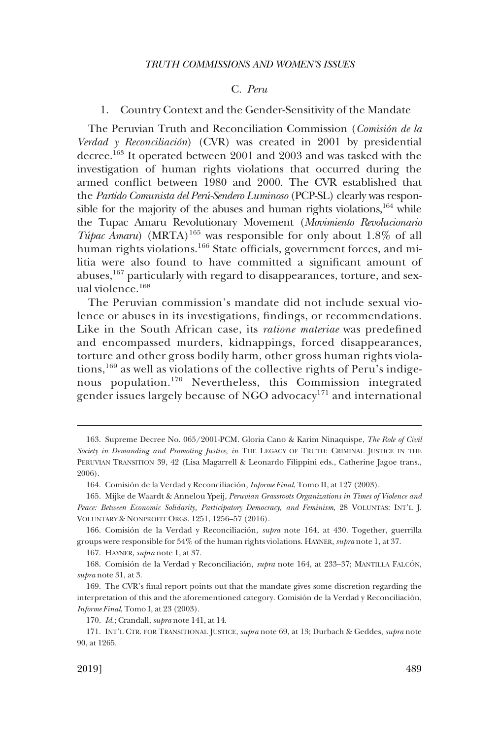### C. *Peru*

#### 1. Country Context and the Gender-Sensitivity of the Mandate

The Peruvian Truth and Reconciliation Commission (*Comisión de la Verdad y Reconciliación*) (CVR) was created in 2001 by presidential decree.[163] It operated between 2001 and 2003 and was tasked with the investigation of human rights violations that occurred during the armed conflict between 1980 and 2000. The CVR established that the *Partido Comunista del Perú-Sendero Luminoso* (PCP-SL) clearly was responsible for the majority of the abuses and human rights violations,[164] while the Tupac Amaru Revolutionary Movement (*Movimiento Revolucionario Túpac Amaru*) (MRTA)[165] was responsible for only about 1.8% of all human rights violations.[166] State officials, government forces, and militia were also found to have committed a significant amount of abuses,[167] particularly with regard to disappearances, torture, and sexual violence.[168]

The Peruvian commission's mandate did not include sexual violence or abuses in its investigations, findings, or recommendations. Like in the South African case, its *ratione materiae* was predefined and encompassed murders, kidnappings, forced disappearances, torture and other gross bodily harm, other gross human rights violations,[169] as well as violations of the collective rights of Peru's indigenous population.[170] Nevertheless, this Commission integrated gender issues largely because of NGO advocacy[171] and international

---

163. Supreme Decree No. 065/2001-PCM. Gloria Cano & Karim Ninaquispe, *The Role of Civil Society in Demanding and Promoting Justice*, *in* THE LEGACY OF TRUTH: CRIMINAL JUSTICE IN THE PERUVIAN TRANSITION 39, 42 (Lisa Magarrell & Leonardo Filippini eds., Catherine Jagoe trans., 2006).

164. Comisión de la Verdad y Reconciliación, *Informe Final*, Tomo II, at 127 (2003).

165. Mijke de Waardt & Annelou Ypeij, *Peruvian Grassroots Organizations in Times of Violence and Peace: Between Economic Solidarity, Participatory Democracy, and Feminism*, 28 VOLUNTAS: INT'L J. VOLUNTARY & NONPROFIT ORGS. 1251, 1256–57 (2016).

166. Comisión de la Verdad y Reconciliación, *supra* note 164, at 430. Together, guerrilla groups were responsible for 54% of the human rights violations. HAYNER, *supra* note 1, at 37.

167. HAYNER, *supra* note 1, at 37.

168. Comisión de la Verdad y Reconciliación, *supra* note 164, at 233–37; MANTILLA FALCÓN, *supra* note 31, at 3.

169. The CVR's final report points out that the mandate gives some discretion regarding the interpretation of this and the aforementioned category. Comisión de la Verdad y Reconciliación, *Informe Final*, Tomo I, at 23 (2003).

170. *Id.*; Crandall, *supra* note 141, at 14.

171. INT'L CTR. FOR TRANSITIONAL JUSTICE, *supra* note 69, at 13; Durbach & Geddes, *supra* note 90, at 1265.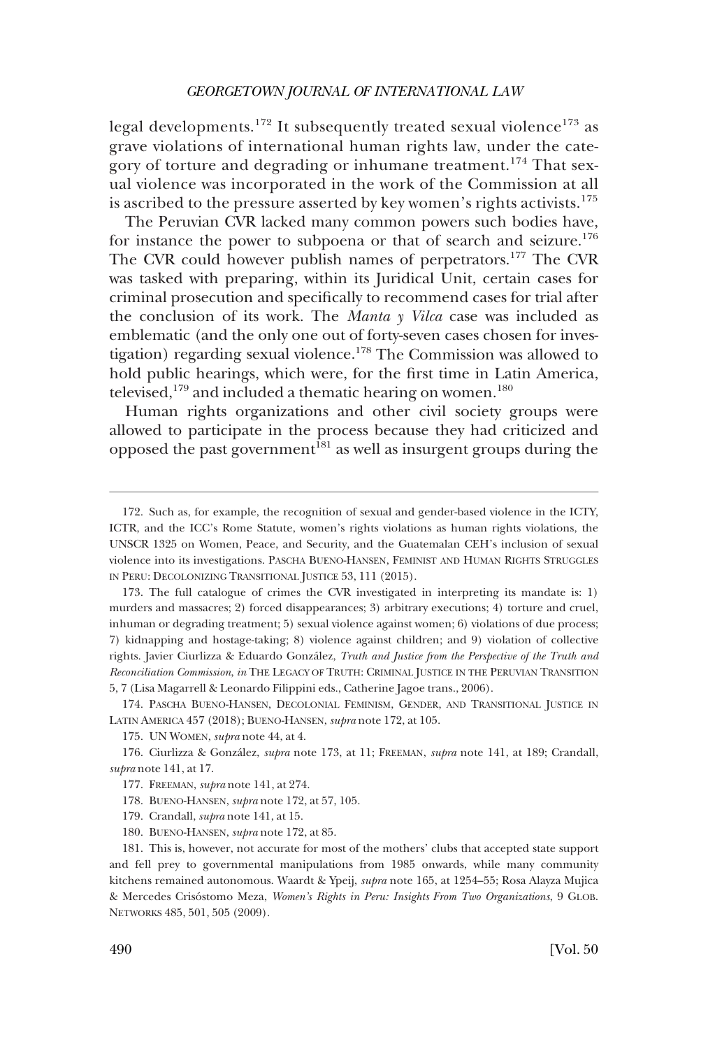legal developments.[172] It subsequently treated sexual violence[173] as grave violations of international human rights law, under the category of torture and degrading or inhumane treatment.[174] That sexual violence was incorporated in the work of the Commission at all is ascribed to the pressure asserted by key women's rights activists.[175]

The Peruvian CVR lacked many common powers such bodies have, for instance the power to subpoena or that of search and seizure.[176] The CVR could however publish names of perpetrators.[177] The CVR was tasked with preparing, within its Juridical Unit, certain cases for criminal prosecution and specifically to recommend cases for trial after the conclusion of its work. The *Manta y Vilca* case was included as emblematic (and the only one out of forty-seven cases chosen for investigation) regarding sexual violence.[178] The Commission was allowed to hold public hearings, which were, for the first time in Latin America, televised,[179] and included a thematic hearing on women.[180]

Human rights organizations and other civil society groups were allowed to participate in the process because they had criticized and opposed the past government[181] as well as insurgent groups during the

---

172. Such as, for example, the recognition of sexual and gender-based violence in the ICTY, ICTR, and the ICC's Rome Statute, women's rights violations as human rights violations, the UNSCR 1325 on Women, Peace, and Security, and the Guatemalan CEH's inclusion of sexual violence into its investigations. PASCHA BUENO-HANSEN, FEMINIST AND HUMAN RIGHTS STRUGGLES IN PERU: DECOLONIZING TRANSITIONAL JUSTICE 53, 111 (2015).

173. The full catalogue of crimes the CVR investigated in interpreting its mandate is: 1) murders and massacres; 2) forced disappearances; 3) arbitrary executions; 4) torture and cruel, inhuman or degrading treatment; 5) sexual violence against women; 6) violations of due process; 7) kidnapping and hostage-taking; 8) violence against children; and 9) violation of collective rights. Javier Ciurlizza & Eduardo González, *Truth and Justice from the Perspective of the Truth and Reconciliation Commission*, *in* THE LEGACY OF TRUTH: CRIMINAL JUSTICE IN THE PERUVIAN TRANSITION 5, 7 (Lisa Magarrell & Leonardo Filippini eds., Catherine Jagoe trans., 2006).

174. PASCHA BUENO-HANSEN, DECOLONIAL FEMINISM, GENDER, AND TRANSITIONAL JUSTICE IN LATIN AMERICA 457 (2018); BUENO-HANSEN, *supra* note 172, at 105.

175. UN WOMEN, *supra* note 44, at 4.

176. Ciurlizza & González, *supra* note 173, at 11; FREEMAN, *supra* note 141, at 189; Crandall, *supra* note 141, at 17.

177. FREEMAN, *supra* note 141, at 274.

178. BUENO-HANSEN, *supra* note 172, at 57, 105.

179. Crandall, *supra* note 141, at 15.

180. BUENO-HANSEN, *supra* note 172, at 85.

181. This is, however, not accurate for most of the mothers' clubs that accepted state support and fell prey to governmental manipulations from 1985 onwards, while many community kitchens remained autonomous. Waardt & Ypeij, *supra* note 165, at 1254–55; Rosa Alayza Mujica & Mercedes Crisóstomo Meza, *Women's Rights in Peru: Insights From Two Organizations*, 9 GLOB. NETWORKS 485, 501, 505 (2009).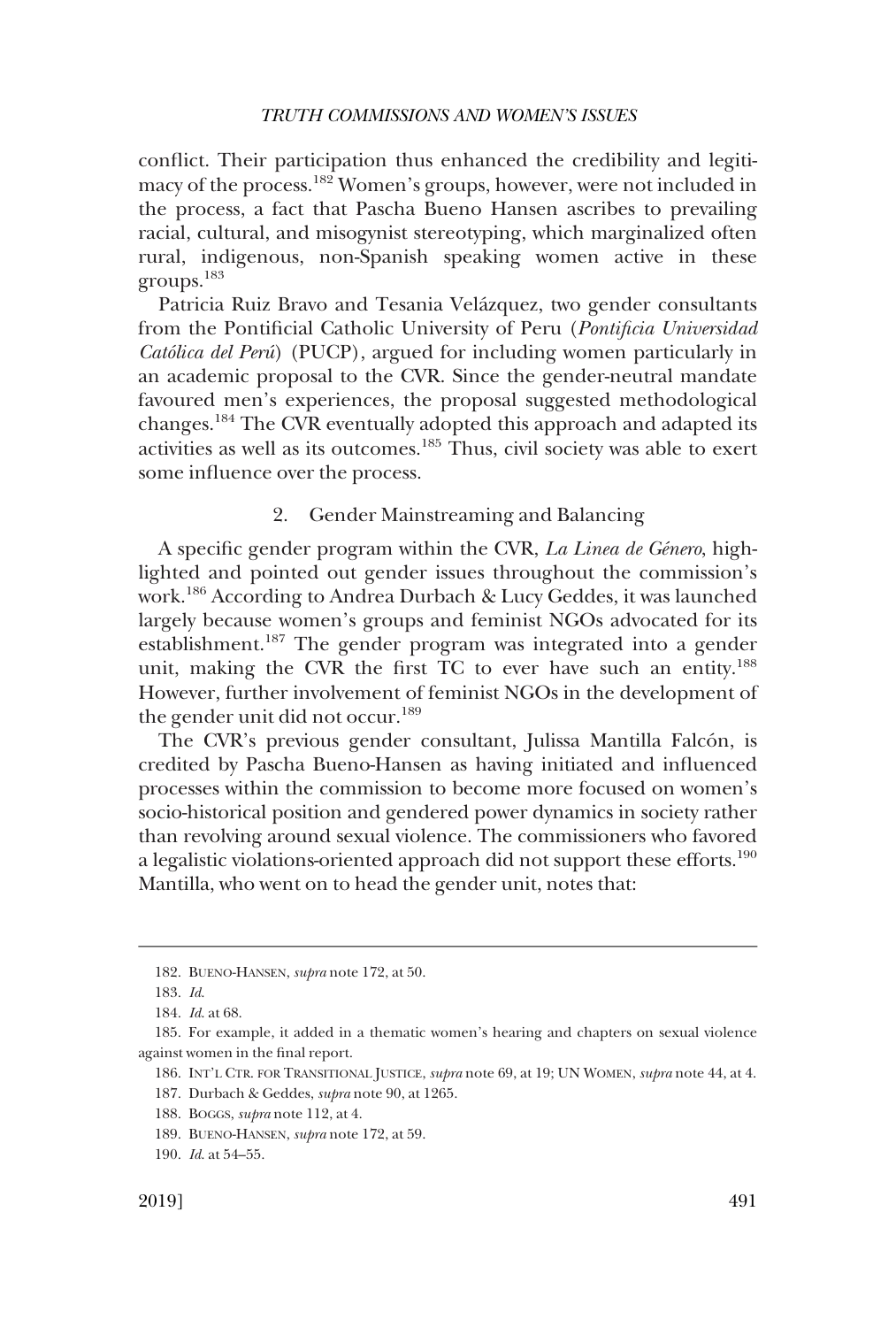conflict. Their participation thus enhanced the credibility and legitimacy of the process.[182] Women's groups, however, were not included in the process, a fact that Pascha Bueno Hansen ascribes to prevailing racial, cultural, and misogynist stereotyping, which marginalized often rural, indigenous, non-Spanish speaking women active in these groups.[183]

Patricia Ruiz Bravo and Tesania Velázquez, two gender consultants from the Pontificial Catholic University of Peru (*Pontificia Universidad Católica del Perú*) (PUCP), argued for including women particularly in an academic proposal to the CVR. Since the gender-neutral mandate favoured men's experiences, the proposal suggested methodological changes.[184] The CVR eventually adopted this approach and adapted its activities as well as its outcomes.[185] Thus, civil society was able to exert some influence over the process.

### 2. Gender Mainstreaming and Balancing

A specific gender program within the CVR, *La Linea de Género*, highlighted and pointed out gender issues throughout the commission's work.[186] According to Andrea Durbach & Lucy Geddes, it was launched largely because women's groups and feminist NGOs advocated for its establishment.[187] The gender program was integrated into a gender unit, making the CVR the first TC to ever have such an entity.[188] However, further involvement of feminist NGOs in the development of the gender unit did not occur.[189]

The CVR's previous gender consultant, Julissa Mantilla Falcón, is credited by Pascha Bueno-Hansen as having initiated and influenced processes within the commission to become more focused on women's socio-historical position and gendered power dynamics in society rather than revolving around sexual violence. The commissioners who favored a legalistic violations-oriented approach did not support these efforts.[190] Mantilla, who went on to head the gender unit, notes that:

---

182. BUENO-HANSEN, *supra* note 172, at 50.

183. *Id.*

184. *Id.* at 68.

185. For example, it added in a thematic women's hearing and chapters on sexual violence against women in the final report.

186. INT'L CTR. FOR TRANSITIONAL JUSTICE, *supra* note 69, at 19; UN WOMEN, *supra* note 44, at 4.

187. Durbach & Geddes, *supra* note 90, at 1265.

188. BOGGS, *supra* note 112, at 4.

189. BUENO-HANSEN, *supra* note 172, at 59.

190. *Id.* at 54–55.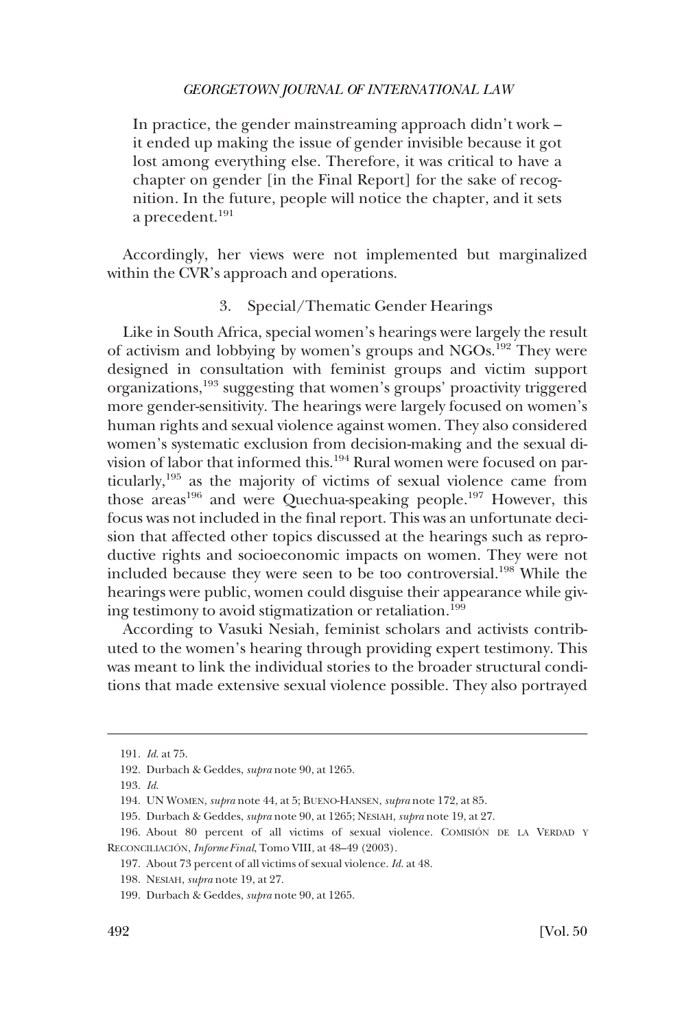> In practice, the gender mainstreaming approach didn't work – it ended up making the issue of gender invisible because it got lost among everything else. Therefore, it was critical to have a chapter on gender [in the Final Report] for the sake of recognition. In the future, people will notice the chapter, and it sets a precedent.[191]

Accordingly, her views were not implemented but marginalized within the CVR's approach and operations.

### 3. Special/Thematic Gender Hearings

Like in South Africa, special women's hearings were largely the result of activism and lobbying by women's groups and NGOs.[192] They were designed in consultation with feminist groups and victim support organizations,[193] suggesting that women's groups' proactivity triggered more gender-sensitivity. The hearings were largely focused on women's human rights and sexual violence against women. They also considered women's systematic exclusion from decision-making and the sexual division of labor that informed this.[194] Rural women were focused on particularly,[195] as the majority of victims of sexual violence came from those areas[196] and were Quechua-speaking people.[197] However, this focus was not included in the final report. This was an unfortunate decision that affected other topics discussed at the hearings such as reproductive rights and socioeconomic impacts on women. They were not included because they were seen to be too controversial.[198] While the hearings were public, women could disguise their appearance while giving testimony to avoid stigmatization or retaliation.[199]

According to Vasuki Nesiah, feminist scholars and activists contributed to the women's hearing through providing expert testimony. This was meant to link the individual stories to the broader structural conditions that made extensive sexual violence possible. They also portrayed

---

191. *Id.* at 75.

192. Durbach & Geddes, *supra* note 90, at 1265.

193. *Id.*

194. UN WOMEN, *supra* note 44, at 5; BUENO-HANSEN, *supra* note 172, at 85.

195. Durbach & Geddes, *supra* note 90, at 1265; NESIAH, *supra* note 19, at 27.

196. About 80 percent of all victims of sexual violence. COMISIÓN DE LA VERDAD Y RECONCILIACIÓN, *Informe Final*, Tomo VIII, at 48–49 (2003).

197. About 73 percent of all victims of sexual violence. *Id.* at 48.

198. NESIAH, *supra* note 19, at 27.

199. Durbach & Geddes, *supra* note 90, at 1265.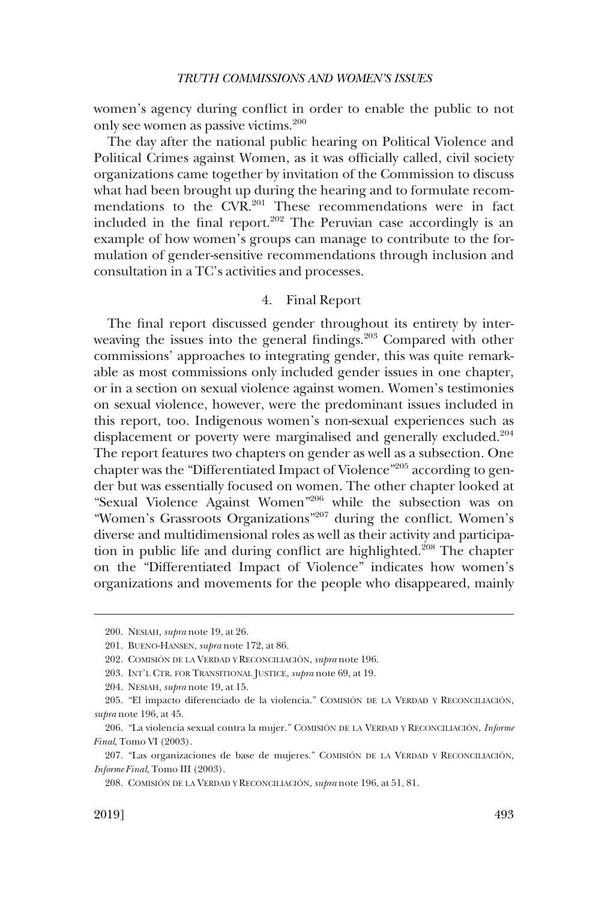women's agency during conflict in order to enable the public to not only see women as passive victims.[200]

The day after the national public hearing on Political Violence and Political Crimes against Women, as it was officially called, civil society organizations came together by invitation of the Commission to discuss what had been brought up during the hearing and to formulate recommendations to the CVR.[201] These recommendations were in fact included in the final report.[202] The Peruvian case accordingly is an example of how women's groups can manage to contribute to the formulation of gender-sensitive recommendations through inclusion and consultation in a TC's activities and processes.

### 4. Final Report

The final report discussed gender throughout its entirety by interweaving the issues into the general findings.[203] Compared with other commissions' approaches to integrating gender, this was quite remarkable as most commissions only included gender issues in one chapter, or in a section on sexual violence against women. Women's testimonies on sexual violence, however, were the predominant issues included in this report, too. Indigenous women's non-sexual experiences such as displacement or poverty were marginalised and generally excluded.[204] The report features two chapters on gender as well as a subsection. One chapter was the "Differentiated Impact of Violence"[205] according to gender but was essentially focused on women. The other chapter looked at "Sexual Violence Against Women"[206] while the subsection was on "Women's Grassroots Organizations"[207] during the conflict. Women's diverse and multidimensional roles as well as their activity and participation in public life and during conflict are highlighted.[208] The chapter on the "Differentiated Impact of Violence" indicates how women's organizations and movements for the people who disappeared, mainly

---

200. NESIAH, *supra* note 19, at 26.

201. BUENO-HANSEN, *supra* note 172, at 86.

202. COMISIÓN DE LA VERDAD Y RECONCILIACIÓN, *supra* note 196.

203. INT'L CTR. FOR TRANSITIONAL JUSTICE, *supra* note 69, at 19.

204. NESIAH, *supra* note 19, at 15.

205. "El impacto diferenciado de la violencia." COMISIÓN DE LA VERDAD Y RECONCILIACIÓN, *supra* note 196, at 45.

206. "La violencia sexual contra la mujer." COMISIÓN DE LA VERDAD Y RECONCILIACIÓN, *Informe Final*, Tomo VI (2003).

207. "Las organizaciones de base de mujeres." COMISIÓN DE LA VERDAD Y RECONCILIACIÓN, *Informe Final*, Tomo III (2003).

208. COMISIÓN DE LA VERDAD Y RECONCILIACIÓN, *supra* note 196, at 51, 81.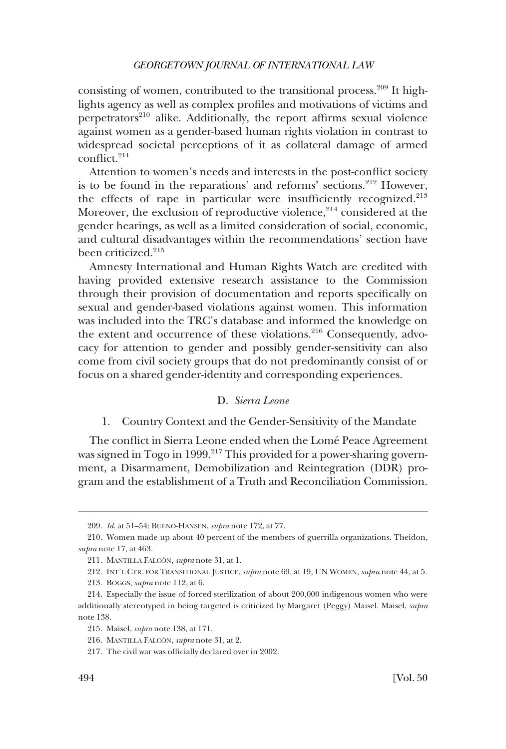consisting of women, contributed to the transitional process.[209] It highlights agency as well as complex profiles and motivations of victims and perpetrators[210] alike. Additionally, the report affirms sexual violence against women as a gender-based human rights violation in contrast to widespread societal perceptions of it as collateral damage of armed conflict.[211]

Attention to women's needs and interests in the post-conflict society is to be found in the reparations' and reforms' sections.[212] However, the effects of rape in particular were insufficiently recognized.[213] Moreover, the exclusion of reproductive violence,[214] considered at the gender hearings, as well as a limited consideration of social, economic, and cultural disadvantages within the recommendations' section have been criticized.[215]

Amnesty International and Human Rights Watch are credited with having provided extensive research assistance to the Commission through their provision of documentation and reports specifically on sexual and gender-based violations against women. This information was included into the TRC's database and informed the knowledge on the extent and occurrence of these violations.[216] Consequently, advocacy for attention to gender and possibly gender-sensitivity can also come from civil society groups that do not predominantly consist of or focus on a shared gender-identity and corresponding experiences.

### D. *Sierra Leone*

#### 1. Country Context and the Gender-Sensitivity of the Mandate

The conflict in Sierra Leone ended when the Lomé Peace Agreement was signed in Togo in 1999.[217] This provided for a power-sharing government, a Disarmament, Demobilization and Reintegration (DDR) program and the establishment of a Truth and Reconciliation Commission.

---

209. *Id.* at 51–54; BUENO-HANSEN, *supra* note 172, at 77.

210. Women made up about 40 percent of the members of guerrilla organizations. Theidon, *supra* note 17, at 463.

211. MANTILLA FALCÓN, *supra* note 31, at 1.

212. INT'L CTR. FOR TRANSITIONAL JUSTICE, *supra* note 69, at 19; UN WOMEN, *supra* note 44, at 5.

213. BOGGS, *supra* note 112, at 6.

214. Especially the issue of forced sterilization of about 200,000 indigenous women who were additionally stereotyped in being targeted is criticized by Margaret (Peggy) Maisel. Maisel, *supra* note 138.

215. Maisel, *supra* note 138, at 171.

216. MANTILLA FALCÓN, *supra* note 31, at 2.

217. The civil war was officially declared over in 2002.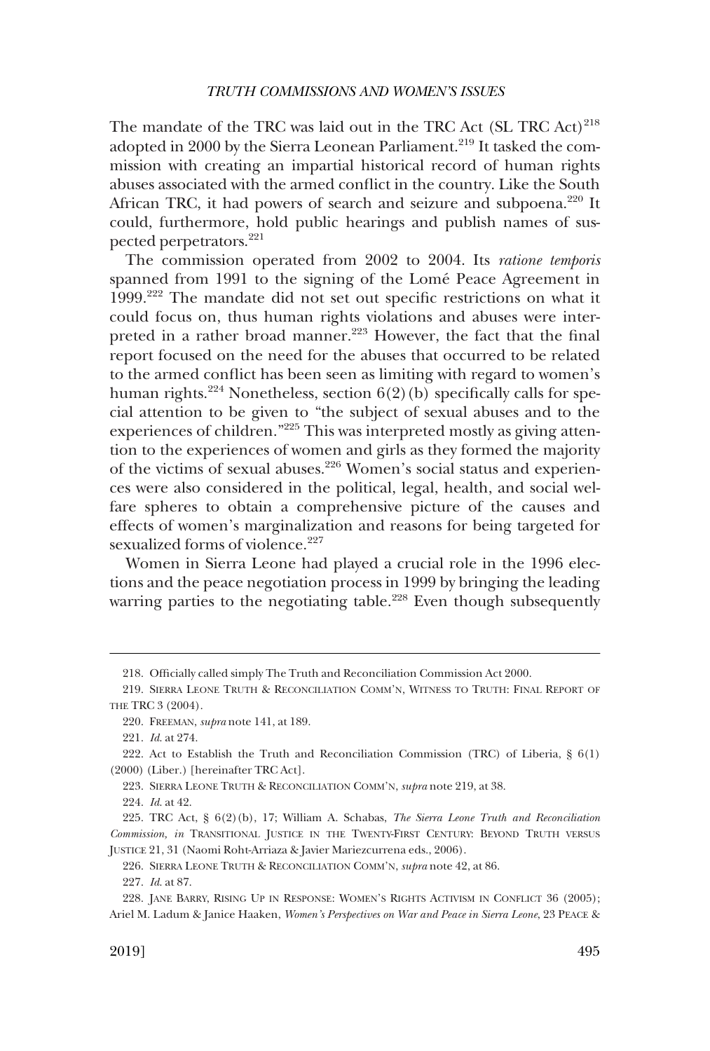The mandate of the TRC was laid out in the TRC Act (SL TRC Act)[218] adopted in 2000 by the Sierra Leonean Parliament.[219] It tasked the commission with creating an impartial historical record of human rights abuses associated with the armed conflict in the country. Like the South African TRC, it had powers of search and seizure and subpoena.[220] It could, furthermore, hold public hearings and publish names of suspected perpetrators.[221]

The commission operated from 2002 to 2004. Its *ratione temporis* spanned from 1991 to the signing of the Lomé Peace Agreement in 1999.[222] The mandate did not set out specific restrictions on what it could focus on, thus human rights violations and abuses were interpreted in a rather broad manner.[223] However, the fact that the final report focused on the need for the abuses that occurred to be related to the armed conflict has been seen as limiting with regard to women's human rights.[224] Nonetheless, section 6(2)(b) specifically calls for special attention to be given to "the subject of sexual abuses and to the experiences of children."[225] This was interpreted mostly as giving attention to the experiences of women and girls as they formed the majority of the victims of sexual abuses.[226] Women's social status and experiences were also considered in the political, legal, health, and social welfare spheres to obtain a comprehensive picture of the causes and effects of women's marginalization and reasons for being targeted for sexualized forms of violence.[227]

Women in Sierra Leone had played a crucial role in the 1996 elections and the peace negotiation process in 1999 by bringing the leading warring parties to the negotiating table.[228] Even though subsequently

---

218. Officially called simply The Truth and Reconciliation Commission Act 2000.

219. SIERRA LEONE TRUTH & RECONCILIATION COMM'N, WITNESS TO TRUTH: FINAL REPORT OF THE TRC 3 (2004).

220. FREEMAN, *supra* note 141, at 189.

221. *Id.* at 274.

222. Act to Establish the Truth and Reconciliation Commission (TRC) of Liberia, § 6(1) (2000) (Liber.) [hereinafter TRC Act].

223. SIERRA LEONE TRUTH & RECONCILIATION COMM'N, *supra* note 219, at 38.

224. *Id.* at 42.

225. TRC Act, § 6(2)(b), 17; William A. Schabas, *The Sierra Leone Truth and Reconciliation Commission, in* TRANSITIONAL JUSTICE IN THE TWENTY-FIRST CENTURY: BEYOND TRUTH VERSUS JUSTICE 21, 31 (Naomi Roht-Arriaza & Javier Mariezcurrena eds., 2006).

226. SIERRA LEONE TRUTH & RECONCILIATION COMM'N, *supra* note 42, at 86.

227. *Id.* at 87.

228. JANE BARRY, RISING UP IN RESPONSE: WOMEN'S RIGHTS ACTIVISM IN CONFLICT 36 (2005); Ariel M. Ladum & Janice Haaken, *Women's Perspectives on War and Peace in Sierra Leone*, 23 PEACE &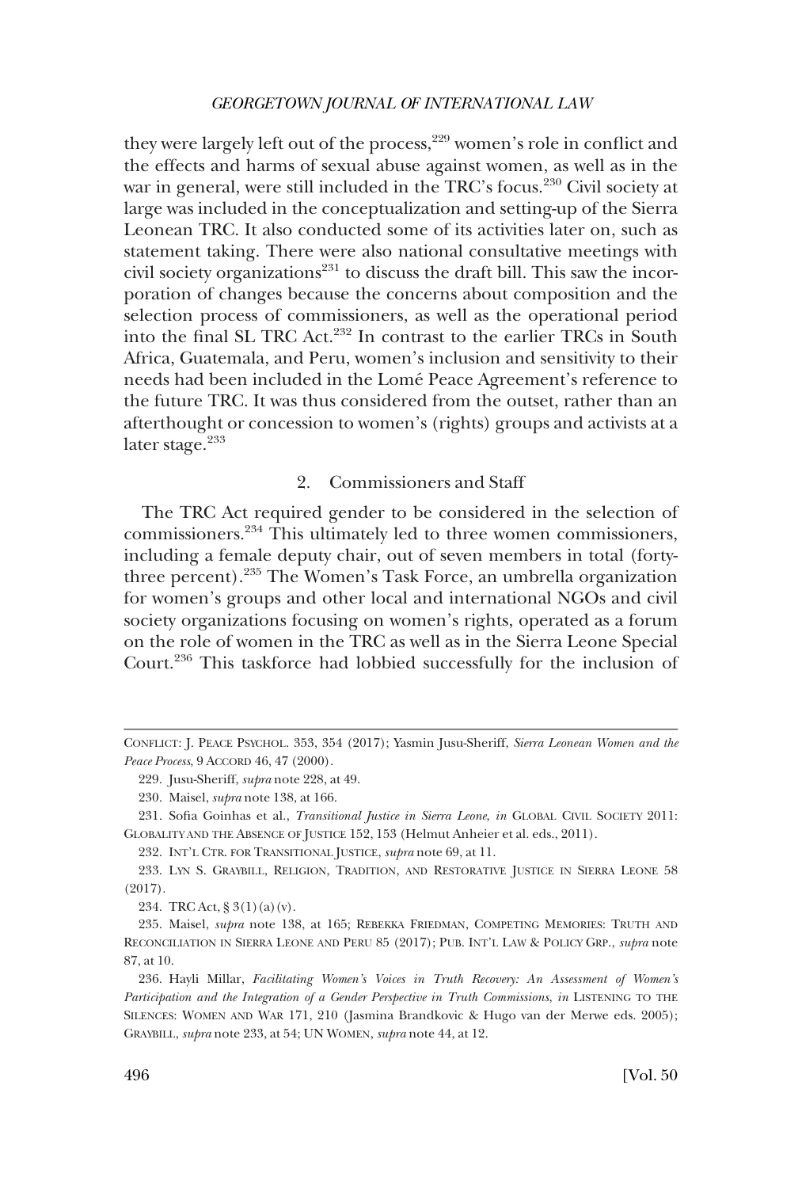they were largely left out of the process,[229] women's role in conflict and the effects and harms of sexual abuse against women, as well as in the war in general, were still included in the TRC's focus.[230] Civil society at large was included in the conceptualization and setting-up of the Sierra Leonean TRC. It also conducted some of its activities later on, such as statement taking. There were also national consultative meetings with civil society organizations[231] to discuss the draft bill. This saw the incorporation of changes because the concerns about composition and the selection process of commissioners, as well as the operational period into the final SL TRC Act.[232] In contrast to the earlier TRCs in South Africa, Guatemala, and Peru, women's inclusion and sensitivity to their needs had been included in the Lomé Peace Agreement's reference to the future TRC. It was thus considered from the outset, rather than an afterthought or concession to women's (rights) groups and activists at a later stage.[233]

### 2. Commissioners and Staff

The TRC Act required gender to be considered in the selection of commissioners.[234] This ultimately led to three women commissioners, including a female deputy chair, out of seven members in total (forty-three percent).[235] The Women's Task Force, an umbrella organization for women's groups and other local and international NGOs and civil society organizations focusing on women's rights, operated as a forum on the role of women in the TRC as well as in the Sierra Leone Special Court.[236] This taskforce had lobbied successfully for the inclusion of

---

CONFLICT: J. PEACE PSYCHOL. 353, 354 (2017); Yasmin Jusu-Sheriff, *Sierra Leonean Women and the Peace Process*, 9 ACCORD 46, 47 (2000).

229. Jusu-Sheriff, *supra* note 228, at 49.

230. Maisel, *supra* note 138, at 166.

231. Sofia Goinhas et al., *Transitional Justice in Sierra Leone*, *in* GLOBAL CIVIL SOCIETY 2011: GLOBALITY AND THE ABSENCE OF JUSTICE 152, 153 (Helmut Anheier et al. eds., 2011).

232. INT'L CTR. FOR TRANSITIONAL JUSTICE, *supra* note 69, at 11.

233. LYN S. GRAYBILL, RELIGION, TRADITION, AND RESTORATIVE JUSTICE IN SIERRA LEONE 58 (2017).

234. TRC Act, § 3(1)(a)(v).

235. Maisel, *supra* note 138, at 165; REBEKKA FRIEDMAN, COMPETING MEMORIES: TRUTH AND RECONCILIATION IN SIERRA LEONE AND PERU 85 (2017); PUB. INT'L LAW & POLICY GRP., *supra* note 87, at 10.

236. Hayli Millar, *Facilitating Women's Voices in Truth Recovery: An Assessment of Women's Participation and the Integration of a Gender Perspective in Truth Commissions*, *in* LISTENING TO THE SILENCES: WOMEN AND WAR 171, 210 (Jasmina Brandkovic & Hugo van der Merwe eds. 2005); GRAYBILL, *supra* note 233, at 54; UN WOMEN, *supra* note 44, at 12.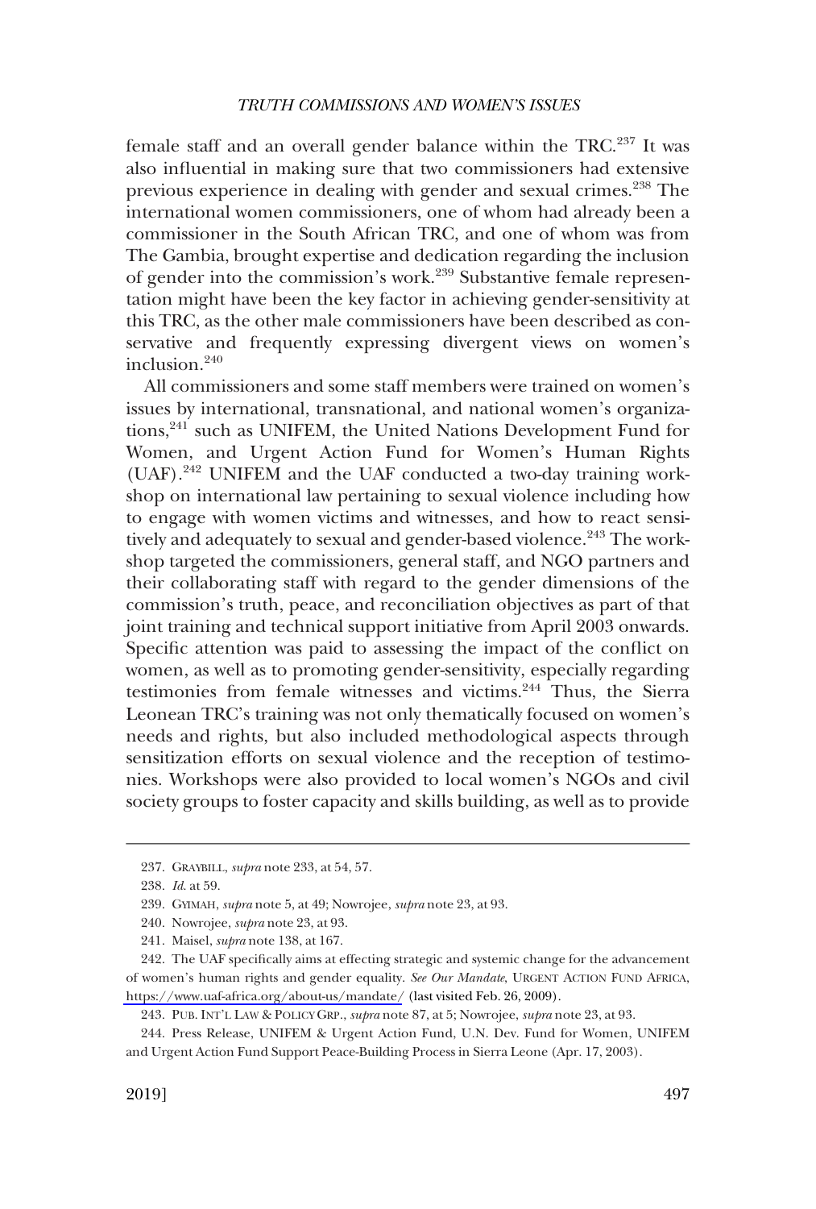female staff and an overall gender balance within the TRC.[237] It was also influential in making sure that two commissioners had extensive previous experience in dealing with gender and sexual crimes.[238] The international women commissioners, one of whom had already been a commissioner in the South African TRC, and one of whom was from The Gambia, brought expertise and dedication regarding the inclusion of gender into the commission's work.[239] Substantive female representation might have been the key factor in achieving gender-sensitivity at this TRC, as the other male commissioners have been described as conservative and frequently expressing divergent views on women's inclusion.[240]

All commissioners and some staff members were trained on women's issues by international, transnational, and national women's organizations,[241] such as UNIFEM, the United Nations Development Fund for Women, and Urgent Action Fund for Women's Human Rights (UAF).[242] UNIFEM and the UAF conducted a two-day training workshop on international law pertaining to sexual violence including how to engage with women victims and witnesses, and how to react sensitively and adequately to sexual and gender-based violence.[243] The workshop targeted the commissioners, general staff, and NGO partners and their collaborating staff with regard to the gender dimensions of the commission's truth, peace, and reconciliation objectives as part of that joint training and technical support initiative from April 2003 onwards. Specific attention was paid to assessing the impact of the conflict on women, as well as to promoting gender-sensitivity, especially regarding testimonies from female witnesses and victims.[244] Thus, the Sierra Leonean TRC's training was not only thematically focused on women's needs and rights, but also included methodological aspects through sensitization efforts on sexual violence and the reception of testimonies. Workshops were also provided to local women's NGOs and civil society groups to foster capacity and skills building, as well as to provide

---

237. GRAYBILL, *supra* note 233, at 54, 57.

238. *Id.* at 59.

239. GYIMAH, *supra* note 5, at 49; Nowrojee, *supra* note 23, at 93.

240. Nowrojee, *supra* note 23, at 93.

241. Maisel, *supra* note 138, at 167.

242. The UAF specifically aims at effecting strategic and systemic change for the advancement of women's human rights and gender equality. *See Our Mandate*, URGENT ACTION FUND AFRICA, https://www.uaf-africa.org/about-us/mandate/ (last visited Feb. 26, 2009).

243. PUB. INT'L LAW & POLICY GRP., *supra* note 87, at 5; Nowrojee, *supra* note 23, at 93.

244. Press Release, UNIFEM & Urgent Action Fund, U.N. Dev. Fund for Women, UNIFEM and Urgent Action Fund Support Peace-Building Process in Sierra Leone (Apr. 17, 2003).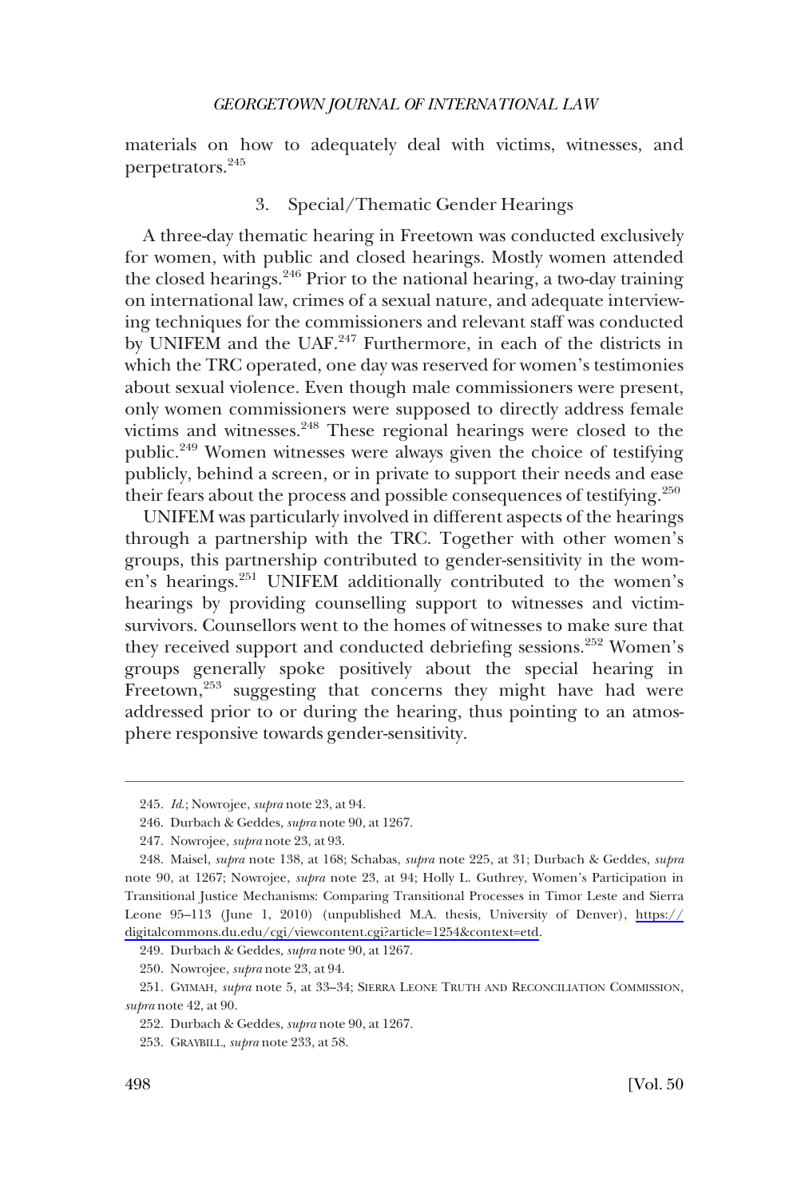materials on how to adequately deal with victims, witnesses, and perpetrators.[245]

### 3. Special/Thematic Gender Hearings

A three-day thematic hearing in Freetown was conducted exclusively for women, with public and closed hearings. Mostly women attended the closed hearings.[246] Prior to the national hearing, a two-day training on international law, crimes of a sexual nature, and adequate interviewing techniques for the commissioners and relevant staff was conducted by UNIFEM and the UAF.[247] Furthermore, in each of the districts in which the TRC operated, one day was reserved for women's testimonies about sexual violence. Even though male commissioners were present, only women commissioners were supposed to directly address female victims and witnesses.[248] These regional hearings were closed to the public.[249] Women witnesses were always given the choice of testifying publicly, behind a screen, or in private to support their needs and ease their fears about the process and possible consequences of testifying.[250]

UNIFEM was particularly involved in different aspects of the hearings through a partnership with the TRC. Together with other women's groups, this partnership contributed to gender-sensitivity in the women's hearings.[251] UNIFEM additionally contributed to the women's hearings by providing counselling support to witnesses and victim-survivors. Counsellors went to the homes of witnesses to make sure that they received support and conducted debriefing sessions.[252] Women's groups generally spoke positively about the special hearing in Freetown,[253] suggesting that concerns they might have had were addressed prior to or during the hearing, thus pointing to an atmosphere responsive towards gender-sensitivity.

---

245. *Id.*; Nowrojee, *supra* note 23, at 94.

246. Durbach & Geddes, *supra* note 90, at 1267.

247. Nowrojee, *supra* note 23, at 93.

248. Maisel, *supra* note 138, at 168; Schabas, *supra* note 225, at 31; Durbach & Geddes, *supra* note 90, at 1267; Nowrojee, *supra* note 23, at 94; Holly L. Guthrey, Women's Participation in Transitional Justice Mechanisms: Comparing Transitional Processes in Timor Leste and Sierra Leone 95–113 (June 1, 2010) (unpublished M.A. thesis, University of Denver), https://digitalcommons.du.edu/cgi/viewcontent.cgi?article=1254&context=etd.

249. Durbach & Geddes, *supra* note 90, at 1267.

250. Nowrojee, *supra* note 23, at 94.

251. GYIMAH, *supra* note 5, at 33–34; SIERRA LEONE TRUTH AND RECONCILIATION COMMISSION, *supra* note 42, at 90.

252. Durbach & Geddes, *supra* note 90, at 1267.

253. GRAYBILL, *supra* note 233, at 58.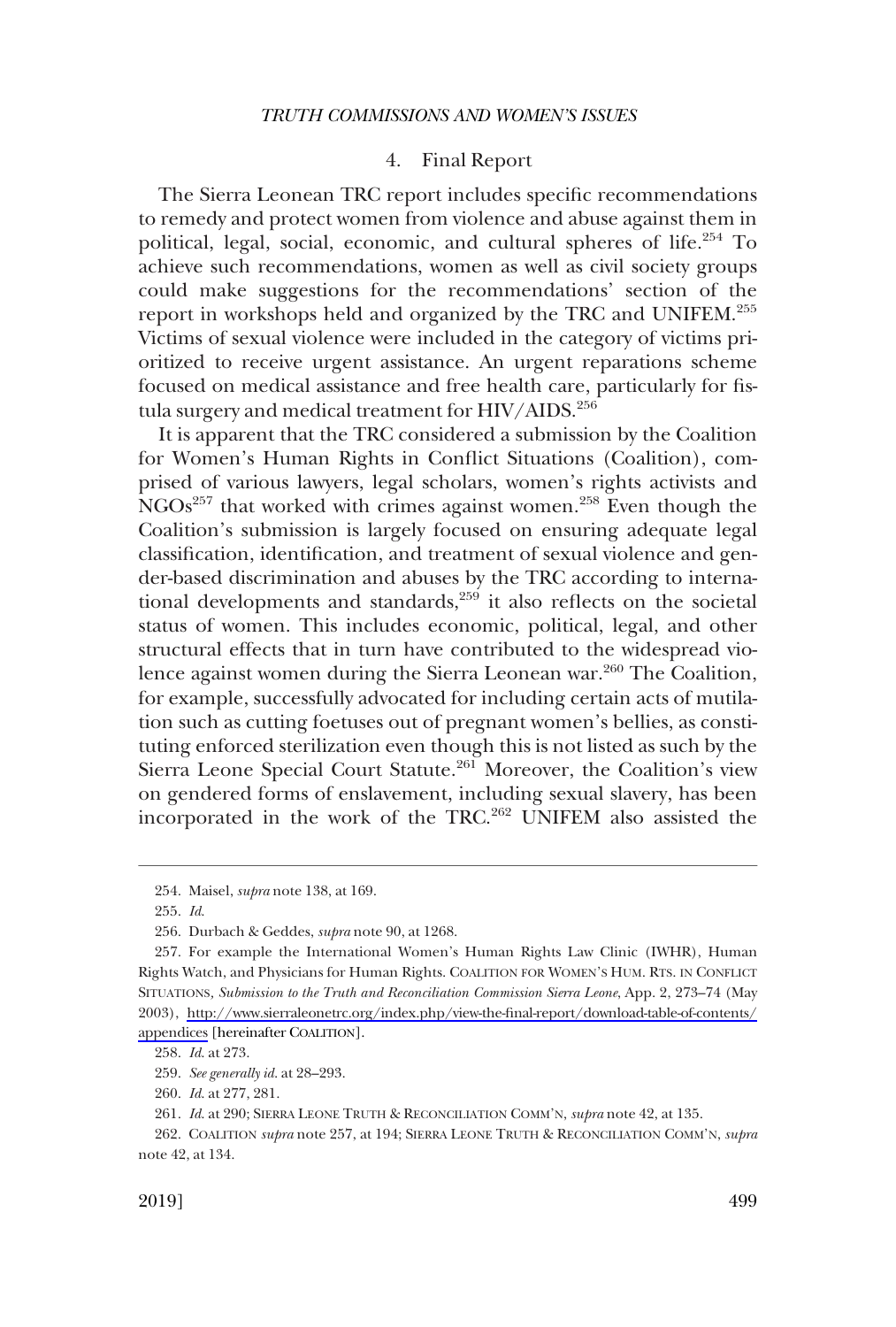### 4. Final Report

The Sierra Leonean TRC report includes specific recommendations to remedy and protect women from violence and abuse against them in political, legal, social, economic, and cultural spheres of life.[254] To achieve such recommendations, women as well as civil society groups could make suggestions for the recommendations' section of the report in workshops held and organized by the TRC and UNIFEM.[255] Victims of sexual violence were included in the category of victims prioritized to receive urgent assistance. An urgent reparations scheme focused on medical assistance and free health care, particularly for fistula surgery and medical treatment for HIV/AIDS.[256]

It is apparent that the TRC considered a submission by the Coalition for Women's Human Rights in Conflict Situations (Coalition), comprised of various lawyers, legal scholars, women's rights activists and NGOs[257] that worked with crimes against women.[258] Even though the Coalition's submission is largely focused on ensuring adequate legal classification, identification, and treatment of sexual violence and gender-based discrimination and abuses by the TRC according to international developments and standards,[259] it also reflects on the societal status of women. This includes economic, political, legal, and other structural effects that in turn have contributed to the widespread violence against women during the Sierra Leonean war.[260] The Coalition, for example, successfully advocated for including certain acts of mutilation such as cutting foetuses out of pregnant women's bellies, as constituting enforced sterilization even though this is not listed as such by the Sierra Leone Special Court Statute.[261] Moreover, the Coalition's view on gendered forms of enslavement, including sexual slavery, has been incorporated in the work of the TRC.[262] UNIFEM also assisted the

---

254. Maisel, *supra* note 138, at 169.

255. *Id.*

256. Durbach & Geddes, *supra* note 90, at 1268.

257. For example the International Women's Human Rights Law Clinic (IWHR), Human Rights Watch, and Physicians for Human Rights. COALITION FOR WOMEN'S HUM. RTS. IN CONFLICT SITUATIONS, *Submission to the Truth and Reconciliation Commission Sierra Leone*, App. 2, 273–74 (May 2003), http://www.sierraleonetrc.org/index.php/view-the-final-report/download-table-of-contents/appendices [hereinafter COALITION].

258. *Id.* at 273.

259. *See generally id.* at 28–293.

260. *Id.* at 277, 281.

261. *Id.* at 290; SIERRA LEONE TRUTH & RECONCILIATION COMM'N, *supra* note 42, at 135.

262. COALITION *supra* note 257, at 194; SIERRA LEONE TRUTH & RECONCILIATION COMM'N, *supra* note 42, at 134.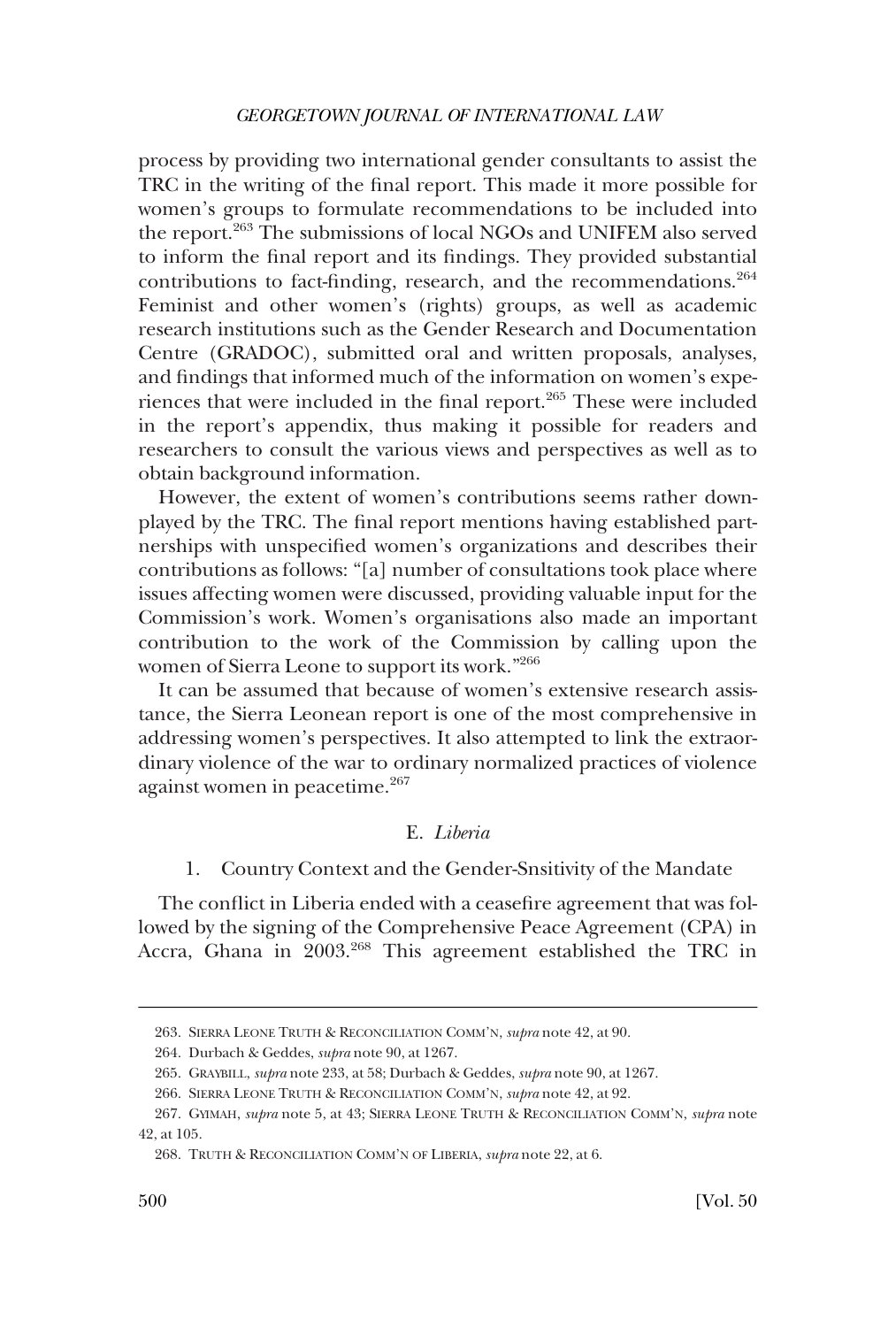process by providing two international gender consultants to assist the TRC in the writing of the final report. This made it more possible for women's groups to formulate recommendations to be included into the report.[263] The submissions of local NGOs and UNIFEM also served to inform the final report and its findings. They provided substantial contributions to fact-finding, research, and the recommendations.[264] Feminist and other women's (rights) groups, as well as academic research institutions such as the Gender Research and Documentation Centre (GRADOC), submitted oral and written proposals, analyses, and findings that informed much of the information on women's experiences that were included in the final report.[265] These were included in the report's appendix, thus making it possible for readers and researchers to consult the various views and perspectives as well as to obtain background information.

However, the extent of women's contributions seems rather downplayed by the TRC. The final report mentions having established partnerships with unspecified women's organizations and describes their contributions as follows: "[a] number of consultations took place where issues affecting women were discussed, providing valuable input for the Commission's work. Women's organisations also made an important contribution to the work of the Commission by calling upon the women of Sierra Leone to support its work."[266]

It can be assumed that because of women's extensive research assistance, the Sierra Leonean report is one of the most comprehensive in addressing women's perspectives. It also attempted to link the extraordinary violence of the war to ordinary normalized practices of violence against women in peacetime.[267]

### E. *Liberia*

#### 1. Country Context and the Gender-Snsitivity of the Mandate

The conflict in Liberia ended with a ceasefire agreement that was followed by the signing of the Comprehensive Peace Agreement (CPA) in Accra, Ghana in 2003.[268] This agreement established the TRC in

---

263. Sierra Leone Truth & Reconciliation Comm'n, *supra* note 42, at 90.

264. Durbach & Geddes, *supra* note 90, at 1267.

265. Graybill, *supra* note 233, at 58; Durbach & Geddes, *supra* note 90, at 1267.

266. Sierra Leone Truth & Reconciliation Comm'n, *supra* note 42, at 92.

267. Gyimah, *supra* note 5, at 43; Sierra Leone Truth & Reconciliation Comm'n, *supra* note 42, at 105.

268. Truth & Reconciliation Comm'n of Liberia, *supra* note 22, at 6.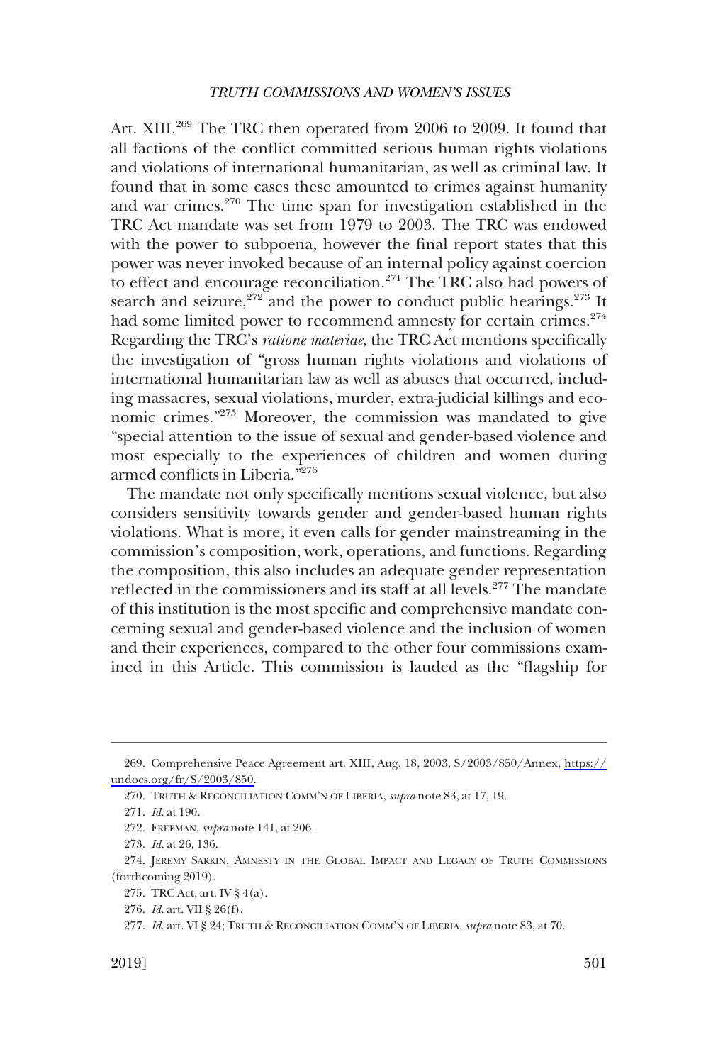Art. XIII.[269] The TRC then operated from 2006 to 2009. It found that all factions of the conflict committed serious human rights violations and violations of international humanitarian, as well as criminal law. It found that in some cases these amounted to crimes against humanity and war crimes.[270] The time span for investigation established in the TRC Act mandate was set from 1979 to 2003. The TRC was endowed with the power to subpoena, however the final report states that this power was never invoked because of an internal policy against coercion to effect and encourage reconciliation.[271] The TRC also had powers of search and seizure,[272] and the power to conduct public hearings.[273] It had some limited power to recommend amnesty for certain crimes.[274] Regarding the TRC's *ratione materiae*, the TRC Act mentions specifically the investigation of "gross human rights violations and violations of international humanitarian law as well as abuses that occurred, including massacres, sexual violations, murder, extra-judicial killings and economic crimes."[275] Moreover, the commission was mandated to give "special attention to the issue of sexual and gender-based violence and most especially to the experiences of children and women during armed conflicts in Liberia."[276]

The mandate not only specifically mentions sexual violence, but also considers sensitivity towards gender and gender-based human rights violations. What is more, it even calls for gender mainstreaming in the commission's composition, work, operations, and functions. Regarding the composition, this also includes an adequate gender representation reflected in the commissioners and its staff at all levels.[277] The mandate of this institution is the most specific and comprehensive mandate concerning sexual and gender-based violence and the inclusion of women and their experiences, compared to the other four commissions examined in this Article. This commission is lauded as the "flagship for

---

269. Comprehensive Peace Agreement art. XIII, Aug. 18, 2003, S/2003/850/Annex, https://undocs.org/fr/S/2003/850.

270. TRUTH & RECONCILIATION COMM'N OF LIBERIA, *supra* note 83, at 17, 19.

271. *Id.* at 190.

272. FREEMAN, *supra* note 141, at 206.

273. *Id.* at 26, 136.

274. JEREMY SARKIN, AMNESTY IN THE GLOBAL IMPACT AND LEGACY OF TRUTH COMMISSIONS (forthcoming 2019).

275. TRC Act, art. IV § 4(a).

276. *Id.* art. VII § 26(f).

277. *Id.* art. VI § 24; TRUTH & RECONCILIATION COMM'N OF LIBERIA, *supra* note 83, at 70.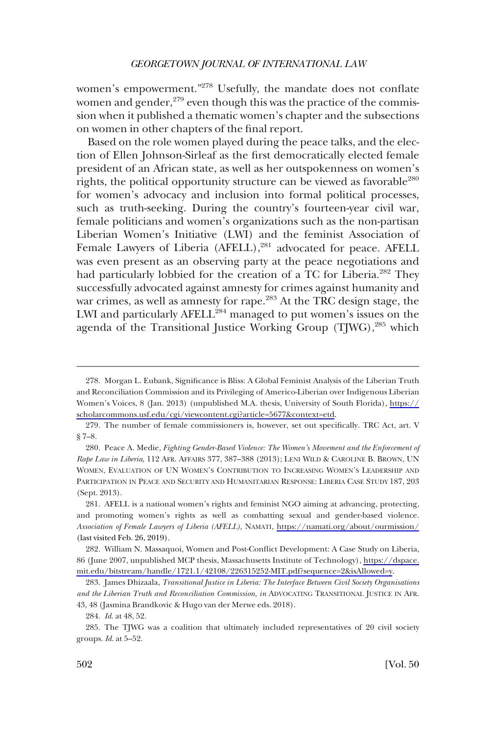women's empowerment."[278] Usefully, the mandate does not conflate women and gender,[279] even though this was the practice of the commission when it published a thematic women's chapter and the subsections on women in other chapters of the final report.

Based on the role women played during the peace talks, and the election of Ellen Johnson-Sirleaf as the first democratically elected female president of an African state, as well as her outspokenness on women's rights, the political opportunity structure can be viewed as favorable[280] for women's advocacy and inclusion into formal political processes, such as truth-seeking. During the country's fourteen-year civil war, female politicians and women's organizations such as the non-partisan Liberian Women's Initiative (LWI) and the feminist Association of Female Lawyers of Liberia (AFELL),[281] advocated for peace. AFELL was even present as an observing party at the peace negotiations and had particularly lobbied for the creation of a TC for Liberia.[282] They successfully advocated against amnesty for crimes against humanity and war crimes, as well as amnesty for rape.[283] At the TRC design stage, the LWI and particularly AFELL[284] managed to put women's issues on the agenda of the Transitional Justice Working Group (TJWG),[285] which

---

278. Morgan L. Eubank, Significance is Bliss: A Global Feminist Analysis of the Liberian Truth and Reconciliation Commission and its Privileging of Americo-Liberian over Indigenous Liberian Women's Voices, 8 (Jan. 2013) (unpublished M.A. thesis, University of South Florida), https://scholarcommons.usf.edu/cgi/viewcontent.cgi?article=5677&context=etd.

279. The number of female commissioners is, however, set out specifically. TRC Act, art. V § 7–8.

280. Peace A. Medie, *Fighting Gender-Based Violence: The Women's Movement and the Enforcement of Rape Law in Liberia*, 112 AFR. AFFAIRS 377, 387–388 (2013); LENI WILD & CAROLINE B. BROWN, UN WOMEN, EVALUATION OF UN WOMEN'S CONTRIBUTION TO INCREASING WOMEN'S LEADERSHIP AND PARTICIPATION IN PEACE AND SECURITY AND HUMANITARIAN RESPONSE: LIBERIA CASE STUDY 187, 203 (Sept. 2013).

281. AFELL is a national women's rights and feminist NGO aiming at advancing, protecting, and promoting women's rights as well as combatting sexual and gender-based violence. *Association of Female Lawyers of Liberia (AFELL)*, NAMATI, https://namati.org/about/ourmission/ (last visited Feb. 26, 2019).

282. William N. Massaquoi, Women and Post-Conflict Development: A Case Study on Liberia, 86 (June 2007, unpublished MCP thesis, Massachusetts Institute of Technology), https://dspace.mit.edu/bitstream/handle/1721.1/42108/226315252-MIT.pdf?sequence=2&isAllowed=y.

283. James Dhizaala, *Transitional Justice in Liberia: The Interface Between Civil Society Organisations and the Liberian Truth and Reconciliation Commission*, *in* ADVOCATING TRANSITIONAL JUSTICE IN AFR. 43, 48 (Jasmina Brandkovic & Hugo van der Merwe eds. 2018).

284. *Id.* at 48, 52.

285. The TJWG was a coalition that ultimately included representatives of 20 civil society groups. *Id.* at 5–52.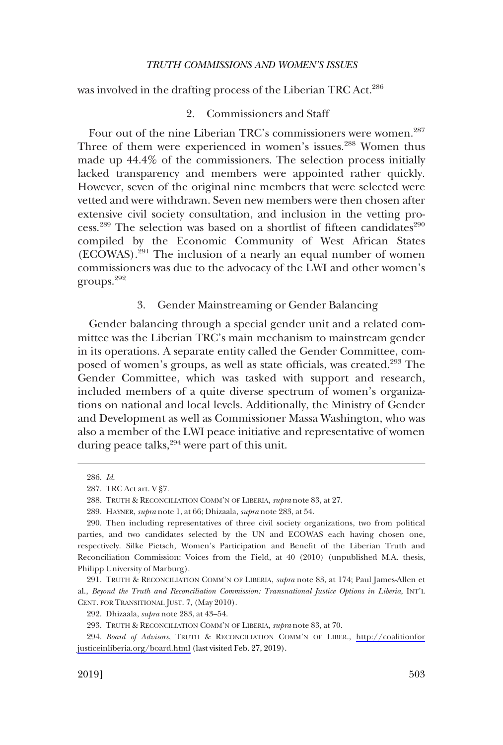was involved in the drafting process of the Liberian TRC Act.[286]

### 2. Commissioners and Staff

Four out of the nine Liberian TRC's commissioners were women.[287] Three of them were experienced in women's issues.[288] Women thus made up 44.4% of the commissioners. The selection process initially lacked transparency and members were appointed rather quickly. However, seven of the original nine members that were selected were vetted and were withdrawn. Seven new members were then chosen after extensive civil society consultation, and inclusion in the vetting process.[289] The selection was based on a shortlist of fifteen candidates[290] compiled by the Economic Community of West African States (ECOWAS).[291] The inclusion of a nearly an equal number of women commissioners was due to the advocacy of the LWI and other women's groups.[292]

### 3. Gender Mainstreaming or Gender Balancing

Gender balancing through a special gender unit and a related committee was the Liberian TRC's main mechanism to mainstream gender in its operations. A separate entity called the Gender Committee, composed of women's groups, as well as state officials, was created.[293] The Gender Committee, which was tasked with support and research, included members of a quite diverse spectrum of women's organizations on national and local levels. Additionally, the Ministry of Gender and Development as well as Commissioner Massa Washington, who was also a member of the LWI peace initiative and representative of women during peace talks,[294] were part of this unit.

---

286. *Id*.

287. TRC Act art. V §7.

288. TRUTH & RECONCILIATION COMM'N OF LIBERIA, *supra* note 83, at 27.

289. HAYNER, *supra* note 1, at 66; Dhizaala, *supra* note 283, at 54.

290. Then including representatives of three civil society organizations, two from political parties, and two candidates selected by the UN and ECOWAS each having chosen one, respectively. Silke Pietsch, Women's Participation and Benefit of the Liberian Truth and Reconciliation Commission: Voices from the Field, at 40 (2010) (unpublished M.A. thesis, Philipp University of Marburg).

291. TRUTH & RECONCILIATION COMM'N OF LIBERIA, *supra* note 83, at 174; Paul James-Allen et al., *Beyond the Truth and Reconciliation Commission: Transnational Justice Options in Liberia*, INT'L CENT. FOR TRANSITIONAL JUST. 7, (May 2010).

292. Dhizaala, *supra* note 283, at 43–54.

293. TRUTH & RECONCILIATION COMM'N OF LIBERIA, *supra* note 83, at 70.

294. *Board of Advisors*, TRUTH & RECONCILIATION COMM'N OF LIBER., http://coalitionforjusticeinliberia.org/board.html (last visited Feb. 27, 2019).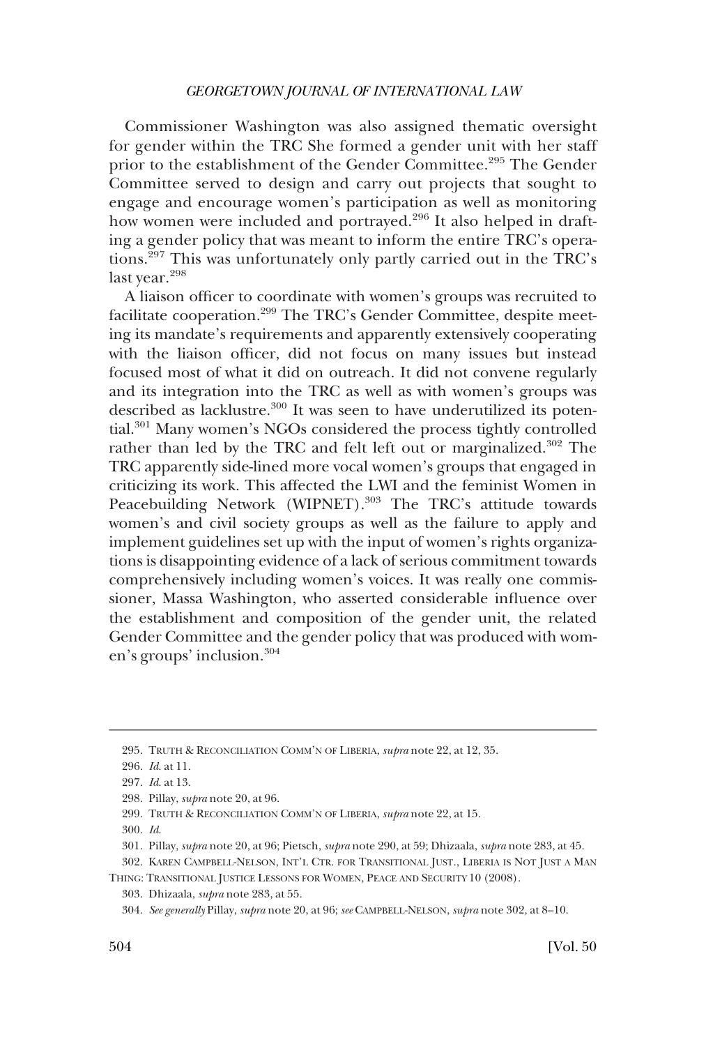Commissioner Washington was also assigned thematic oversight for gender within the TRC She formed a gender unit with her staff prior to the establishment of the Gender Committee.[295] The Gender Committee served to design and carry out projects that sought to engage and encourage women's participation as well as monitoring how women were included and portrayed.[296] It also helped in drafting a gender policy that was meant to inform the entire TRC's operations.[297] This was unfortunately only partly carried out in the TRC's last year.[298]

A liaison officer to coordinate with women's groups was recruited to facilitate cooperation.[299] The TRC's Gender Committee, despite meeting its mandate's requirements and apparently extensively cooperating with the liaison officer, did not focus on many issues but instead focused most of what it did on outreach. It did not convene regularly and its integration into the TRC as well as with women's groups was described as lacklustre.[300] It was seen to have underutilized its potential.[301] Many women's NGOs considered the process tightly controlled rather than led by the TRC and felt left out or marginalized.[302] The TRC apparently side-lined more vocal women's groups that engaged in criticizing its work. This affected the LWI and the feminist Women in Peacebuilding Network (WIPNET).[303] The TRC's attitude towards women's and civil society groups as well as the failure to apply and implement guidelines set up with the input of women's rights organizations is disappointing evidence of a lack of serious commitment towards comprehensively including women's voices. It was really one commissioner, Massa Washington, who asserted considerable influence over the establishment and composition of the gender unit, the related Gender Committee and the gender policy that was produced with women's groups' inclusion.[304]

---

295. TRUTH & RECONCILIATION COMM'N OF LIBERIA, *supra* note 22, at 12, 35.

296. *Id.* at 11.

297. *Id.* at 13.

298. Pillay, *supra* note 20, at 96.

299. TRUTH & RECONCILIATION COMM'N OF LIBERIA, *supra* note 22, at 15.

300. *Id.*

301. Pillay, *supra* note 20, at 96; Pietsch, *supra* note 290, at 59; Dhizaala, *supra* note 283, at 45.

302. KAREN CAMPBELL-NELSON, INT'L CTR. FOR TRANSITIONAL JUST., LIBERIA IS NOT JUST A MAN THING: TRANSITIONAL JUSTICE LESSONS FOR WOMEN, PEACE AND SECURITY 10 (2008).

303. Dhizaala, *supra* note 283, at 55.

304. *See generally* Pillay, *supra* note 20, at 96; *see* CAMPBELL-NELSON, *supra* note 302, at 8–10.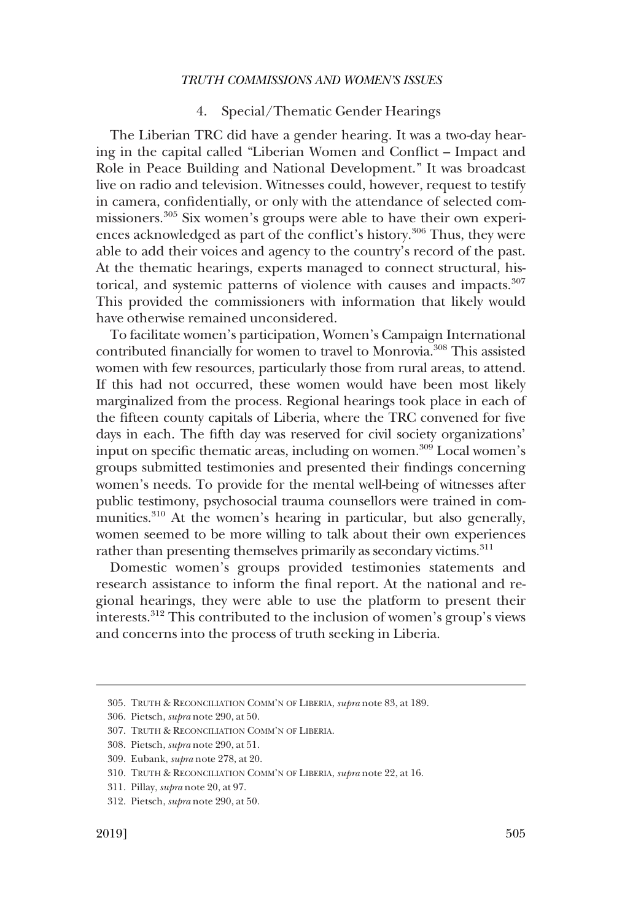#### 4. Special/Thematic Gender Hearings

The Liberian TRC did have a gender hearing. It was a two-day hearing in the capital called "Liberian Women and Conflict – Impact and Role in Peace Building and National Development." It was broadcast live on radio and television. Witnesses could, however, request to testify in camera, confidentially, or only with the attendance of selected commissioners.[305] Six women's groups were able to have their own experiences acknowledged as part of the conflict's history.[306] Thus, they were able to add their voices and agency to the country's record of the past. At the thematic hearings, experts managed to connect structural, historical, and systemic patterns of violence with causes and impacts.[307] This provided the commissioners with information that likely would have otherwise remained unconsidered.

To facilitate women's participation, Women's Campaign International contributed financially for women to travel to Monrovia.[308] This assisted women with few resources, particularly those from rural areas, to attend. If this had not occurred, these women would have been most likely marginalized from the process. Regional hearings took place in each of the fifteen county capitals of Liberia, where the TRC convened for five days in each. The fifth day was reserved for civil society organizations' input on specific thematic areas, including on women.[309] Local women's groups submitted testimonies and presented their findings concerning women's needs. To provide for the mental well-being of witnesses after public testimony, psychosocial trauma counsellors were trained in communities.[310] At the women's hearing in particular, but also generally, women seemed to be more willing to talk about their own experiences rather than presenting themselves primarily as secondary victims.[311]

Domestic women's groups provided testimonies statements and research assistance to inform the final report. At the national and regional hearings, they were able to use the platform to present their interests.[312] This contributed to the inclusion of women's group's views and concerns into the process of truth seeking in Liberia.

---

305. TRUTH & RECONCILIATION COMM'N OF LIBERIA, *supra* note 83, at 189.

306. Pietsch, *supra* note 290, at 50.

307. TRUTH & RECONCILIATION COMM'N OF LIBERIA.

308. Pietsch, *supra* note 290, at 51.

309. Eubank, *supra* note 278, at 20.

310. TRUTH & RECONCILIATION COMM'N OF LIBERIA, *supra* note 22, at 16.

311. Pillay, *supra* note 20, at 97.

312. Pietsch, *supra* note 290, at 50.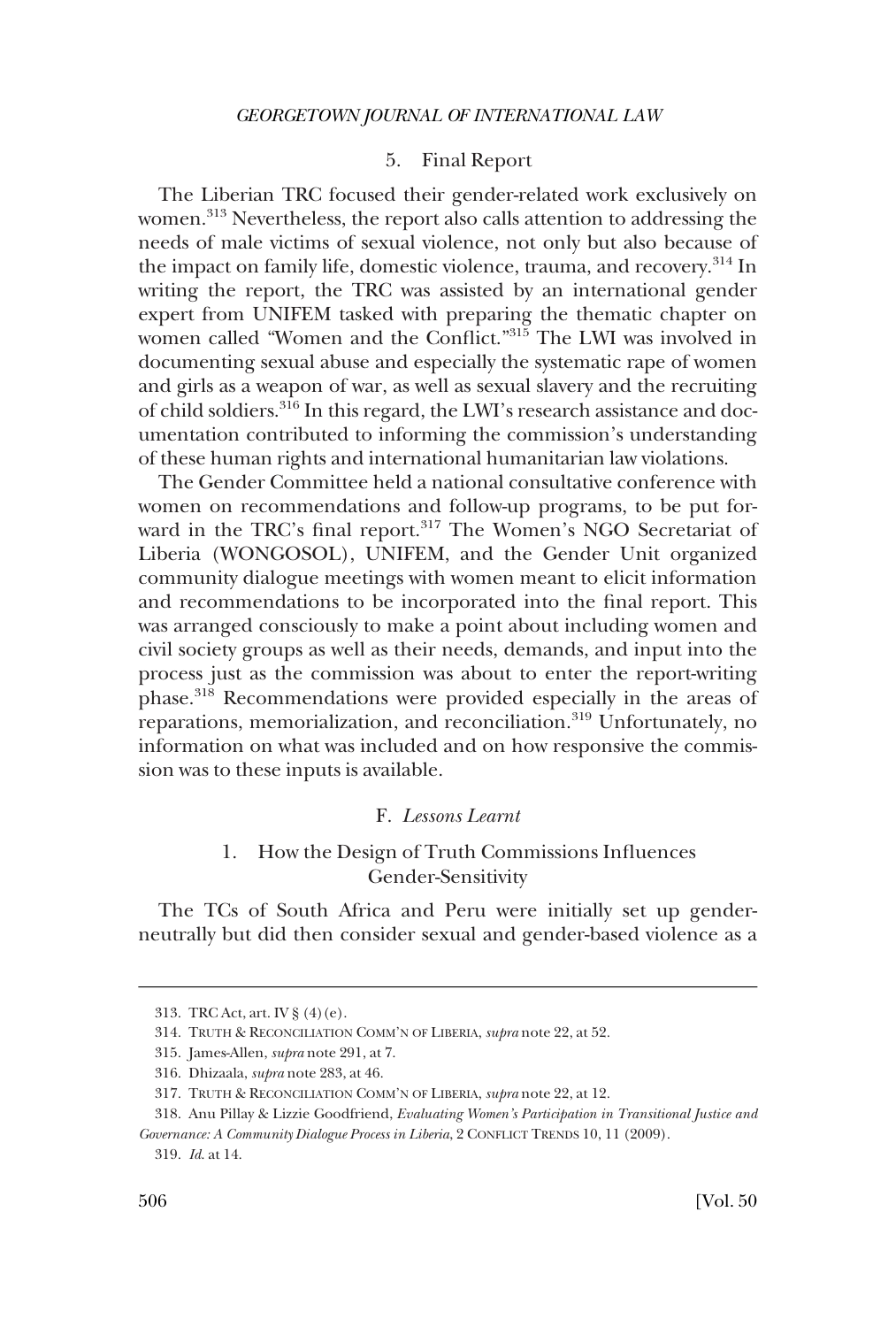### 5. Final Report

The Liberian TRC focused their gender-related work exclusively on women.[313] Nevertheless, the report also calls attention to addressing the needs of male victims of sexual violence, not only but also because of the impact on family life, domestic violence, trauma, and recovery.[314] In writing the report, the TRC was assisted by an international gender expert from UNIFEM tasked with preparing the thematic chapter on women called "Women and the Conflict."[315] The LWI was involved in documenting sexual abuse and especially the systematic rape of women and girls as a weapon of war, as well as sexual slavery and the recruiting of child soldiers.[316] In this regard, the LWI's research assistance and documentation contributed to informing the commission's understanding of these human rights and international humanitarian law violations.

The Gender Committee held a national consultative conference with women on recommendations and follow-up programs, to be put forward in the TRC's final report.[317] The Women's NGO Secretariat of Liberia (WONGOSOL), UNIFEM, and the Gender Unit organized community dialogue meetings with women meant to elicit information and recommendations to be incorporated into the final report. This was arranged consciously to make a point about including women and civil society groups as well as their needs, demands, and input into the process just as the commission was about to enter the report-writing phase.[318] Recommendations were provided especially in the areas of reparations, memorialization, and reconciliation.[319] Unfortunately, no information on what was included and on how responsive the commission was to these inputs is available.

## F. *Lessons Learnt*

### 1. How the Design of Truth Commissions Influences Gender-Sensitivity

The TCs of South Africa and Peru were initially set up gender-neutrally but did then consider sexual and gender-based violence as a

---

313. TRC Act, art. IV § (4)(e).

314. TRUTH & RECONCILIATION COMM'N OF LIBERIA, *supra* note 22, at 52.

315. James-Allen, *supra* note 291, at 7.

316. Dhizaala, *supra* note 283, at 46.

317. TRUTH & RECONCILIATION COMM'N OF LIBERIA, *supra* note 22, at 12.

318. Anu Pillay & Lizzie Goodfriend, *Evaluating Women's Participation in Transitional Justice and Governance: A Community Dialogue Process in Liberia*, 2 CONFLICT TRENDS 10, 11 (2009).

319. *Id.* at 14.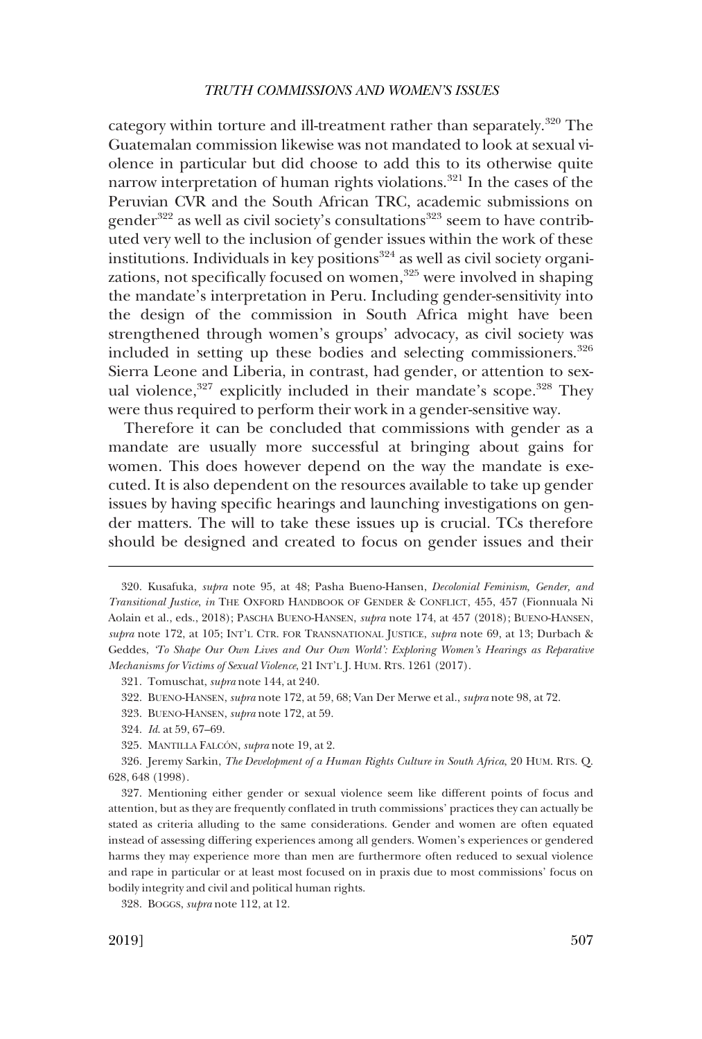category within torture and ill-treatment rather than separately.[320] The Guatemalan commission likewise was not mandated to look at sexual violence in particular but did choose to add this to its otherwise quite narrow interpretation of human rights violations.[321] In the cases of the Peruvian CVR and the South African TRC, academic submissions on gender[322] as well as civil society's consultations[323] seem to have contributed very well to the inclusion of gender issues within the work of these institutions. Individuals in key positions[324] as well as civil society organizations, not specifically focused on women,[325] were involved in shaping the mandate's interpretation in Peru. Including gender-sensitivity into the design of the commission in South Africa might have been strengthened through women's groups' advocacy, as civil society was included in setting up these bodies and selecting commissioners.[326] Sierra Leone and Liberia, in contrast, had gender, or attention to sexual violence,[327] explicitly included in their mandate's scope.[328] They were thus required to perform their work in a gender-sensitive way.

Therefore it can be concluded that commissions with gender as a mandate are usually more successful at bringing about gains for women. This does however depend on the way the mandate is executed. It is also dependent on the resources available to take up gender issues by having specific hearings and launching investigations on gender matters. The will to take these issues up is crucial. TCs therefore should be designed and created to focus on gender issues and their

---

320. Kusafuka, *supra* note 95, at 48; Pasha Bueno-Hansen, *Decolonial Feminism, Gender, and Transitional Justice*, *in* THE OXFORD HANDBOOK OF GENDER & CONFLICT, 455, 457 (Fionnuala Ni Aolain et al., eds., 2018); PASCHA BUENO-HANSEN, *supra* note 174, at 457 (2018); BUENO-HANSEN, *supra* note 172, at 105; INT'L CTR. FOR TRANSNATIONAL JUSTICE, *supra* note 69, at 13; Durbach & Geddes, *'To Shape Our Own Lives and Our Own World': Exploring Women's Hearings as Reparative Mechanisms for Victims of Sexual Violence*, 21 INT'L J. HUM. RTS. 1261 (2017).

321. Tomuschat, *supra* note 144, at 240.

322. BUENO-HANSEN, *supra* note 172, at 59, 68; Van Der Merwe et al., *supra* note 98, at 72.

323. BUENO-HANSEN, *supra* note 172, at 59.

324. *Id.* at 59, 67–69.

325. MANTILLA FALCÓN, *supra* note 19, at 2.

326. Jeremy Sarkin, *The Development of a Human Rights Culture in South Africa*, 20 HUM. RTS. Q. 628, 648 (1998).

327. Mentioning either gender or sexual violence seem like different points of focus and attention, but as they are frequently conflated in truth commissions' practices they can actually be stated as criteria alluding to the same considerations. Gender and women are often equated instead of assessing differing experiences among all genders. Women's experiences or gendered harms they may experience more than men are furthermore often reduced to sexual violence and rape in particular or at least most focused on in praxis due to most commissions' focus on bodily integrity and civil and political human rights.

328. BOGGS, *supra* note 112, at 12.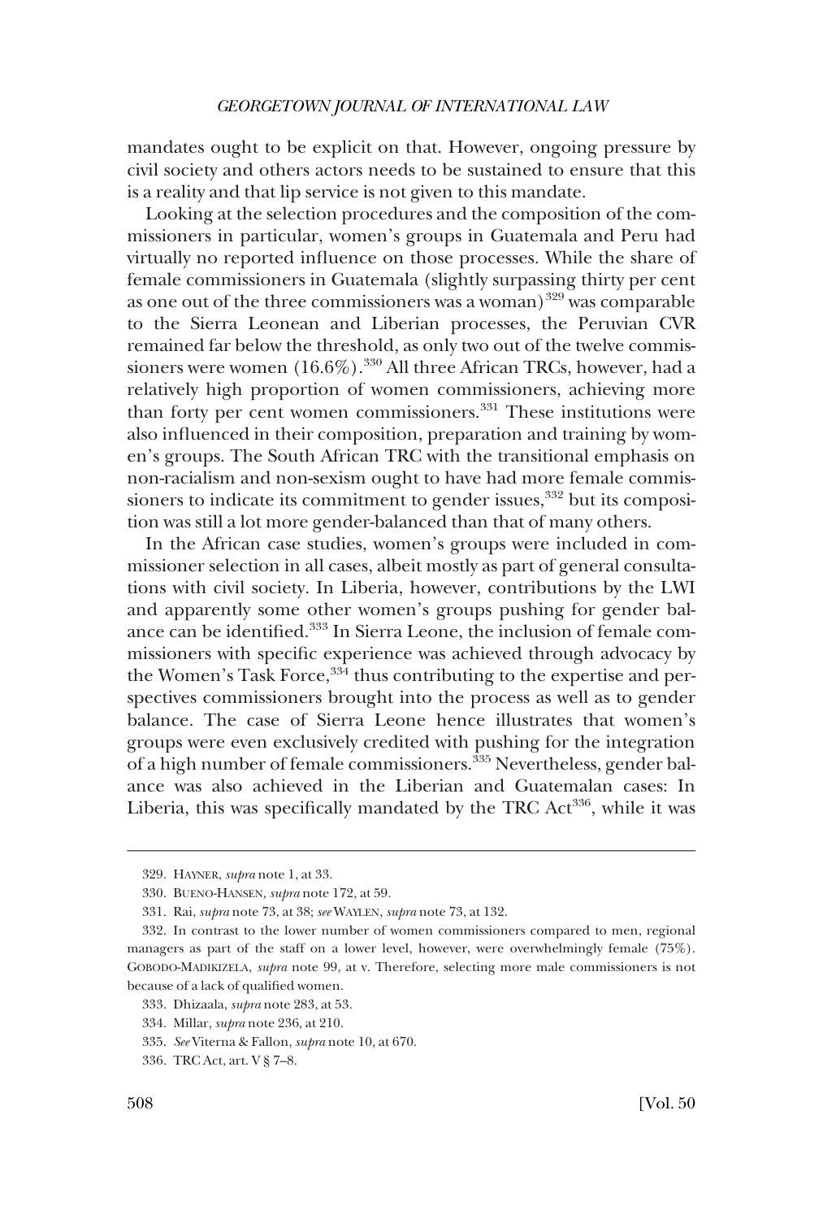mandates ought to be explicit on that. However, ongoing pressure by civil society and others actors needs to be sustained to ensure that this is a reality and that lip service is not given to this mandate.

Looking at the selection procedures and the composition of the commissioners in particular, women's groups in Guatemala and Peru had virtually no reported influence on those processes. While the share of female commissioners in Guatemala (slightly surpassing thirty per cent as one out of the three commissioners was a woman)[329] was comparable to the Sierra Leonean and Liberian processes, the Peruvian CVR remained far below the threshold, as only two out of the twelve commissioners were women (16.6%).[330] All three African TRCs, however, had a relatively high proportion of women commissioners, achieving more than forty per cent women commissioners.[331] These institutions were also influenced in their composition, preparation and training by women's groups. The South African TRC with the transitional emphasis on non-racialism and non-sexism ought to have had more female commissioners to indicate its commitment to gender issues,[332] but its composition was still a lot more gender-balanced than that of many others.

In the African case studies, women's groups were included in commissioner selection in all cases, albeit mostly as part of general consultations with civil society. In Liberia, however, contributions by the LWI and apparently some other women's groups pushing for gender balance can be identified.[333] In Sierra Leone, the inclusion of female commissioners with specific experience was achieved through advocacy by the Women's Task Force,[334] thus contributing to the expertise and perspectives commissioners brought into the process as well as to gender balance. The case of Sierra Leone hence illustrates that women's groups were even exclusively credited with pushing for the integration of a high number of female commissioners.[335] Nevertheless, gender balance was also achieved in the Liberian and Guatemalan cases: In Liberia, this was specifically mandated by the TRC Act[336], while it was

329. HAYNER, *supra* note 1, at 33.

330. BUENO-HANSEN, *supra* note 172, at 59.

331. Rai, *supra* note 73, at 38; *see* WAYLEN, *supra* note 73, at 132.

332. In contrast to the lower number of women commissioners compared to men, regional managers as part of the staff on a lower level, however, were overwhelmingly female (75%). GOBODO-MADIKIZELA, *supra* note 99, at v. Therefore, selecting more male commissioners is not because of a lack of qualified women.

333. Dhizaala, *supra* note 283, at 53.

334. Millar, *supra* note 236, at 210.

335. *See* Viterna & Fallon, *supra* note 10, at 670.

336. TRC Act, art. V § 7–8.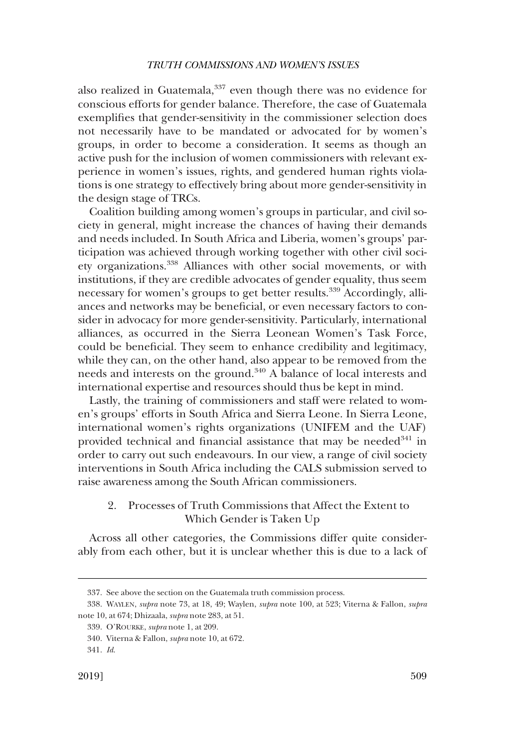also realized in Guatemala,[337] even though there was no evidence for conscious efforts for gender balance. Therefore, the case of Guatemala exemplifies that gender-sensitivity in the commissioner selection does not necessarily have to be mandated or advocated for by women's groups, in order to become a consideration. It seems as though an active push for the inclusion of women commissioners with relevant experience in women's issues, rights, and gendered human rights violations is one strategy to effectively bring about more gender-sensitivity in the design stage of TRCs.

Coalition building among women's groups in particular, and civil society in general, might increase the chances of having their demands and needs included. In South Africa and Liberia, women's groups' participation was achieved through working together with other civil society organizations.[338] Alliances with other social movements, or with institutions, if they are credible advocates of gender equality, thus seem necessary for women's groups to get better results.[339] Accordingly, alliances and networks may be beneficial, or even necessary factors to consider in advocacy for more gender-sensitivity. Particularly, international alliances, as occurred in the Sierra Leonean Women's Task Force, could be beneficial. They seem to enhance credibility and legitimacy, while they can, on the other hand, also appear to be removed from the needs and interests on the ground.[340] A balance of local interests and international expertise and resources should thus be kept in mind.

Lastly, the training of commissioners and staff were related to women's groups' efforts in South Africa and Sierra Leone. In Sierra Leone, international women's rights organizations (UNIFEM and the UAF) provided technical and financial assistance that may be needed[341] in order to carry out such endeavours. In our view, a range of civil society interventions in South Africa including the CALS submission served to raise awareness among the South African commissioners.

### 2. Processes of Truth Commissions that Affect the Extent to Which Gender is Taken Up

Across all other categories, the Commissions differ quite considerably from each other, but it is unclear whether this is due to a lack of

---

337. See above the section on the Guatemala truth commission process.

338. WAYLEN, *supra* note 73, at 18, 49; Waylen, *supra* note 100, at 523; Viterna & Fallon, *supra* note 10, at 674; Dhizaala, *supra* note 283, at 51.

339. O'ROURKE, *supra* note 1, at 209.

340. Viterna & Fallon, *supra* note 10, at 672.

341. *Id.*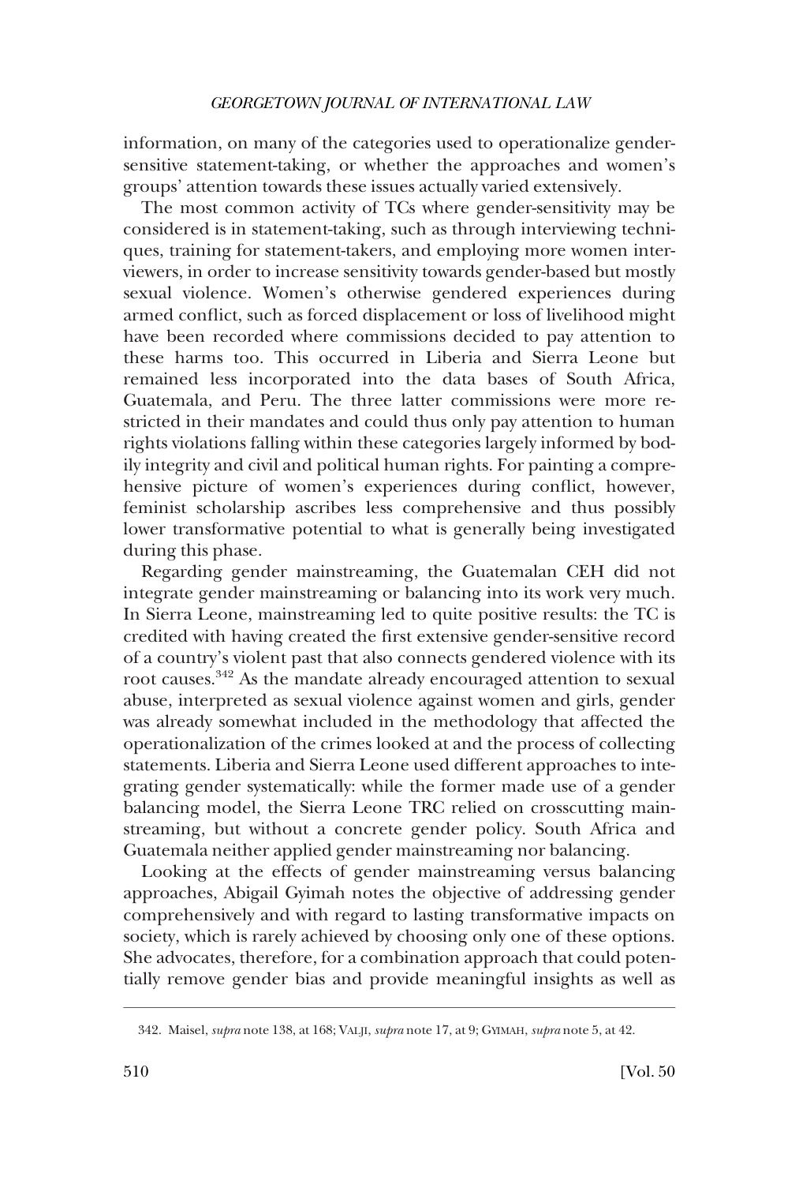information, on many of the categories used to operationalize gender-sensitive statement-taking, or whether the approaches and women's groups' attention towards these issues actually varied extensively.

The most common activity of TCs where gender-sensitivity may be considered is in statement-taking, such as through interviewing techniques, training for statement-takers, and employing more women interviewers, in order to increase sensitivity towards gender-based but mostly sexual violence. Women's otherwise gendered experiences during armed conflict, such as forced displacement or loss of livelihood might have been recorded where commissions decided to pay attention to these harms too. This occurred in Liberia and Sierra Leone but remained less incorporated into the data bases of South Africa, Guatemala, and Peru. The three latter commissions were more restricted in their mandates and could thus only pay attention to human rights violations falling within these categories largely informed by bodily integrity and civil and political human rights. For painting a comprehensive picture of women's experiences during conflict, however, feminist scholarship ascribes less comprehensive and thus possibly lower transformative potential to what is generally being investigated during this phase.

Regarding gender mainstreaming, the Guatemalan CEH did not integrate gender mainstreaming or balancing into its work very much. In Sierra Leone, mainstreaming led to quite positive results: the TC is credited with having created the first extensive gender-sensitive record of a country's violent past that also connects gendered violence with its root causes.[342] As the mandate already encouraged attention to sexual abuse, interpreted as sexual violence against women and girls, gender was already somewhat included in the methodology that affected the operationalization of the crimes looked at and the process of collecting statements. Liberia and Sierra Leone used different approaches to integrating gender systematically: while the former made use of a gender balancing model, the Sierra Leone TRC relied on crosscutting mainstreaming, but without a concrete gender policy. South Africa and Guatemala neither applied gender mainstreaming nor balancing.

Looking at the effects of gender mainstreaming versus balancing approaches, Abigail Gyimah notes the objective of addressing gender comprehensively and with regard to lasting transformative impacts on society, which is rarely achieved by choosing only one of these options. She advocates, therefore, for a combination approach that could potentially remove gender bias and provide meaningful insights as well as

---

342. Maisel, *supra* note 138, at 168; VALJI, *supra* note 17, at 9; GYIMAH, *supra* note 5, at 42.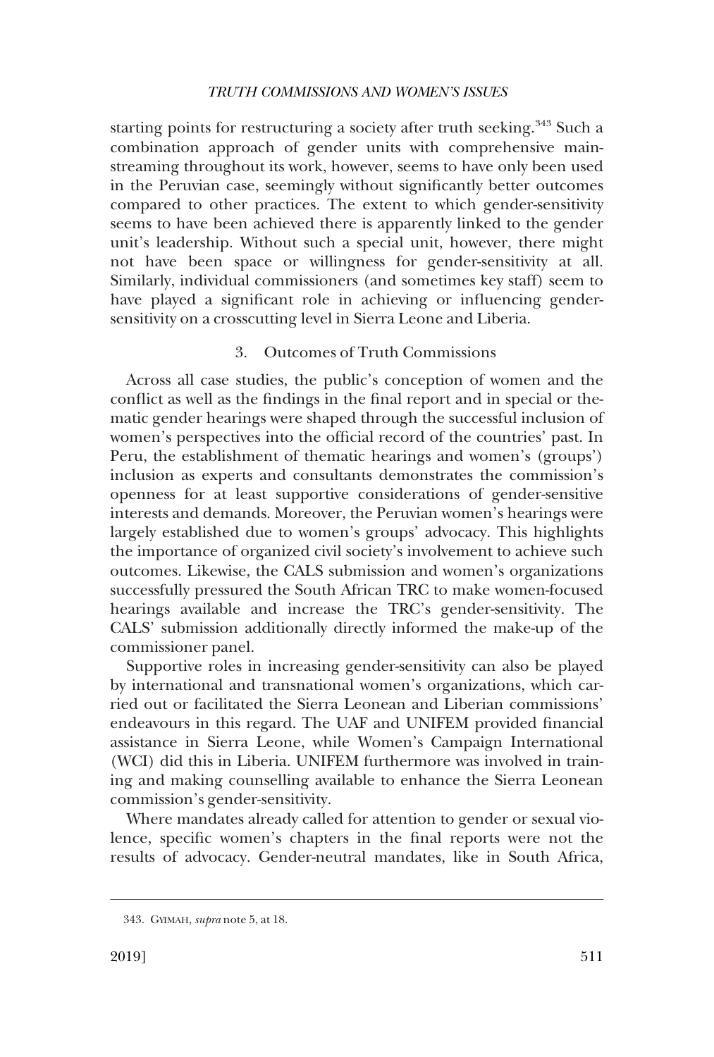starting points for restructuring a society after truth seeking.[343] Such a combination approach of gender units with comprehensive mainstreaming throughout its work, however, seems to have only been used in the Peruvian case, seemingly without significantly better outcomes compared to other practices. The extent to which gender-sensitivity seems to have been achieved there is apparently linked to the gender unit's leadership. Without such a special unit, however, there might not have been space or willingness for gender-sensitivity at all. Similarly, individual commissioners (and sometimes key staff) seem to have played a significant role in achieving or influencing gender-sensitivity on a crosscutting level in Sierra Leone and Liberia.

### 3. Outcomes of Truth Commissions

Across all case studies, the public's conception of women and the conflict as well as the findings in the final report and in special or thematic gender hearings were shaped through the successful inclusion of women's perspectives into the official record of the countries' past. In Peru, the establishment of thematic hearings and women's (groups') inclusion as experts and consultants demonstrates the commission's openness for at least supportive considerations of gender-sensitive interests and demands. Moreover, the Peruvian women's hearings were largely established due to women's groups' advocacy. This highlights the importance of organized civil society's involvement to achieve such outcomes. Likewise, the CALS submission and women's organizations successfully pressured the South African TRC to make women-focused hearings available and increase the TRC's gender-sensitivity. The CALS' submission additionally directly informed the make-up of the commissioner panel.

Supportive roles in increasing gender-sensitivity can also be played by international and transnational women's organizations, which carried out or facilitated the Sierra Leonean and Liberian commissions' endeavours in this regard. The UAF and UNIFEM provided financial assistance in Sierra Leone, while Women's Campaign International (WCI) did this in Liberia. UNIFEM furthermore was involved in training and making counselling available to enhance the Sierra Leonean commission's gender-sensitivity.

Where mandates already called for attention to gender or sexual violence, specific women's chapters in the final reports were not the results of advocacy. Gender-neutral mandates, like in South Africa,

343. GYIMAH, *supra* note 5, at 18.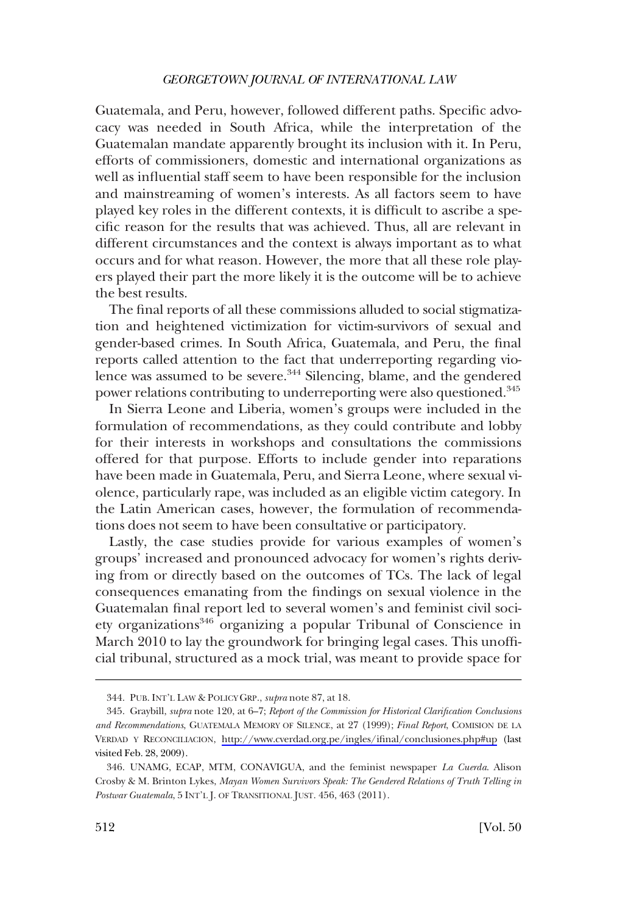Guatemala, and Peru, however, followed different paths. Specific advocacy was needed in South Africa, while the interpretation of the Guatemalan mandate apparently brought its inclusion with it. In Peru, efforts of commissioners, domestic and international organizations as well as influential staff seem to have been responsible for the inclusion and mainstreaming of women's interests. As all factors seem to have played key roles in the different contexts, it is difficult to ascribe a specific reason for the results that was achieved. Thus, all are relevant in different circumstances and the context is always important as to what occurs and for what reason. However, the more that all these role players played their part the more likely it is the outcome will be to achieve the best results.

The final reports of all these commissions alluded to social stigmatization and heightened victimization for victim-survivors of sexual and gender-based crimes. In South Africa, Guatemala, and Peru, the final reports called attention to the fact that underreporting regarding violence was assumed to be severe.[344] Silencing, blame, and the gendered power relations contributing to underreporting were also questioned.[345]

In Sierra Leone and Liberia, women's groups were included in the formulation of recommendations, as they could contribute and lobby for their interests in workshops and consultations the commissions offered for that purpose. Efforts to include gender into reparations have been made in Guatemala, Peru, and Sierra Leone, where sexual violence, particularly rape, was included as an eligible victim category. In the Latin American cases, however, the formulation of recommendations does not seem to have been consultative or participatory.

Lastly, the case studies provide for various examples of women's groups' increased and pronounced advocacy for women's rights deriving from or directly based on the outcomes of TCs. The lack of legal consequences emanating from the findings on sexual violence in the Guatemalan final report led to several women's and feminist civil society organizations[346] organizing a popular Tribunal of Conscience in March 2010 to lay the groundwork for bringing legal cases. This unofficial tribunal, structured as a mock trial, was meant to provide space for

344. PUB. INT'L LAW & POLICY GRP., *supra* note 87, at 18.

345. Graybill, *supra* note 120, at 6–7; *Report of the Commission for Historical Clarification Conclusions and Recommendations*, GUATEMALA MEMORY OF SILENCE, at 27 (1999); *Final Report*, COMISION DE LA VERDAD Y RECONCILIACION, http://www.cverdad.org.pe/ingles/ifinal/conclusiones.php#up (last visited Feb. 28, 2009).

346. UNAMG, ECAP, MTM, CONAVIGUA, and the feminist newspaper *La Cuerda*. Alison Crosby & M. Brinton Lykes, *Mayan Women Survivors Speak: The Gendered Relations of Truth Telling in Postwar Guatemala*, 5 INT'L J. OF TRANSITIONAL JUST. 456, 463 (2011).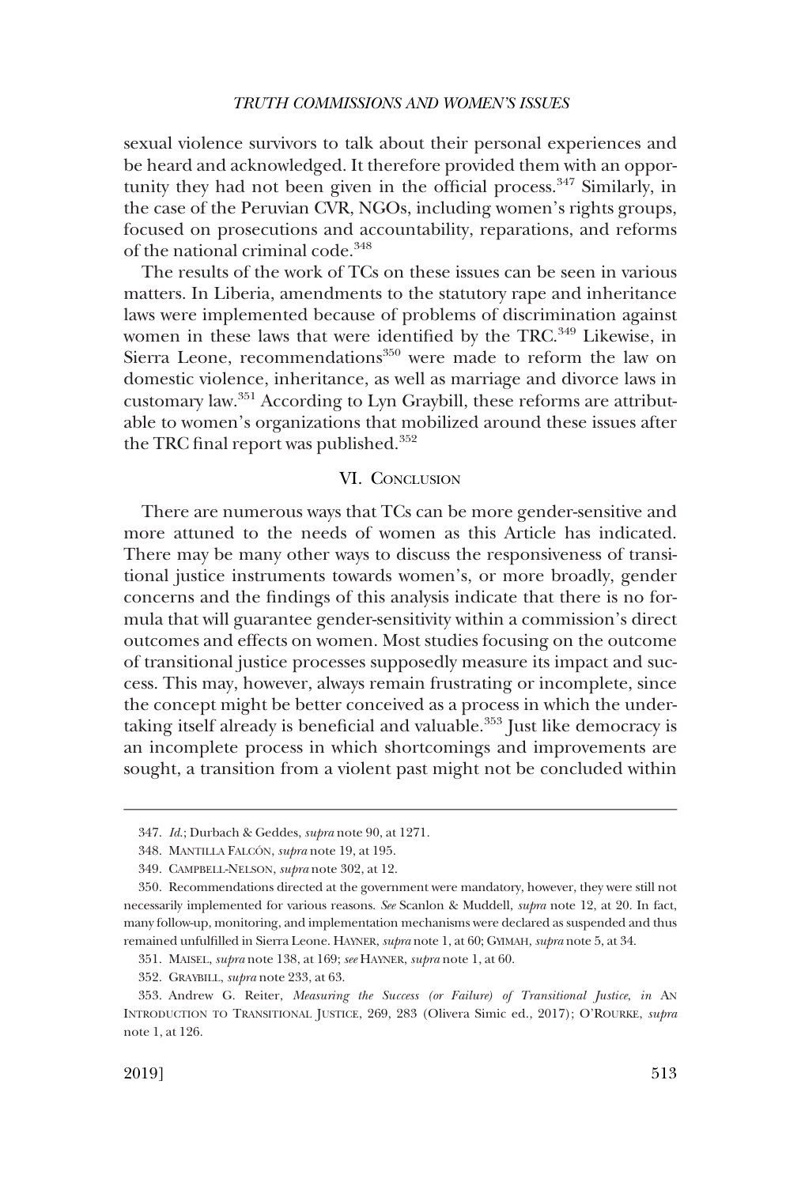sexual violence survivors to talk about their personal experiences and be heard and acknowledged. It therefore provided them with an opportunity they had not been given in the official process.[347] Similarly, in the case of the Peruvian CVR, NGOs, including women's rights groups, focused on prosecutions and accountability, reparations, and reforms of the national criminal code.[348]

The results of the work of TCs on these issues can be seen in various matters. In Liberia, amendments to the statutory rape and inheritance laws were implemented because of problems of discrimination against women in these laws that were identified by the TRC.[349] Likewise, in Sierra Leone, recommendations[350] were made to reform the law on domestic violence, inheritance, as well as marriage and divorce laws in customary law.[351] According to Lyn Graybill, these reforms are attributable to women's organizations that mobilized around these issues after the TRC final report was published.[352]

## VI. Conclusion

There are numerous ways that TCs can be more gender-sensitive and more attuned to the needs of women as this Article has indicated. There may be many other ways to discuss the responsiveness of transitional justice instruments towards women's, or more broadly, gender concerns and the findings of this analysis indicate that there is no formula that will guarantee gender-sensitivity within a commission's direct outcomes and effects on women. Most studies focusing on the outcome of transitional justice processes supposedly measure its impact and success. This may, however, always remain frustrating or incomplete, since the concept might be better conceived as a process in which the undertaking itself already is beneficial and valuable.[353] Just like democracy is an incomplete process in which shortcomings and improvements are sought, a transition from a violent past might not be concluded within

---

347. *Id.*; Durbach & Geddes, *supra* note 90, at 1271.

348. Mantilla Falcón, *supra* note 19, at 195.

349. Campbell-Nelson, *supra* note 302, at 12.

350. Recommendations directed at the government were mandatory, however, they were still not necessarily implemented for various reasons. *See* Scanlon & Muddell, *supra* note 12, at 20. In fact, many follow-up, monitoring, and implementation mechanisms were declared as suspended and thus remained unfulfilled in Sierra Leone. Hayner, *supra* note 1, at 60; Gyimah, *supra* note 5, at 34.

351. Maisel, *supra* note 138, at 169; *see* Hayner, *supra* note 1, at 60.

352. Graybill, *supra* note 233, at 63.

353. Andrew G. Reiter, *Measuring the Success (or Failure) of Transitional Justice*, *in* An Introduction to Transitional Justice, 269, 283 (Olivera Simic ed., 2017); O'Rourke, *supra* note 1, at 126.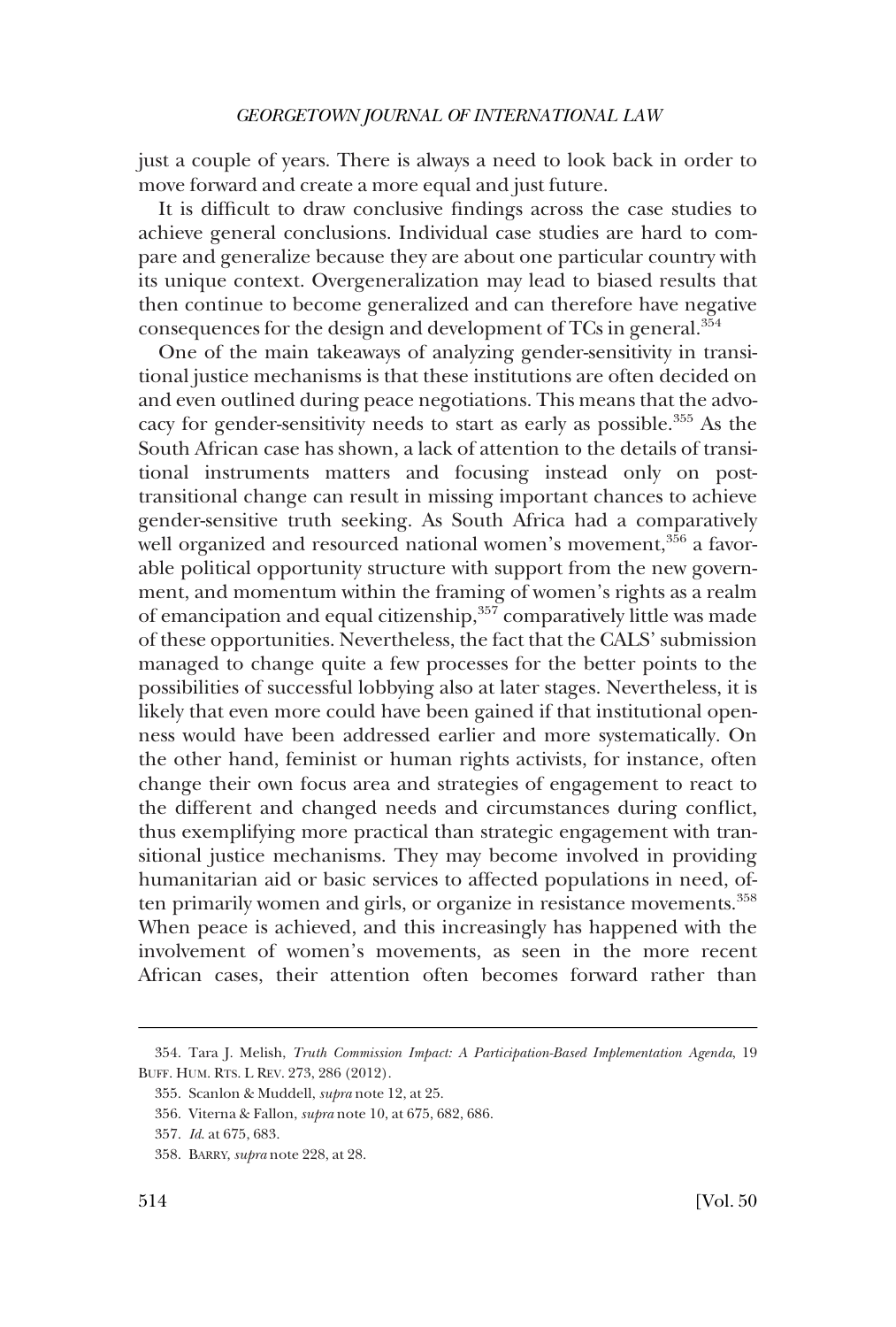just a couple of years. There is always a need to look back in order to move forward and create a more equal and just future.

It is difficult to draw conclusive findings across the case studies to achieve general conclusions. Individual case studies are hard to compare and generalize because they are about one particular country with its unique context. Overgeneralization may lead to biased results that then continue to become generalized and can therefore have negative consequences for the design and development of TCs in general.[354]

One of the main takeaways of analyzing gender-sensitivity in transitional justice mechanisms is that these institutions are often decided on and even outlined during peace negotiations. This means that the advocacy for gender-sensitivity needs to start as early as possible.[355] As the South African case has shown, a lack of attention to the details of transitional instruments matters and focusing instead only on post-transitional change can result in missing important chances to achieve gender-sensitive truth seeking. As South Africa had a comparatively well organized and resourced national women's movement,[356] a favorable political opportunity structure with support from the new government, and momentum within the framing of women's rights as a realm of emancipation and equal citizenship,[357] comparatively little was made of these opportunities. Nevertheless, the fact that the CALS' submission managed to change quite a few processes for the better points to the possibilities of successful lobbying also at later stages. Nevertheless, it is likely that even more could have been gained if that institutional openness would have been addressed earlier and more systematically. On the other hand, feminist or human rights activists, for instance, often change their own focus area and strategies of engagement to react to the different and changed needs and circumstances during conflict, thus exemplifying more practical than strategic engagement with transitional justice mechanisms. They may become involved in providing humanitarian aid or basic services to affected populations in need, often primarily women and girls, or organize in resistance movements.[358] When peace is achieved, and this increasingly has happened with the involvement of women's movements, as seen in the more recent African cases, their attention often becomes forward rather than

354. Tara J. Melish, *Truth Commission Impact: A Participation-Based Implementation Agenda*, 19 BUFF. HUM. RTS. L REV. 273, 286 (2012).

355. Scanlon & Muddell, *supra* note 12, at 25.

356. Viterna & Fallon, *supra* note 10, at 675, 682, 686.

357. *Id.* at 675, 683.

358. BARRY, *supra* note 228, at 28.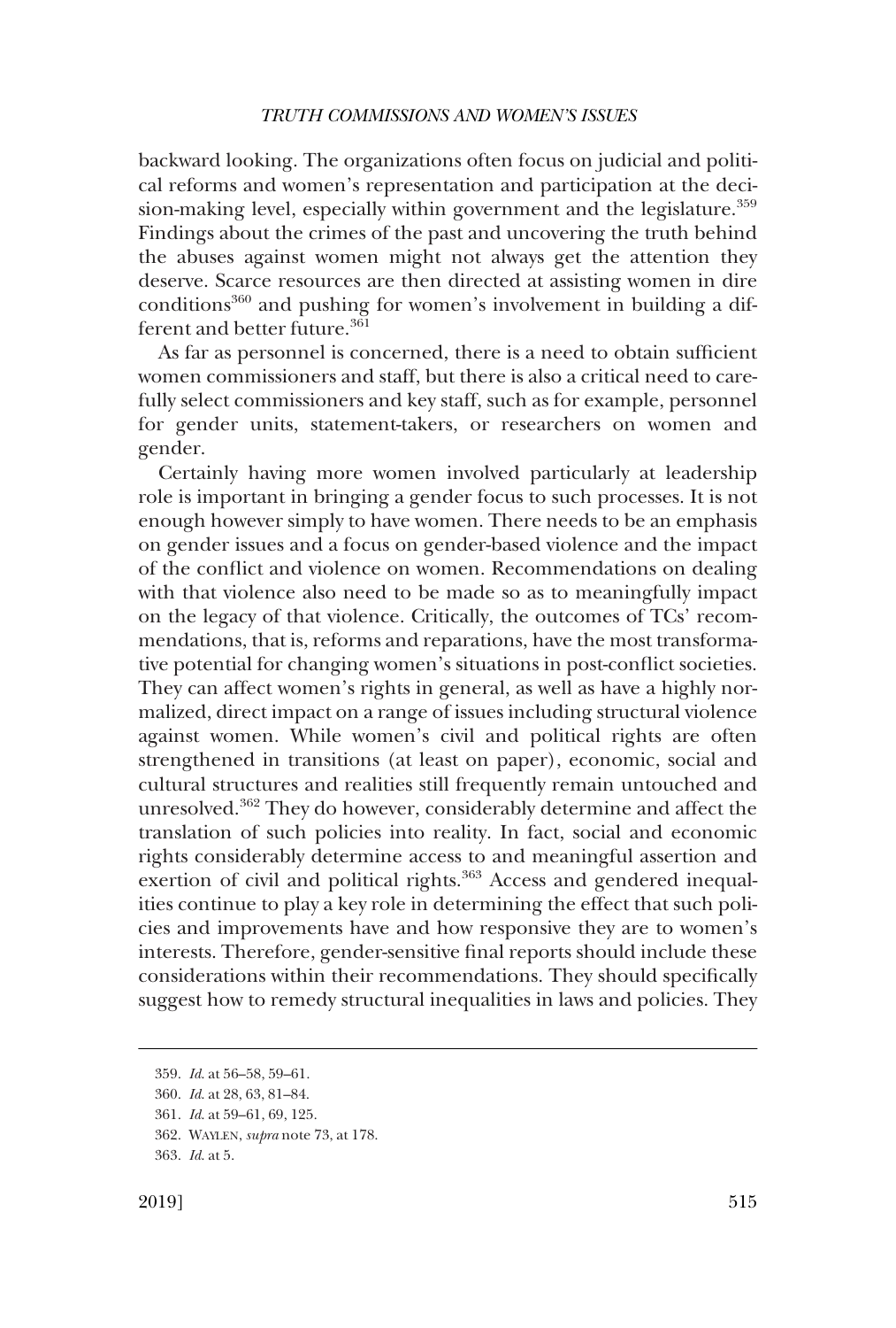backward looking. The organizations often focus on judicial and political reforms and women's representation and participation at the decision-making level, especially within government and the legislature.[359] Findings about the crimes of the past and uncovering the truth behind the abuses against women might not always get the attention they deserve. Scarce resources are then directed at assisting women in dire conditions[360] and pushing for women's involvement in building a different and better future.[361]

As far as personnel is concerned, there is a need to obtain sufficient women commissioners and staff, but there is also a critical need to carefully select commissioners and key staff, such as for example, personnel for gender units, statement-takers, or researchers on women and gender.

Certainly having more women involved particularly at leadership role is important in bringing a gender focus to such processes. It is not enough however simply to have women. There needs to be an emphasis on gender issues and a focus on gender-based violence and the impact of the conflict and violence on women. Recommendations on dealing with that violence also need to be made so as to meaningfully impact on the legacy of that violence. Critically, the outcomes of TCs' recommendations, that is, reforms and reparations, have the most transformative potential for changing women's situations in post-conflict societies. They can affect women's rights in general, as well as have a highly normalized, direct impact on a range of issues including structural violence against women. While women's civil and political rights are often strengthened in transitions (at least on paper), economic, social and cultural structures and realities still frequently remain untouched and unresolved.[362] They do however, considerably determine and affect the translation of such policies into reality. In fact, social and economic rights considerably determine access to and meaningful assertion and exertion of civil and political rights.[363] Access and gendered inequalities continue to play a key role in determining the effect that such policies and improvements have and how responsive they are to women's interests. Therefore, gender-sensitive final reports should include these considerations within their recommendations. They should specifically suggest how to remedy structural inequalities in laws and policies. They

---

359. *Id.* at 56–58, 59–61.

360. *Id.* at 28, 63, 81–84.

361. *Id.* at 59–61, 69, 125.

362. WAYLEN, *supra* note 73, at 178.

363. *Id.* at 5.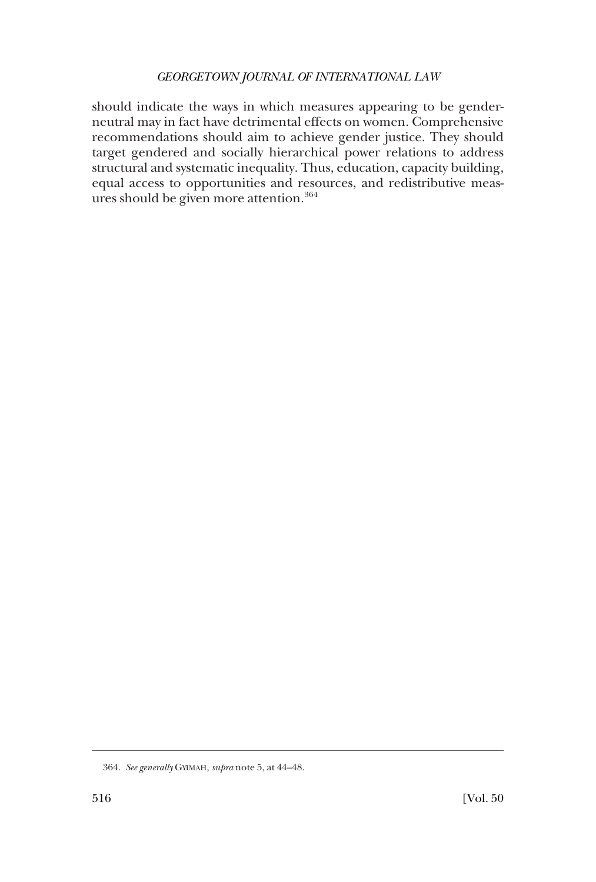should indicate the ways in which measures appearing to be gender-neutral may in fact have detrimental effects on women. Comprehensive recommendations should aim to achieve gender justice. They should target gendered and socially hierarchical power relations to address structural and systematic inequality. Thus, education, capacity building, equal access to opportunities and resources, and redistributive measures should be given more attention.[364]

---

364. *See generally* GYIMAH, *supra* note 5, at 44–48.